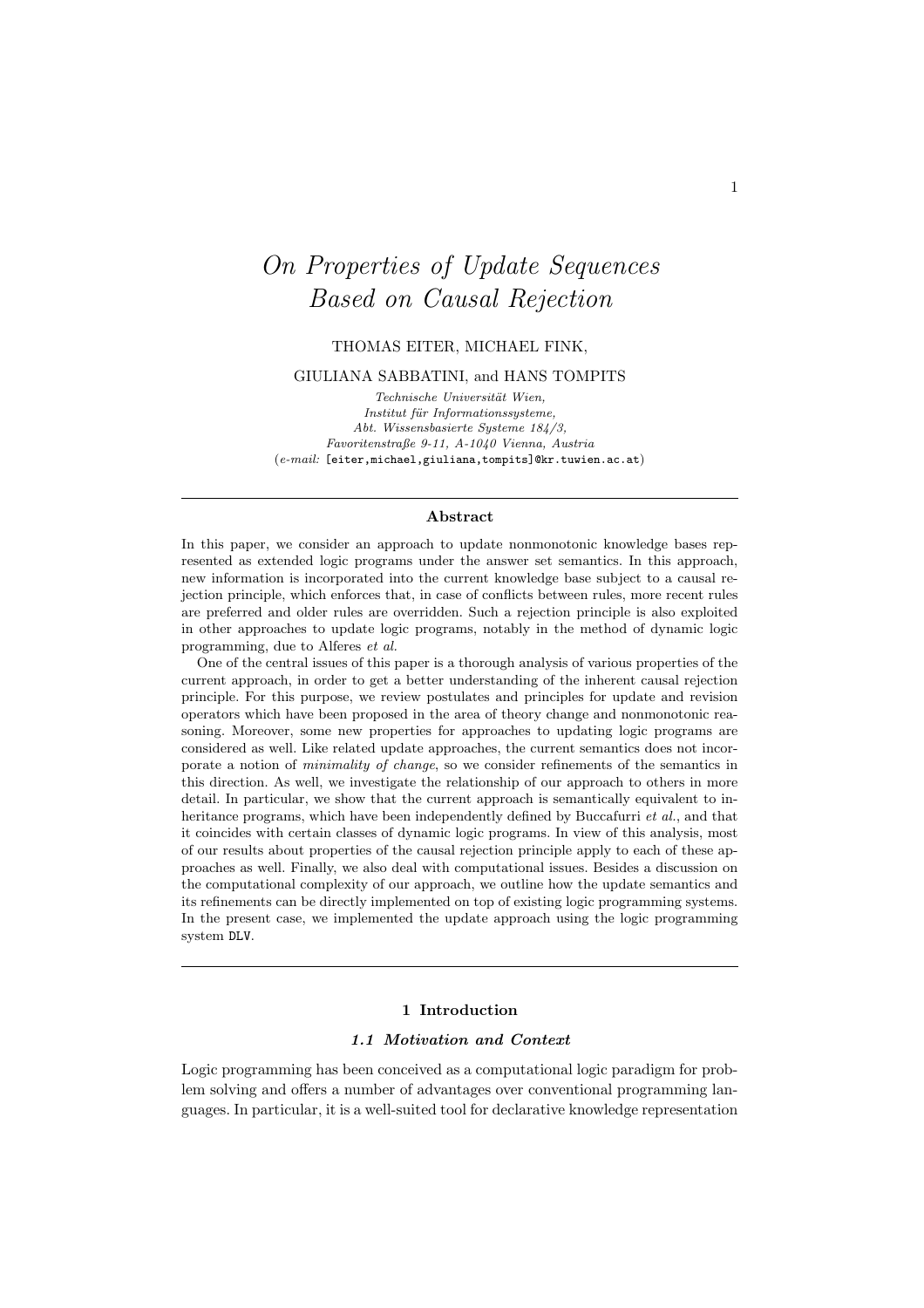// On Properties of Update Sequences Based on Causal Rejection

THOMAS EITER, MICHAEL FINK,

GIULIANA SABBATINI, and HANS TOMPITS

*Technische Universität Wien,*
*Institut für Informationssysteme,*
*Abt. Wissensbasierte Systeme 184/3,*
*Favoritenstraße 9-11, A-1040 Vienna, Austria*
(*e-mail:* [eiter,michael,giuliana,tompits]@kr.tuwien.ac.at)

---

**Abstract**

In this paper, we consider an approach to update nonmonotonic knowledge bases represented as extended logic programs under the answer set semantics. In this approach, new information is incorporated into the current knowledge base subject to a causal rejection principle, which enforces that, in case of conflicts between rules, more recent rules are preferred and older rules are overridden. Such a rejection principle is also exploited in other approaches to update logic programs, notably in the method of dynamic logic programming, due to Alferes *et al.*

One of the central issues of this paper is a thorough analysis of various properties of the current approach, in order to get a better understanding of the inherent causal rejection principle. For this purpose, we review postulates and principles for update and revision operators which have been proposed in the area of theory change and nonmonotonic reasoning. Moreover, some new properties for approaches to updating logic programs are considered as well. Like related update approaches, the current semantics does not incorporate a notion of *minimality of change*, so we consider refinements of the semantics in this direction. As well, we investigate the relationship of our approach to others in more detail. In particular, we show that the current approach is semantically equivalent to inheritance programs, which have been independently defined by Buccafurri *et al.*, and that it coincides with certain classes of dynamic logic programs. In view of this analysis, most of our results about properties of the causal rejection principle apply to each of these approaches as well. Finally, we also deal with computational issues. Besides a discussion on the computational complexity of our approach, we outline how the update semantics and its refinements can be directly implemented on top of existing logic programming systems. In the present case, we implemented the update approach using the logic programming system DLV.

---

## 1 Introduction

### 1.1 Motivation and Context

Logic programming has been conceived as a computational logic paradigm for problem solving and offers a number of advantages over conventional programming languages. In particular, it is a well-suited tool for declarative knowledge representation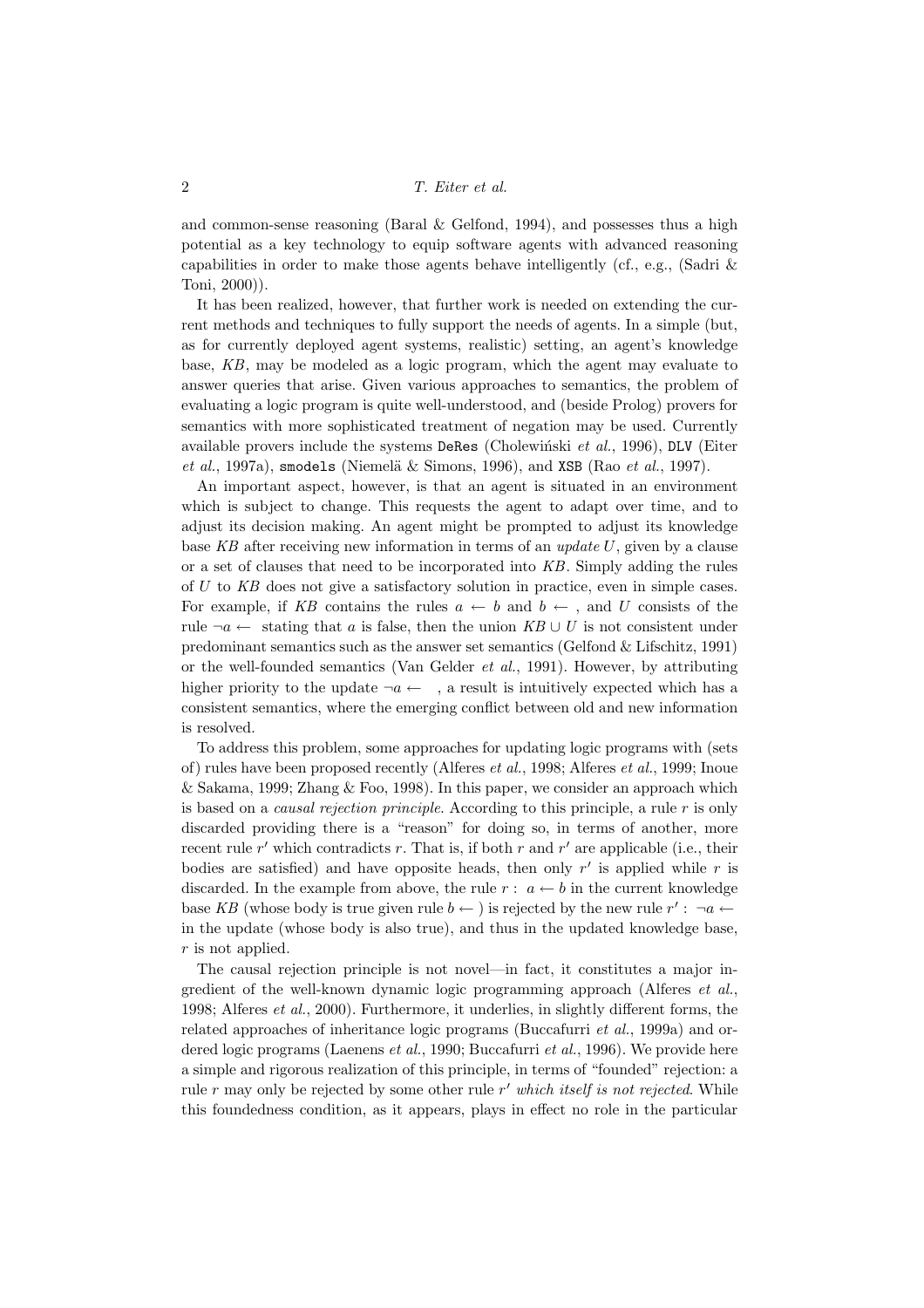and common-sense reasoning (Baral & Gelfond, 1994), and possesses thus a high potential as a key technology to equip software agents with advanced reasoning capabilities in order to make those agents behave intelligently (cf., e.g., (Sadri & Toni, 2000)).

It has been realized, however, that further work is needed on extending the current methods and techniques to fully support the needs of agents. In a simple (but, as for currently deployed agent systems, realistic) setting, an agent's knowledge base, *KB*, may be modeled as a logic program, which the agent may evaluate to answer queries that arise. Given various approaches to semantics, the problem of evaluating a logic program is quite well-understood, and (beside Prolog) provers for semantics with more sophisticated treatment of negation may be used. Currently available provers include the systems `DeRes` (Cholewiński *et al.*, 1996), `DLV` (Eiter *et al.*, 1997a), `smodels` (Niemelä & Simons, 1996), and `XSB` (Rao *et al.*, 1997).

An important aspect, however, is that an agent is situated in an environment which is subject to change. This requests the agent to adapt over time, and to adjust its decision making. An agent might be prompted to adjust its knowledge base *KB* after receiving new information in terms of an *update* $U$, given by a clause or a set of clauses that need to be incorporated into *KB*. Simply adding the rules of $U$ to *KB* does not give a satisfactory solution in practice, even in simple cases. For example, if *KB* contains the rules $a \leftarrow b$ and $b \leftarrow$ , and $U$ consists of the rule $\neg a \leftarrow$ stating that $a$ is false, then the union $KB \cup U$ is not consistent under predominant semantics such as the answer set semantics (Gelfond & Lifschitz, 1991) or the well-founded semantics (Van Gelder *et al.*, 1991). However, by attributing higher priority to the update $\neg a \leftarrow$ , a result is intuitively expected which has a consistent semantics, where the emerging conflict between old and new information is resolved.

To address this problem, some approaches for updating logic programs with (sets of) rules have been proposed recently (Alferes *et al.*, 1998; Alferes *et al.*, 1999; Inoue & Sakama, 1999; Zhang & Foo, 1998). In this paper, we consider an approach which is based on a *causal rejection principle*. According to this principle, a rule $r$ is only discarded providing there is a "reason" for doing so, in terms of another, more recent rule $r'$ which contradicts $r$. That is, if both $r$ and $r'$ are applicable (i.e., their bodies are satisfied) and have opposite heads, then only $r'$ is applied while $r$ is discarded. In the example from above, the rule $r: \ a \leftarrow b$ in the current knowledge base *KB* (whose body is true given rule $b \leftarrow$ ) is rejected by the new rule $r': \ \neg a \leftarrow$ in the update (whose body is also true), and thus in the updated knowledge base, $r$ is not applied.

The causal rejection principle is not novel—in fact, it constitutes a major ingredient of the well-known dynamic logic programming approach (Alferes *et al.*, 1998; Alferes *et al.*, 2000). Furthermore, it underlies, in slightly different forms, the related approaches of inheritance logic programs (Buccafurri *et al.*, 1999a) and ordered logic programs (Laenens *et al.*, 1990; Buccafurri *et al.*, 1996). We provide here a simple and rigorous realization of this principle, in terms of "founded" rejection: a rule $r$ may only be rejected by some other rule $r'$ *which itself is not rejected*. While this foundedness condition, as it appears, plays in effect no role in the particular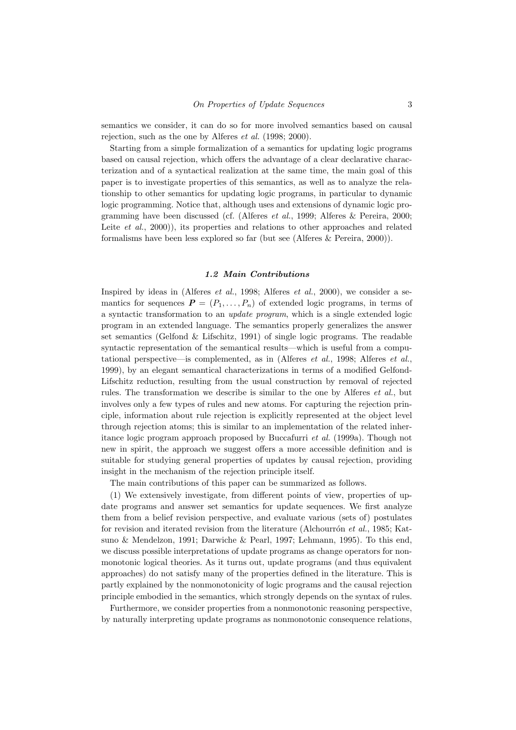semantics we consider, it can do so for more involved semantics based on causal rejection, such as the one by Alferes *et al.* (1998; 2000).

Starting from a simple formalization of a semantics for updating logic programs based on causal rejection, which offers the advantage of a clear declarative characterization and of a syntactical realization at the same time, the main goal of this paper is to investigate properties of this semantics, as well as to analyze the relationship to other semantics for updating logic programs, in particular to dynamic logic programming. Notice that, although uses and extensions of dynamic logic programming have been discussed (cf. (Alferes *et al.*, 1999; Alferes & Pereira, 2000; Leite *et al.*, 2000)), its properties and relations to other approaches and related formalisms have been less explored so far (but see (Alferes & Pereira, 2000)).

### *1.2 Main Contributions*

Inspired by ideas in (Alferes *et al.*, 1998; Alferes *et al.*, 2000), we consider a semantics for sequences $\boldsymbol{P} = (P_1, \ldots, P_n)$ of extended logic programs, in terms of a syntactic transformation to an *update program*, which is a single extended logic program in an extended language. The semantics properly generalizes the answer set semantics (Gelfond & Lifschitz, 1991) of single logic programs. The readable syntactic representation of the semantical results—which is useful from a computational perspective—is complemented, as in (Alferes *et al.*, 1998; Alferes *et al.*, 1999), by an elegant semantical characterizations in terms of a modified Gelfond-Lifschitz reduction, resulting from the usual construction by removal of rejected rules. The transformation we describe is similar to the one by Alferes *et al.*, but involves only a few types of rules and new atoms. For capturing the rejection principle, information about rule rejection is explicitly represented at the object level through rejection atoms; this is similar to an implementation of the related inheritance logic program approach proposed by Buccafurri *et al.* (1999a). Though not new in spirit, the approach we suggest offers a more accessible definition and is suitable for studying general properties of updates by causal rejection, providing insight in the mechanism of the rejection principle itself.

The main contributions of this paper can be summarized as follows.

(1) We extensively investigate, from different points of view, properties of update programs and answer set semantics for update sequences. We first analyze them from a belief revision perspective, and evaluate various (sets of) postulates for revision and iterated revision from the literature (Alchourrón *et al.*, 1985; Katsuno & Mendelzon, 1991; Darwiche & Pearl, 1997; Lehmann, 1995). To this end, we discuss possible interpretations of update programs as change operators for nonmonotonic logical theories. As it turns out, update programs (and thus equivalent approaches) do not satisfy many of the properties defined in the literature. This is partly explained by the nonmonotonicity of logic programs and the causal rejection principle embodied in the semantics, which strongly depends on the syntax of rules.

Furthermore, we consider properties from a nonmonotonic reasoning perspective, by naturally interpreting update programs as nonmonotonic consequence relations,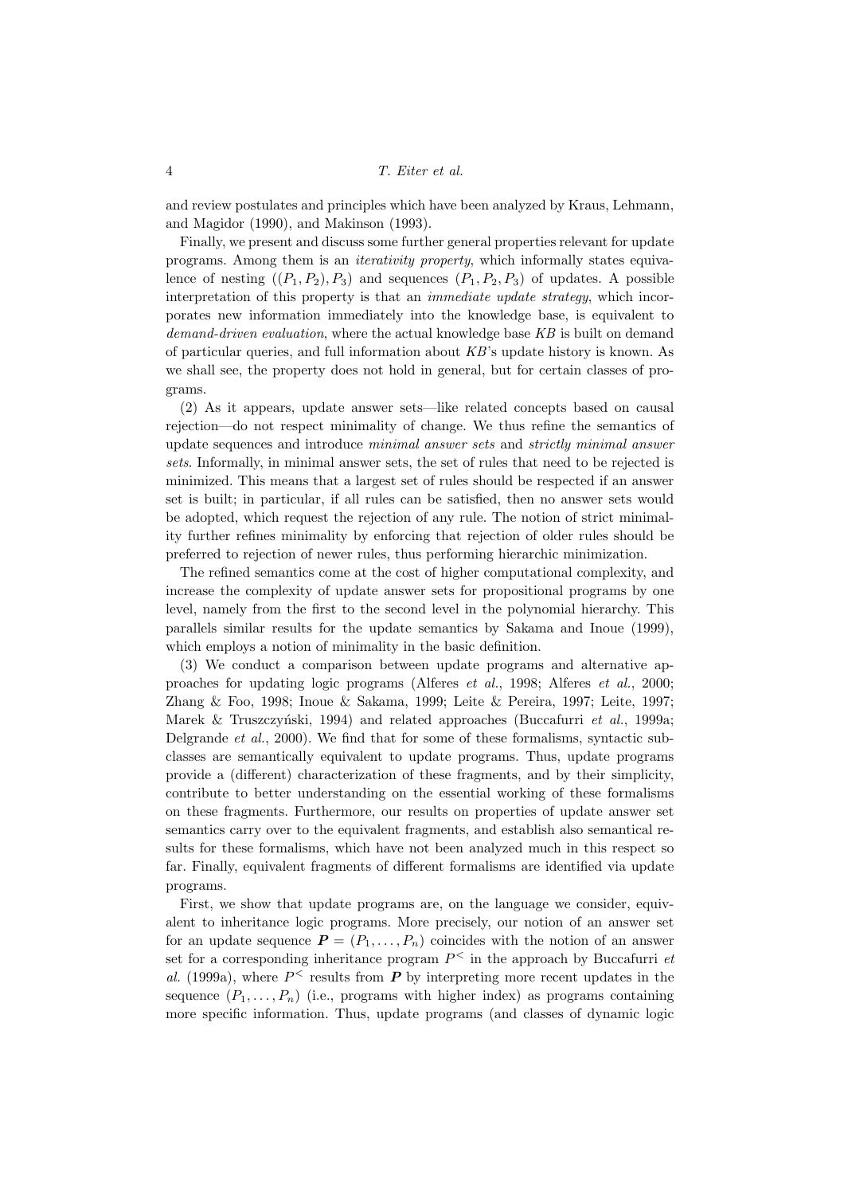and review postulates and principles which have been analyzed by Kraus, Lehmann, and Magidor (1990), and Makinson (1993).

Finally, we present and discuss some further general properties relevant for update programs. Among them is an *iterativity property*, which informally states equivalence of nesting $((P_1, P_2), P_3)$ and sequences $(P_1, P_2, P_3)$ of updates. A possible interpretation of this property is that an *immediate update strategy*, which incorporates new information immediately into the knowledge base, is equivalent to *demand-driven evaluation*, where the actual knowledge base *KB* is built on demand of particular queries, and full information about *KB*'s update history is known. As we shall see, the property does not hold in general, but for certain classes of programs.

(2) As it appears, update answer sets—like related concepts based on causal rejection—do not respect minimality of change. We thus refine the semantics of update sequences and introduce *minimal answer sets* and *strictly minimal answer sets*. Informally, in minimal answer sets, the set of rules that need to be rejected is minimized. This means that a largest set of rules should be respected if an answer set is built; in particular, if all rules can be satisfied, then no answer sets would be adopted, which request the rejection of any rule. The notion of strict minimality further refines minimality by enforcing that rejection of older rules should be preferred to rejection of newer rules, thus performing hierarchic minimization.

The refined semantics come at the cost of higher computational complexity, and increase the complexity of update answer sets for propositional programs by one level, namely from the first to the second level in the polynomial hierarchy. This parallels similar results for the update semantics by Sakama and Inoue (1999), which employs a notion of minimality in the basic definition.

(3) We conduct a comparison between update programs and alternative approaches for updating logic programs (Alferes *et al.*, 1998; Alferes *et al.*, 2000; Zhang & Foo, 1998; Inoue & Sakama, 1999; Leite & Pereira, 1997; Leite, 1997; Marek & Truszczyński, 1994) and related approaches (Buccafurri *et al.*, 1999a; Delgrande *et al.*, 2000). We find that for some of these formalisms, syntactic subclasses are semantically equivalent to update programs. Thus, update programs provide a (different) characterization of these fragments, and by their simplicity, contribute to better understanding on the essential working of these formalisms on these fragments. Furthermore, our results on properties of update answer set semantics carry over to the equivalent fragments, and establish also semantical results for these formalisms, which have not been analyzed much in this respect so far. Finally, equivalent fragments of different formalisms are identified via update programs.

First, we show that update programs are, on the language we consider, equivalent to inheritance logic programs. More precisely, our notion of an answer set for an update sequence $\boldsymbol{P} = (P_1, \ldots, P_n)$ coincides with the notion of an answer set for a corresponding inheritance program $P^<$ in the approach by Buccafurri *et al.* (1999a), where $P^<$ results from $\boldsymbol{P}$ by interpreting more recent updates in the sequence $(P_1, \ldots, P_n)$ (i.e., programs with higher index) as programs containing more specific information. Thus, update programs (and classes of dynamic logic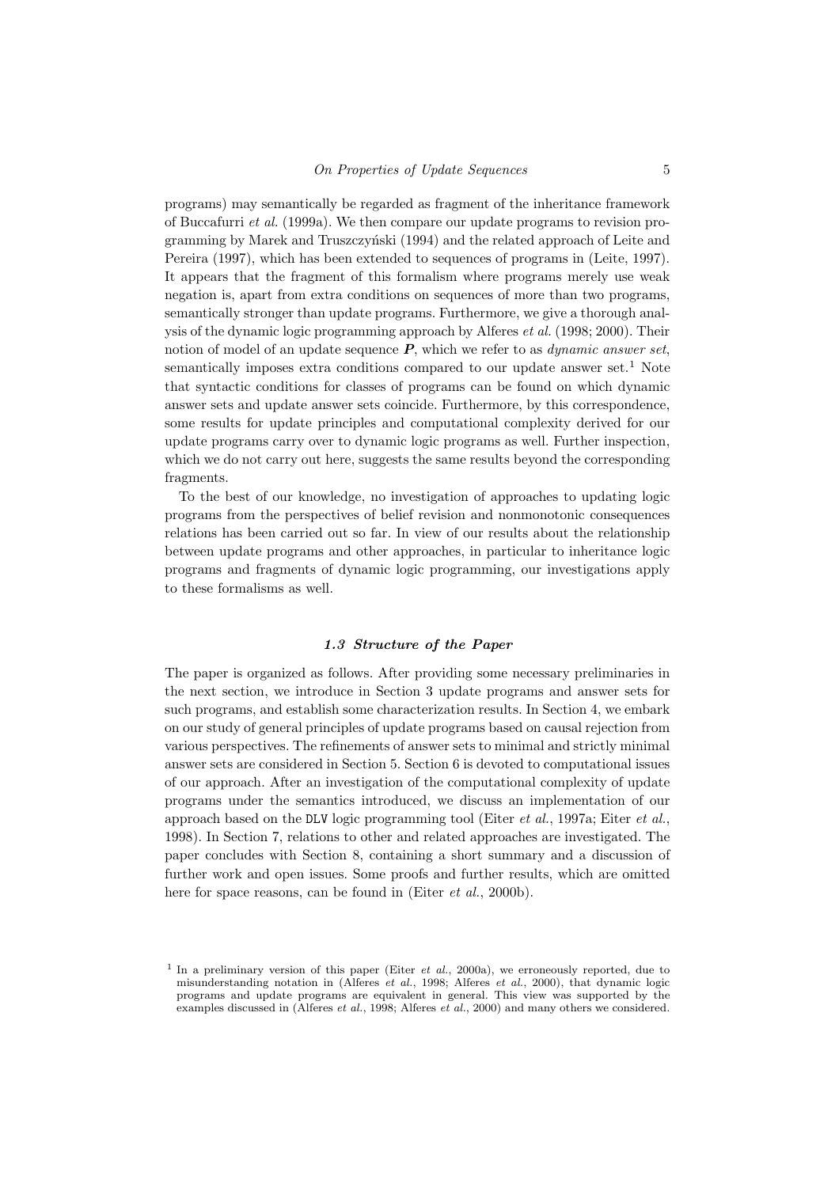programs) may semantically be regarded as fragment of the inheritance framework of Buccafurri *et al.* (1999a). We then compare our update programs to revision programming by Marek and Truszczyński (1994) and the related approach of Leite and Pereira (1997), which has been extended to sequences of programs in (Leite, 1997). It appears that the fragment of this formalism where programs merely use weak negation is, apart from extra conditions on sequences of more than two programs, semantically stronger than update programs. Furthermore, we give a thorough analysis of the dynamic logic programming approach by Alferes *et al.* (1998; 2000). Their notion of model of an update sequence $\boldsymbol{P}$, which we refer to as *dynamic answer set*, semantically imposes extra conditions compared to our update answer set.[1] Note that syntactic conditions for classes of programs can be found on which dynamic answer sets and update answer sets coincide. Furthermore, by this correspondence, some results for update principles and computational complexity derived for our update programs carry over to dynamic logic programs as well. Further inspection, which we do not carry out here, suggests the same results beyond the corresponding fragments.

To the best of our knowledge, no investigation of approaches to updating logic programs from the perspectives of belief revision and nonmonotonic consequences relations has been carried out so far. In view of our results about the relationship between update programs and other approaches, in particular to inheritance logic programs and fragments of dynamic logic programming, our investigations apply to these formalisms as well.

### *1.3 Structure of the Paper*

The paper is organized as follows. After providing some necessary preliminaries in the next section, we introduce in Section 3 update programs and answer sets for such programs, and establish some characterization results. In Section 4, we embark on our study of general principles of update programs based on causal rejection from various perspectives. The refinements of answer sets to minimal and strictly minimal answer sets are considered in Section 5. Section 6 is devoted to computational issues of our approach. After an investigation of the computational complexity of update programs under the semantics introduced, we discuss an implementation of our approach based on the `DLV` logic programming tool (Eiter *et al.*, 1997a; Eiter *et al.*, 1998). In Section 7, relations to other and related approaches are investigated. The paper concludes with Section 8, containing a short summary and a discussion of further work and open issues. Some proofs and further results, which are omitted here for space reasons, can be found in (Eiter *et al.*, 2000b).

[1] In a preliminary version of this paper (Eiter *et al.*, 2000a), we erroneously reported, due to misunderstanding notation in (Alferes *et al.*, 1998; Alferes *et al.*, 2000), that dynamic logic programs and update programs are equivalent in general. This view was supported by the examples discussed in (Alferes *et al.*, 1998; Alferes *et al.*, 2000) and many others we considered.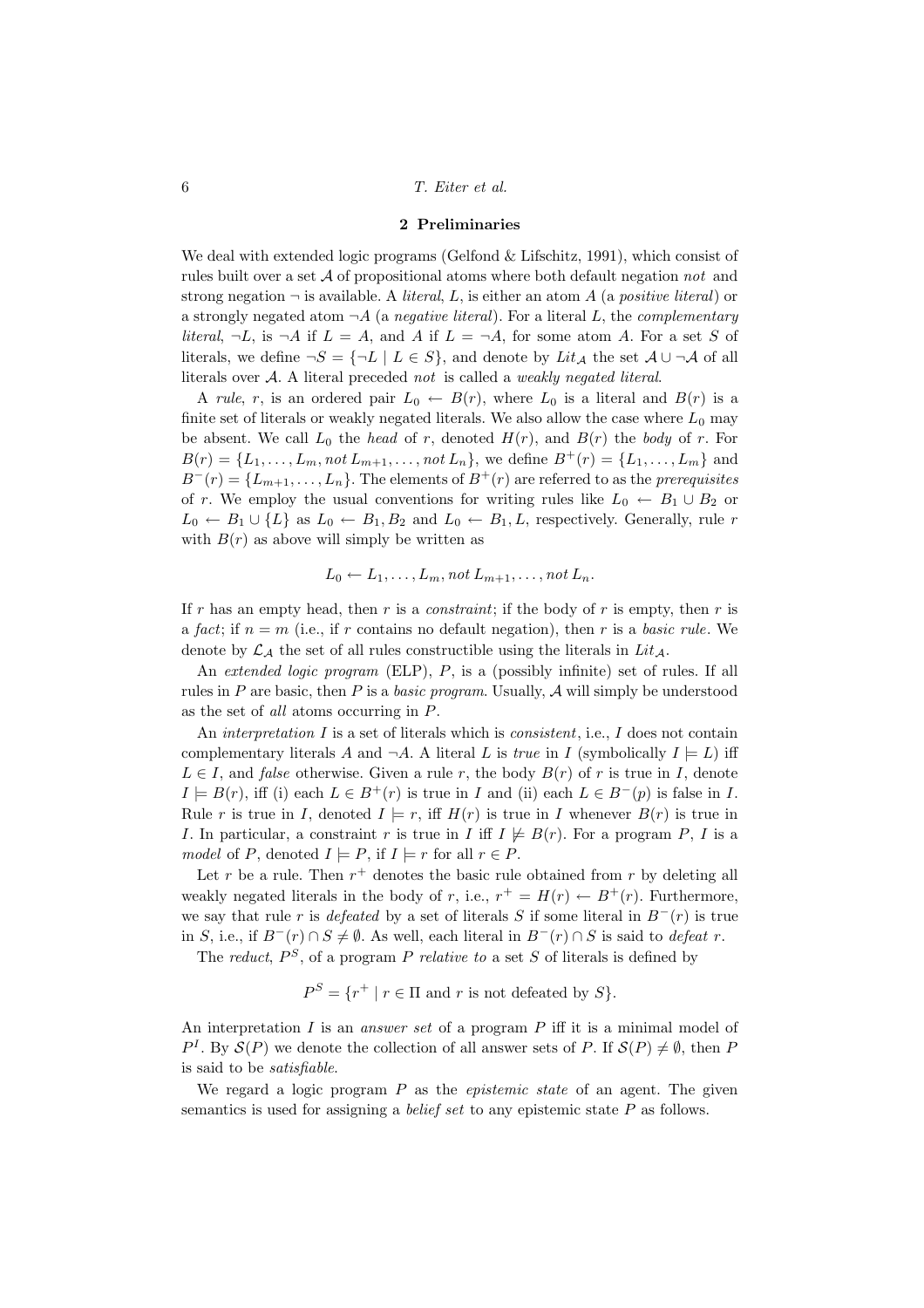## 2 Preliminaries

We deal with extended logic programs (Gelfond & Lifschitz, 1991), which consist of rules built over a set $\mathcal{A}$ of propositional atoms where both default negation *not* and strong negation $\neg$ is available. A *literal*, $L$, is either an atom $A$ (a *positive literal*) or a strongly negated atom $\neg A$ (a *negative literal*). For a literal $L$, the *complementary literal*, $\neg L$, is $\neg A$ if $L = A$, and $A$ if $L = \neg A$, for some atom $A$. For a set $S$ of literals, we define $\neg S = \{\neg L \mid L \in S\}$, and denote by $Lit_{\mathcal{A}}$ the set $\mathcal{A} \cup \neg\mathcal{A}$ of all literals over $\mathcal{A}$. A literal preceded *not* is called a *weakly negated literal*.

A *rule*, $r$, is an ordered pair $L_0 \leftarrow B(r)$, where $L_0$ is a literal and $B(r)$ is a finite set of literals or weakly negated literals. We also allow the case where $L_0$ may be absent. We call $L_0$ the *head* of $r$, denoted $H(r)$, and $B(r)$ the *body* of $r$. For $B(r) = \{L_1, \ldots, L_m, not\, L_{m+1}, \ldots, not\, L_n\}$, we define $B^+(r) = \{L_1, \ldots, L_m\}$ and $B^-(r) = \{L_{m+1}, \ldots, L_n\}$. The elements of $B^+(r)$ are referred to as the *prerequisites* of $r$. We employ the usual conventions for writing rules like $L_0 \leftarrow B_1 \cup B_2$ or $L_0 \leftarrow B_1 \cup \{L\}$ as $L_0 \leftarrow B_1, B_2$ and $L_0 \leftarrow B_1, L$, respectively. Generally, rule $r$ with $B(r)$ as above will simply be written as

$$L_0 \leftarrow L_1, \ldots, L_m, not\, L_{m+1}, \ldots, not\, L_n.$$

If $r$ has an empty head, then $r$ is a *constraint*; if the body of $r$ is empty, then $r$ is a *fact*; if $n = m$ (i.e., if $r$ contains no default negation), then $r$ is a *basic rule*. We denote by $\mathcal{L}_{\mathcal{A}}$ the set of all rules constructible using the literals in $Lit_{\mathcal{A}}$.

An *extended logic program* (ELP), $P$, is a (possibly infinite) set of rules. If all rules in $P$ are basic, then $P$ is a *basic program*. Usually, $\mathcal{A}$ will simply be understood as the set of *all* atoms occurring in $P$.

An *interpretation* $I$ is a set of literals which is *consistent*, i.e., $I$ does not contain complementary literals $A$ and $\neg A$. A literal $L$ is *true* in $I$ (symbolically $I \models L$) iff $L \in I$, and *false* otherwise. Given a rule $r$, the body $B(r)$ of $r$ is true in $I$, denote $I \models B(r)$, iff (i) each $L \in B^+(r)$ is true in $I$ and (ii) each $L \in B^-(p)$ is false in $I$. Rule $r$ is true in $I$, denoted $I \models r$, iff $H(r)$ is true in $I$ whenever $B(r)$ is true in $I$. In particular, a constraint $r$ is true in $I$ iff $I \not\models B(r)$. For a program $P$, $I$ is a *model* of $P$, denoted $I \models P$, if $I \models r$ for all $r \in P$.

Let $r$ be a rule. Then $r^+$ denotes the basic rule obtained from $r$ by deleting all weakly negated literals in the body of $r$, i.e., $r^+ = H(r) \leftarrow B^+(r)$. Furthermore, we say that rule $r$ is *defeated* by a set of literals $S$ if some literal in $B^-(r)$ is true in $S$, i.e., if $B^-(r) \cap S \neq \emptyset$. As well, each literal in $B^-(r) \cap S$ is said to *defeat* $r$.

The *reduct*, $P^S$, of a program $P$ *relative to* a set $S$ of literals is defined by

$$P^S = \{r^+ \mid r \in \Pi \text{ and } r \text{ is not defeated by } S\}.$$

An interpretation $I$ is an *answer set* of a program $P$ iff it is a minimal model of $P^I$. By $\mathcal{S}(P)$ we denote the collection of all answer sets of $P$. If $\mathcal{S}(P) \neq \emptyset$, then $P$ is said to be *satisfiable*.

We regard a logic program $P$ as the *epistemic state* of an agent. The given semantics is used for assigning a *belief set* to any epistemic state $P$ as follows.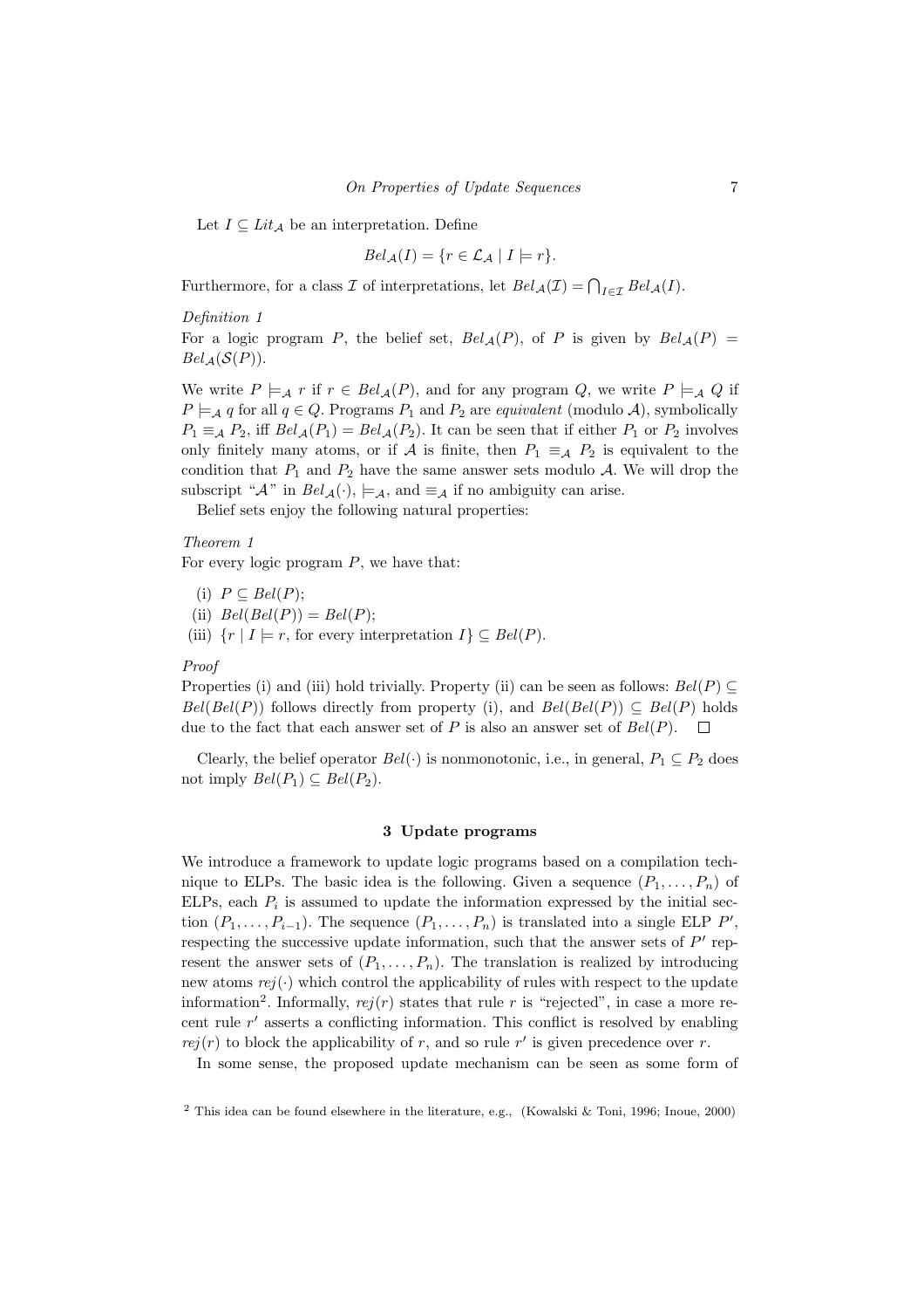Let $I \subseteq Lit_{\mathcal{A}}$ be an interpretation. Define

$$Bel_{\mathcal{A}}(I) = \{r \in \mathcal{L}_{\mathcal{A}} \mid I \models r\}.$$

Furthermore, for a class $\mathcal{I}$ of interpretations, let $Bel_{\mathcal{A}}(\mathcal{I}) = \bigcap_{I \in \mathcal{I}} Bel_{\mathcal{A}}(I)$.

*Definition 1*

For a logic program $P$, the belief set, $Bel_{\mathcal{A}}(P)$, of $P$ is given by $Bel_{\mathcal{A}}(P) = Bel_{\mathcal{A}}(\mathcal{S}(P))$.

We write $P \models_{\mathcal{A}} r$ if $r \in Bel_{\mathcal{A}}(P)$, and for any program $Q$, we write $P \models_{\mathcal{A}} Q$ if $P \models_{\mathcal{A}} q$ for all $q \in Q$. Programs $P_1$ and $P_2$ are *equivalent* (modulo $\mathcal{A}$), symbolically $P_1 \equiv_{\mathcal{A}} P_2$, iff $Bel_{\mathcal{A}}(P_1) = Bel_{\mathcal{A}}(P_2)$. It can be seen that if either $P_1$ or $P_2$ involves only finitely many atoms, or if $\mathcal{A}$ is finite, then $P_1 \equiv_{\mathcal{A}} P_2$ is equivalent to the condition that $P_1$ and $P_2$ have the same answer sets modulo $\mathcal{A}$. We will drop the subscript "$\mathcal{A}$" in $Bel_{\mathcal{A}}(\cdot)$, $\models_{\mathcal{A}}$, and $\equiv_{\mathcal{A}}$ if no ambiguity can arise.

Belief sets enjoy the following natural properties:

*Theorem 1*

For every logic program $P$, we have that:

(i) $P \subseteq Bel(P)$;
(ii) $Bel(Bel(P)) = Bel(P)$;
(iii) $\{r \mid I \models r$, for every interpretation $I\} \subseteq Bel(P)$.

*Proof*

Properties (i) and (iii) hold trivially. Property (ii) can be seen as follows: $Bel(P) \subseteq Bel(Bel(P))$ follows directly from property (i), and $Bel(Bel(P)) \subseteq Bel(P)$ holds due to the fact that each answer set of $P$ is also an answer set of $Bel(P)$. □

Clearly, the belief operator $Bel(\cdot)$ is nonmonotonic, i.e., in general, $P_1 \subseteq P_2$ does not imply $Bel(P_1) \subseteq Bel(P_2)$.

## 3 Update programs

We introduce a framework to update logic programs based on a compilation technique to ELPs. The basic idea is the following. Given a sequence $(P_1, \ldots, P_n)$ of ELPs, each $P_i$ is assumed to update the information expressed by the initial section $(P_1, \ldots, P_{i-1})$. The sequence $(P_1, \ldots, P_n)$ is translated into a single ELP $P'$, respecting the successive update information, such that the answer sets of $P'$ represent the answer sets of $(P_1, \ldots, P_n)$. The translation is realized by introducing new atoms $rej(\cdot)$ which control the applicability of rules with respect to the update information[2]. Informally, $rej(r)$ states that rule $r$ is "rejected", in case a more recent rule $r'$ asserts a conflicting information. This conflict is resolved by enabling $rej(r)$ to block the applicability of $r$, and so rule $r'$ is given precedence over $r$.

In some sense, the proposed update mechanism can be seen as some form of

[2] This idea can be found elsewhere in the literature, e.g., (Kowalski & Toni, 1996; Inoue, 2000)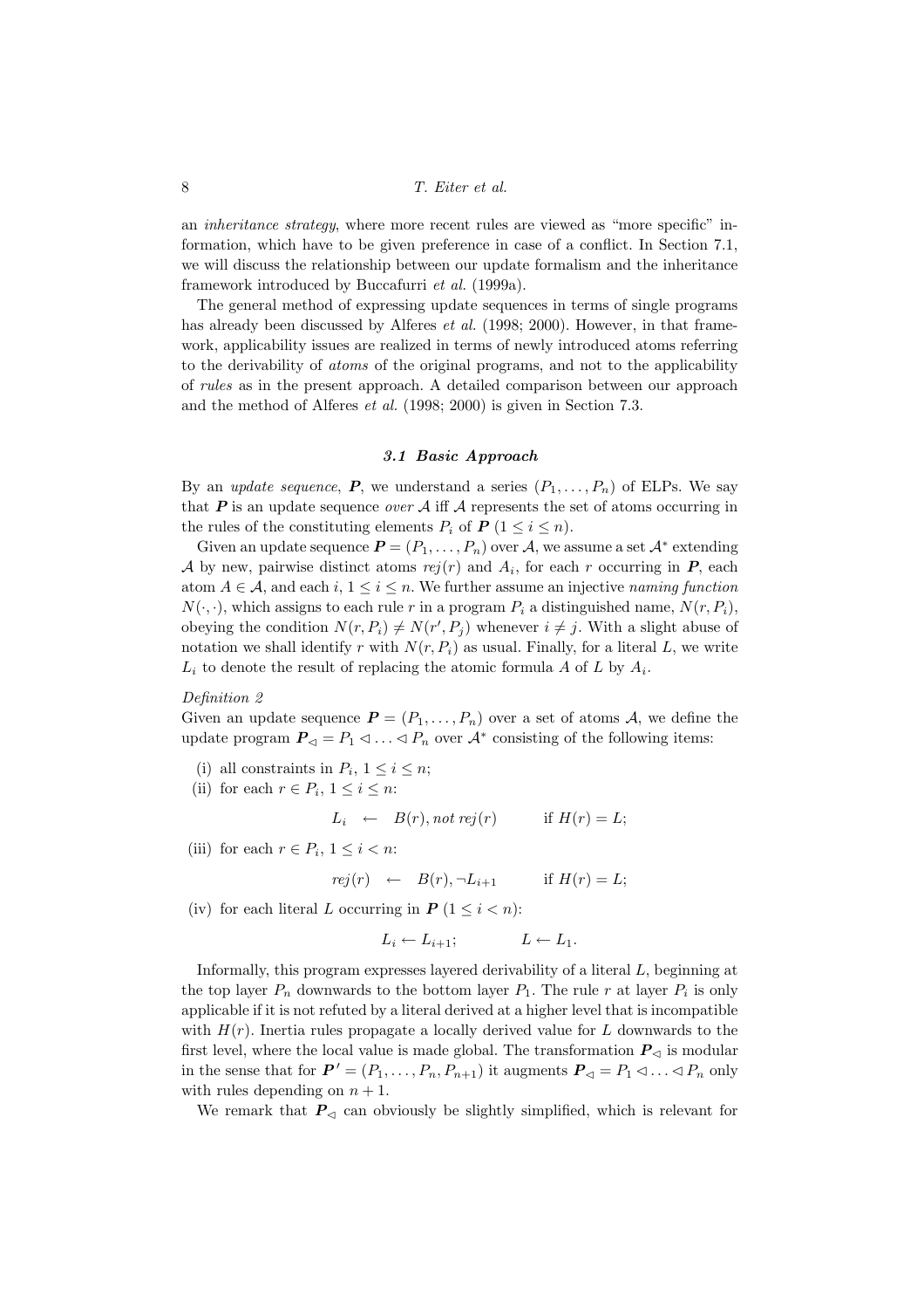an *inheritance strategy*, where more recent rules are viewed as "more specific" information, which have to be given preference in case of a conflict. In Section 7.1, we will discuss the relationship between our update formalism and the inheritance framework introduced by Buccafurri *et al.* (1999a).

The general method of expressing update sequences in terms of single programs has already been discussed by Alferes *et al.* (1998; 2000). However, in that framework, applicability issues are realized in terms of newly introduced atoms referring to the derivability of *atoms* of the original programs, and not to the applicability of *rules* as in the present approach. A detailed comparison between our approach and the method of Alferes *et al.* (1998; 2000) is given in Section 7.3.

### 3.1 Basic Approach

By an *update sequence*, $\boldsymbol{P}$, we understand a series $(P_1, \ldots, P_n)$ of ELPs. We say that $\boldsymbol{P}$ is an update sequence *over* $\mathcal{A}$ iff $\mathcal{A}$ represents the set of atoms occurring in the rules of the constituting elements $P_i$ of $\boldsymbol{P}$ $(1 \leq i \leq n)$.

Given an update sequence $\boldsymbol{P} = (P_1, \ldots, P_n)$ over $\mathcal{A}$, we assume a set $\mathcal{A}^*$ extending $\mathcal{A}$ by new, pairwise distinct atoms $rej(r)$ and $A_i$, for each $r$ occurring in $\boldsymbol{P}$, each atom $A \in \mathcal{A}$, and each $i$, $1 \leq i \leq n$. We further assume an injective *naming function* $N(\cdot, \cdot)$, which assigns to each rule $r$ in a program $P_i$ a distinguished name, $N(r, P_i)$, obeying the condition $N(r, P_i) \neq N(r', P_j)$ whenever $i \neq j$. With a slight abuse of notation we shall identify $r$ with $N(r, P_i)$ as usual. Finally, for a literal $L$, we write $L_i$ to denote the result of replacing the atomic formula $A$ of $L$ by $A_i$.

*Definition 2*

Given an update sequence $\boldsymbol{P} = (P_1, \ldots, P_n)$ over a set of atoms $\mathcal{A}$, we define the update program $\boldsymbol{P}_{\triangleleft} = P_1 \triangleleft \ldots \triangleleft P_n$ over $\mathcal{A}^*$ consisting of the following items:

(i) all constraints in $P_i$, $1 \leq i \leq n$;

(ii) for each $r \in P_i$, $1 \leq i \leq n$:

$$L_i \leftarrow B(r), not\ rej(r) \qquad \text{if } H(r) = L;$$

(iii) for each $r \in P_i$, $1 \leq i < n$:

$$rej(r) \leftarrow B(r), \neg L_{i+1} \qquad \text{if } H(r) = L;$$

(iv) for each literal $L$ occurring in $\boldsymbol{P}$ $(1 \leq i < n)$:

$$L_i \leftarrow L_{i+1}; \qquad L \leftarrow L_1.$$

Informally, this program expresses layered derivability of a literal $L$, beginning at the top layer $P_n$ downwards to the bottom layer $P_1$. The rule $r$ at layer $P_i$ is only applicable if it is not refuted by a literal derived at a higher level that is incompatible with $H(r)$. Inertia rules propagate a locally derived value for $L$ downwards to the first level, where the local value is made global. The transformation $\boldsymbol{P}_{\triangleleft}$ is modular in the sense that for $\boldsymbol{P}' = (P_1, \ldots, P_n, P_{n+1})$ it augments $\boldsymbol{P}_{\triangleleft} = P_1 \triangleleft \ldots \triangleleft P_n$ only with rules depending on $n + 1$.

We remark that $\boldsymbol{P}_{\triangleleft}$ can obviously be slightly simplified, which is relevant for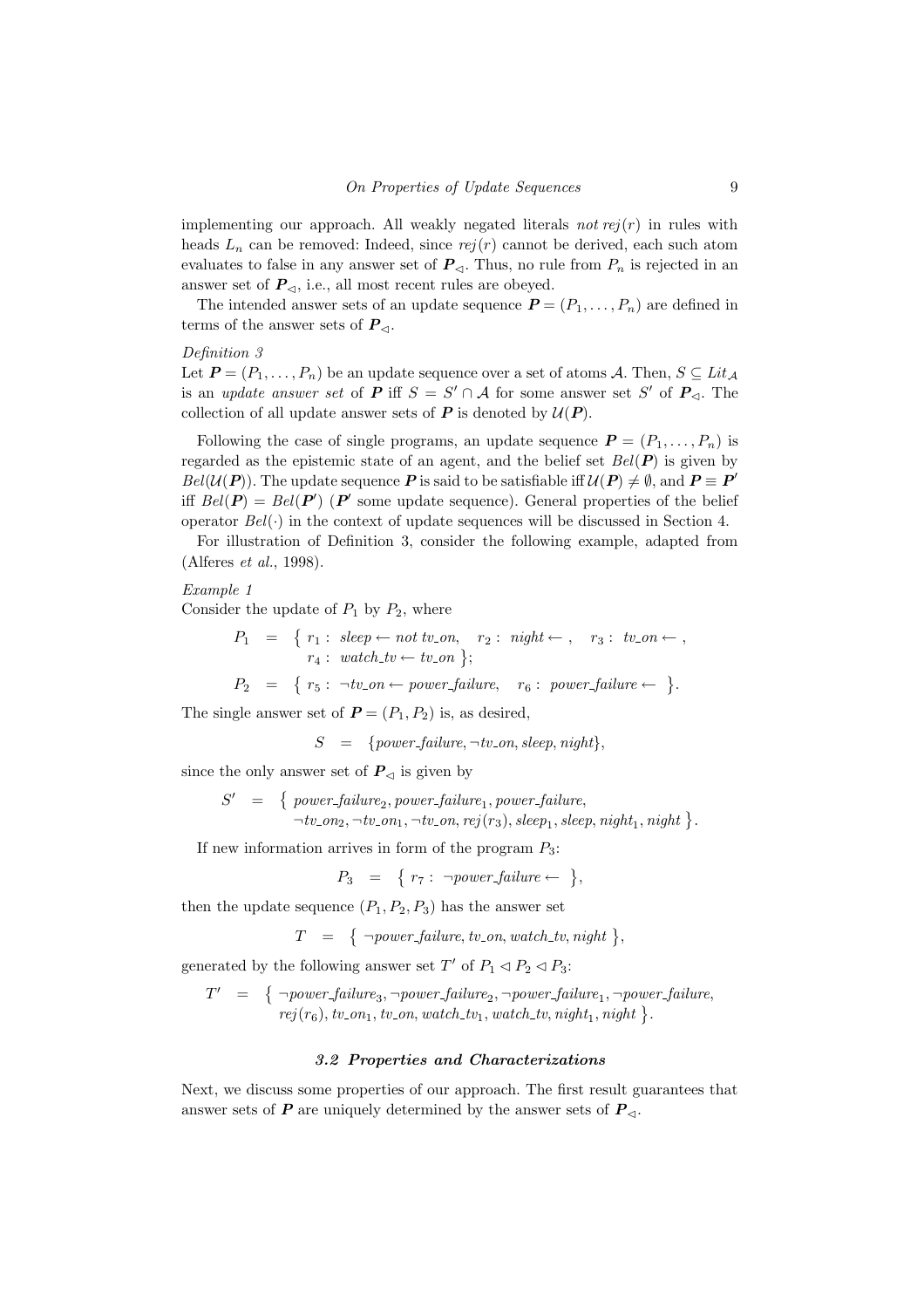implementing our approach. All weakly negated literals $not\, rej(r)$ in rules with heads $L_n$ can be removed: Indeed, since $rej(r)$ cannot be derived, each such atom evaluates to false in any answer set of $\boldsymbol{P}_{\triangleleft}$. Thus, no rule from $P_n$ is rejected in an answer set of $\boldsymbol{P}_{\triangleleft}$, i.e., all most recent rules are obeyed.

The intended answer sets of an update sequence $\boldsymbol{P} = (P_1, \ldots, P_n)$ are defined in terms of the answer sets of $\boldsymbol{P}_{\triangleleft}$.

*Definition 3*

Let $\boldsymbol{P} = (P_1, \ldots, P_n)$ be an update sequence over a set of atoms $\mathcal{A}$. Then, $S \subseteq Lit_{\mathcal{A}}$ is an *update answer set* of $\boldsymbol{P}$ iff $S = S' \cap \mathcal{A}$ for some answer set $S'$ of $\boldsymbol{P}_{\triangleleft}$. The collection of all update answer sets of $\boldsymbol{P}$ is denoted by $\mathcal{U}(\boldsymbol{P})$.

Following the case of single programs, an update sequence $\boldsymbol{P} = (P_1, \ldots, P_n)$ is regarded as the epistemic state of an agent, and the belief set $Bel(\boldsymbol{P})$ is given by $Bel(\mathcal{U}(\boldsymbol{P}))$. The update sequence $\boldsymbol{P}$ is said to be satisfiable iff $\mathcal{U}(\boldsymbol{P}) \neq \emptyset$, and $\boldsymbol{P} \equiv \boldsymbol{P}'$ iff $Bel(\boldsymbol{P}) = Bel(\boldsymbol{P}')$ ($\boldsymbol{P}'$ some update sequence). General properties of the belief operator $Bel(\cdot)$ in the context of update sequences will be discussed in Section 4.

For illustration of Definition 3, consider the following example, adapted from (Alferes *et al.*, 1998).

*Example 1*

Consider the update of $P_1$ by $P_2$, where

$$
\begin{aligned}
P_1 &= \{\, r_1: \ sleep \leftarrow not\ tv\_on, \quad r_2: \ night \leftarrow, \quad r_3: \ tv\_on \leftarrow, \\
&\qquad r_4: \ watch\_tv \leftarrow tv\_on \,\}; \\
P_2 &= \{\, r_5: \ \neg tv\_on \leftarrow power\_failure, \quad r_6: \ power\_failure \leftarrow \,\}.
\end{aligned}
$$

The single answer set of $\boldsymbol{P} = (P_1, P_2)$ is, as desired,

$$S \;=\; \{power\_failure, \neg tv\_on, sleep, night\},$$

since the only answer set of $\boldsymbol{P}_{\triangleleft}$ is given by

$$
\begin{aligned}
S' \;=\; \{\, & power\_failure_2, power\_failure_1, power\_failure, \\
& \neg tv\_on_2, \neg tv\_on_1, \neg tv\_on, rej(r_3), sleep_1, sleep, night_1, night \,\}.
\end{aligned}
$$

If new information arrives in form of the program $P_3$:

$$P_3 \;=\; \{\, r_7: \ \neg power\_failure \leftarrow \,\},$$

then the update sequence $(P_1, P_2, P_3)$ has the answer set

$$T \;=\; \{\, \neg power\_failure, tv\_on, watch\_tv, night \,\},$$

generated by the following answer set $T'$ of $P_1 \triangleleft P_2 \triangleleft P_3$:

$$
\begin{aligned}
T' \;=\; \{\, & \neg power\_failure_3, \neg power\_failure_2, \neg power\_failure_1, \neg power\_failure, \\
& rej(r_6), tv\_on_1, tv\_on, watch\_tv_1, watch\_tv, night_1, night \,\}.
\end{aligned}
$$

### 3.2 Properties and Characterizations

Next, we discuss some properties of our approach. The first result guarantees that answer sets of $\boldsymbol{P}$ are uniquely determined by the answer sets of $\boldsymbol{P}_{\triangleleft}$.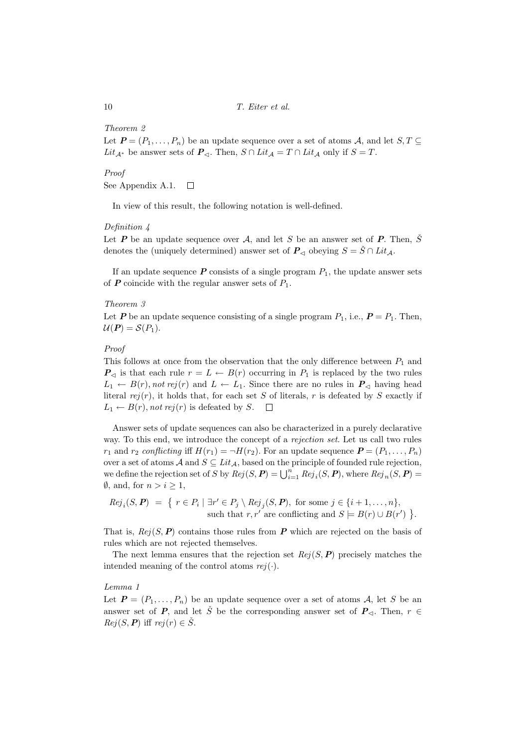*Theorem 2*

Let $\boldsymbol{P} = (P_1, \ldots, P_n)$ be an update sequence over a set of atoms $\mathcal{A}$, and let $S, T \subseteq Lit_{\mathcal{A}^*}$ be answer sets of $\boldsymbol{P}_{\triangleleft}$. Then, $S \cap Lit_{\mathcal{A}} = T \cap Lit_{\mathcal{A}}$ only if $S = T$.

*Proof*

See Appendix A.1. □

In view of this result, the following notation is well-defined.

*Definition 4*

Let $\boldsymbol{P}$ be an update sequence over $\mathcal{A}$, and let $S$ be an answer set of $\boldsymbol{P}$. Then, $\check{S}$ denotes the (uniquely determined) answer set of $\boldsymbol{P}_{\triangleleft}$ obeying $S = \check{S} \cap Lit_{\mathcal{A}}$.

If an update sequence $\boldsymbol{P}$ consists of a single program $P_1$, the update answer sets of $\boldsymbol{P}$ coincide with the regular answer sets of $P_1$.

*Theorem 3*

Let $\boldsymbol{P}$ be an update sequence consisting of a single program $P_1$, i.e., $\boldsymbol{P} = P_1$. Then, $\mathcal{U}(\boldsymbol{P}) = \mathcal{S}(P_1)$.

*Proof*

This follows at once from the observation that the only difference between $P_1$ and $\boldsymbol{P}_{\triangleleft}$ is that each rule $r = L \leftarrow B(r)$ occurring in $P_1$ is replaced by the two rules $L_1 \leftarrow B(r), not\ rej(r)$ and $L \leftarrow L_1$. Since there are no rules in $\boldsymbol{P}_{\triangleleft}$ having head literal $rej(r)$, it holds that, for each set $S$ of literals, $r$ is defeated by $S$ exactly if $L_1 \leftarrow B(r), not\ rej(r)$ is defeated by $S$. □

Answer sets of update sequences can also be characterized in a purely declarative way. To this end, we introduce the concept of a *rejection set*. Let us call two rules $r_1$ and $r_2$ *conflicting* iff $H(r_1) = \neg H(r_2)$. For an update sequence $\boldsymbol{P} = (P_1, \ldots, P_n)$ over a set of atoms $\mathcal{A}$ and $S \subseteq Lit_{\mathcal{A}}$, based on the principle of founded rule rejection, we define the rejection set of $S$ by $Rej(S, \boldsymbol{P}) = \bigcup_{i=1}^{n} Rej_i(S, \boldsymbol{P})$, where $Rej_n(S, \boldsymbol{P}) = \emptyset$, and, for $n > i \geq 1$,

$$Rej_i(S, \boldsymbol{P}) \;=\; \big\{\; r \in P_i \mid \exists r' \in P_j \setminus Rej_j(S, \boldsymbol{P}), \text{ for some } j \in \{i+1, \ldots, n\}, \\ \text{such that } r, r' \text{ are conflicting and } S \models B(r) \cup B(r') \;\big\}.$$

That is, $Rej(S, \boldsymbol{P})$ contains those rules from $\boldsymbol{P}$ which are rejected on the basis of rules which are not rejected themselves.

The next lemma ensures that the rejection set $Rej(S, \boldsymbol{P})$ precisely matches the intended meaning of the control atoms $rej(\cdot)$.

*Lemma 1*

Let $\boldsymbol{P} = (P_1, \ldots, P_n)$ be an update sequence over a set of atoms $\mathcal{A}$, let $S$ be an answer set of $\boldsymbol{P}$, and let $\check{S}$ be the corresponding answer set of $\boldsymbol{P}_{\triangleleft}$. Then, $r \in Rej(S, \boldsymbol{P})$ iff $rej(r) \in \check{S}$.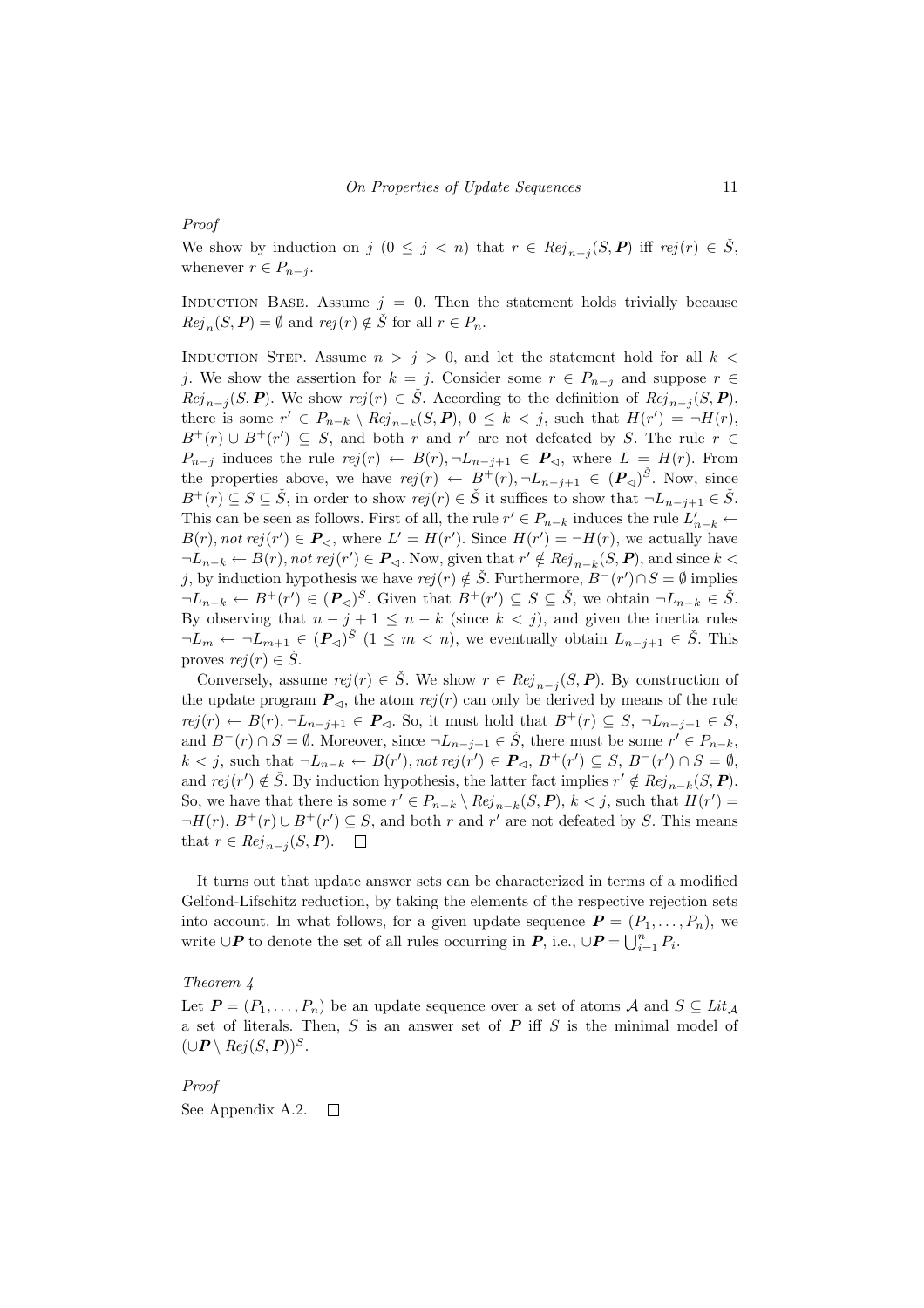*Proof*

We show by induction on $j$ $(0 \leq j < n)$ that $r \in \mathit{Rej}_{n-j}(S, \boldsymbol{P})$ iff $\mathit{rej}(r) \in \check{S}$, whenever $r \in P_{n-j}$.

Induction Base. Assume $j = 0$. Then the statement holds trivially because $\mathit{Rej}_n(S, \boldsymbol{P}) = \emptyset$ and $\mathit{rej}(r) \notin \check{S}$ for all $r \in P_n$.

Induction Step. Assume $n > j > 0$, and let the statement hold for all $k < j$. We show the assertion for $k = j$. Consider some $r \in P_{n-j}$ and suppose $r \in \mathit{Rej}_{n-j}(S, \boldsymbol{P})$. We show $\mathit{rej}(r) \in \check{S}$. According to the definition of $\mathit{Rej}_{n-j}(S, \boldsymbol{P})$, there is some $r' \in P_{n-k} \setminus \mathit{Rej}_{n-k}(S, \boldsymbol{P})$, $0 \leq k < j$, such that $H(r') = \neg H(r)$, $B^+(r) \cup B^+(r') \subseteq S$, and both $r$ and $r'$ are not defeated by $S$. The rule $r \in P_{n-j}$ induces the rule $\mathit{rej}(r) \leftarrow B(r), \neg L_{n-j+1} \in \boldsymbol{P}_{\lhd}$, where $L = H(r)$. From the properties above, we have $\mathit{rej}(r) \leftarrow B^+(r), \neg L_{n-j+1} \in (\boldsymbol{P}_{\lhd})^{\check{S}}$. Now, since $B^+(r) \subseteq S \subseteq \check{S}$, in order to show $\mathit{rej}(r) \in \check{S}$ it suffices to show that $\neg L_{n-j+1} \in \check{S}$. This can be seen as follows. First of all, the rule $r' \in P_{n-k}$ induces the rule $L'_{n-k} \leftarrow B(r), \mathit{not}\, \mathit{rej}(r') \in \boldsymbol{P}_{\lhd}$, where $L' = H(r')$. Since $H(r') = \neg H(r)$, we actually have $\neg L_{n-k} \leftarrow B(r), \mathit{not}\, \mathit{rej}(r') \in \boldsymbol{P}_{\lhd}$. Now, given that $r' \notin \mathit{Rej}_{n-k}(S, \boldsymbol{P})$, and since $k < j$, by induction hypothesis we have $\mathit{rej}(r) \notin \check{S}$. Furthermore, $B^-(r') \cap S = \emptyset$ implies $\neg L_{n-k} \leftarrow B^+(r') \in (\boldsymbol{P}_{\lhd})^{\check{S}}$. Given that $B^+(r') \subseteq S \subseteq \check{S}$, we obtain $\neg L_{n-k} \in \check{S}$. By observing that $n - j + 1 \leq n - k$ (since $k < j$), and given the inertia rules $\neg L_m \leftarrow \neg L_{m+1} \in (\boldsymbol{P}_{\lhd})^{\check{S}}$ $(1 \leq m < n)$, we eventually obtain $L_{n-j+1} \in \check{S}$. This proves $\mathit{rej}(r) \in \check{S}$.

Conversely, assume $\mathit{rej}(r) \in \check{S}$. We show $r \in \mathit{Rej}_{n-j}(S, \boldsymbol{P})$. By construction of the update program $\boldsymbol{P}_{\lhd}$, the atom $\mathit{rej}(r)$ can only be derived by means of the rule $\mathit{rej}(r) \leftarrow B(r), \neg L_{n-j+1} \in \boldsymbol{P}_{\lhd}$. So, it must hold that $B^+(r) \subseteq S$, $\neg L_{n-j+1} \in \check{S}$, and $B^-(r) \cap S = \emptyset$. Moreover, since $\neg L_{n-j+1} \in \check{S}$, there must be some $r' \in P_{n-k}$, $k < j$, such that $\neg L_{n-k} \leftarrow B(r'), \mathit{not}\, \mathit{rej}(r') \in \boldsymbol{P}_{\lhd}$, $B^+(r') \subseteq S$, $B^-(r') \cap S = \emptyset$, and $\mathit{rej}(r') \notin \check{S}$. By induction hypothesis, the latter fact implies $r' \notin \mathit{Rej}_{n-k}(S, \boldsymbol{P})$. So, we have that there is some $r' \in P_{n-k} \setminus \mathit{Rej}_{n-k}(S, \boldsymbol{P})$, $k < j$, such that $H(r') = \neg H(r)$, $B^+(r) \cup B^+(r') \subseteq S$, and both $r$ and $r'$ are not defeated by $S$. This means that $r \in \mathit{Rej}_{n-j}(S, \boldsymbol{P})$. $\square$

It turns out that update answer sets can be characterized in terms of a modified Gelfond-Lifschitz reduction, by taking the elements of the respective rejection sets into account. In what follows, for a given update sequence $\boldsymbol{P} = (P_1, \ldots, P_n)$, we write $\cup\boldsymbol{P}$ to denote the set of all rules occurring in $\boldsymbol{P}$, i.e., $\cup\boldsymbol{P} = \bigcup_{i=1}^{n} P_i$.

*Theorem 4*

Let $\boldsymbol{P} = (P_1, \ldots, P_n)$ be an update sequence over a set of atoms $\mathcal{A}$ and $S \subseteq \mathit{Lit}_{\mathcal{A}}$ a set of literals. Then, $S$ is an answer set of $\boldsymbol{P}$ iff $S$ is the minimal model of $(\cup\boldsymbol{P} \setminus \mathit{Rej}(S, \boldsymbol{P}))^S$.

*Proof*

See Appendix A.2. $\square$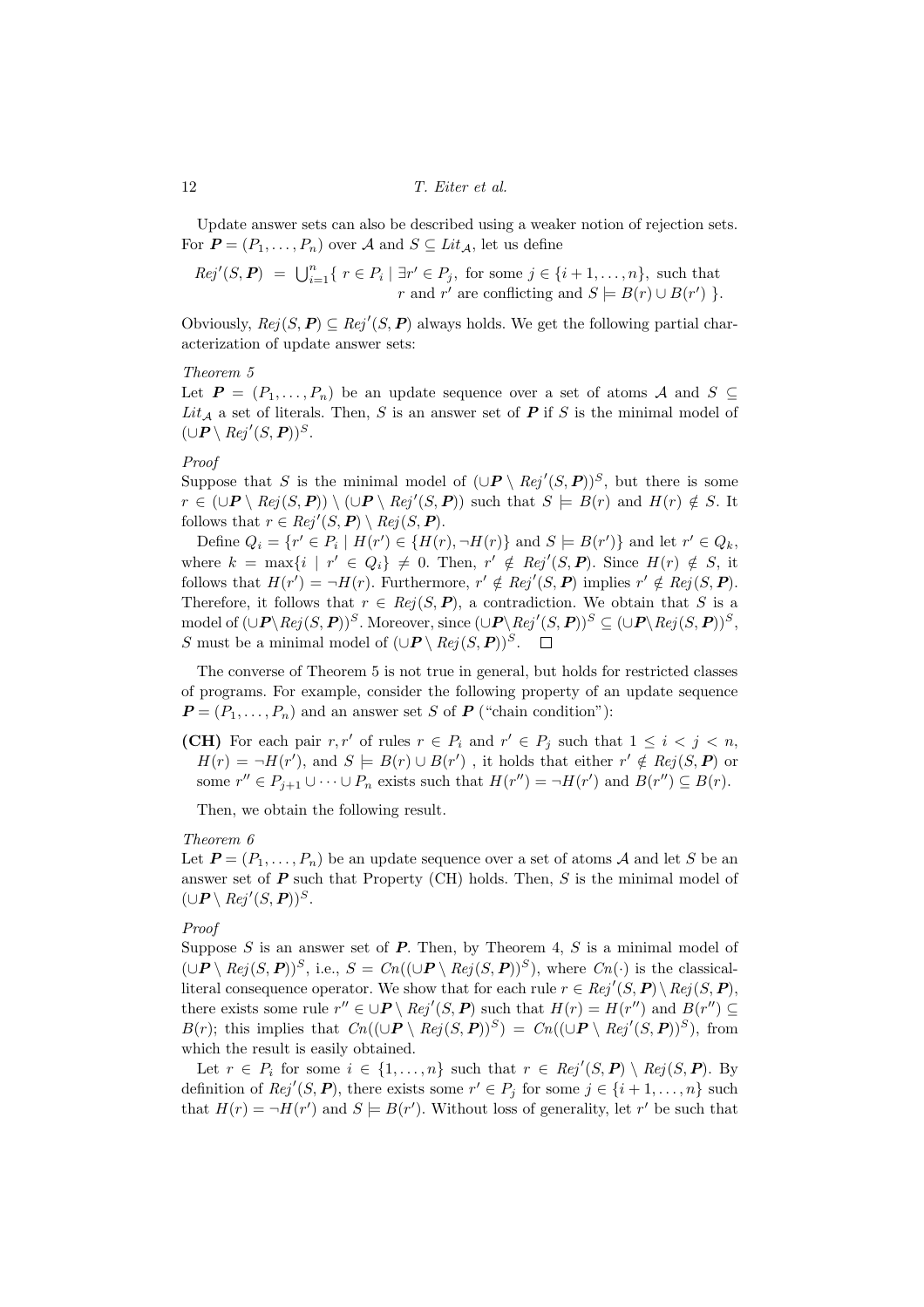Update answer sets can also be described using a weaker notion of rejection sets. For $\boldsymbol{P} = (P_1, \ldots, P_n)$ over $\mathcal{A}$ and $S \subseteq Lit_{\mathcal{A}}$, let us define

$$Rej'(S, \boldsymbol{P}) \;=\; \bigcup_{i=1}^{n} \{\; r \in P_i \mid \exists r' \in P_j, \text{ for some } j \in \{i+1, \ldots, n\}, \text{ such that } r \text{ and } r' \text{ are conflicting and } S \models B(r) \cup B(r') \;\}.$$

Obviously, $Rej(S, \boldsymbol{P}) \subseteq Rej'(S, \boldsymbol{P})$ always holds. We get the following partial characterization of update answer sets:

*Theorem 5*

Let $\boldsymbol{P} = (P_1, \ldots, P_n)$ be an update sequence over a set of atoms $\mathcal{A}$ and $S \subseteq Lit_{\mathcal{A}}$ a set of literals. Then, $S$ is an answer set of $\boldsymbol{P}$ if $S$ is the minimal model of $(\cup \boldsymbol{P} \setminus Rej'(S, \boldsymbol{P}))^S$.

*Proof*

Suppose that $S$ is the minimal model of $(\cup \boldsymbol{P} \setminus Rej'(S, \boldsymbol{P}))^S$, but there is some $r \in (\cup \boldsymbol{P} \setminus Rej(S, \boldsymbol{P})) \setminus (\cup \boldsymbol{P} \setminus Rej'(S, \boldsymbol{P}))$ such that $S \models B(r)$ and $H(r) \notin S$. It follows that $r \in Rej'(S, \boldsymbol{P}) \setminus Rej(S, \boldsymbol{P})$.

Define $Q_i = \{r' \in P_i \mid H(r') \in \{H(r), \neg H(r)\}$ and $S \models B(r')\}$ and let $r' \in Q_k$, where $k = \max\{i \mid r' \in Q_i\} \neq 0$. Then, $r' \notin Rej'(S, \boldsymbol{P})$. Since $H(r) \notin S$, it follows that $H(r') = \neg H(r)$. Furthermore, $r' \notin Rej'(S, \boldsymbol{P})$ implies $r' \notin Rej(S, \boldsymbol{P})$. Therefore, it follows that $r \in Rej(S, \boldsymbol{P})$, a contradiction. We obtain that $S$ is a model of $(\cup \boldsymbol{P} \setminus Rej(S, \boldsymbol{P}))^S$. Moreover, since $(\cup \boldsymbol{P} \setminus Rej'(S, \boldsymbol{P}))^S \subseteq (\cup \boldsymbol{P} \setminus Rej(S, \boldsymbol{P}))^S$, $S$ must be a minimal model of $(\cup \boldsymbol{P} \setminus Rej(S, \boldsymbol{P}))^S$. $\square$

The converse of Theorem 5 is not true in general, but holds for restricted classes of programs. For example, consider the following property of an update sequence $\boldsymbol{P} = (P_1, \ldots, P_n)$ and an answer set $S$ of $\boldsymbol{P}$ ("chain condition"):

**(CH)** For each pair $r, r'$ of rules $r \in P_i$ and $r' \in P_j$ such that $1 \leq i < j < n$, $H(r) = \neg H(r')$, and $S \models B(r) \cup B(r')$ , it holds that either $r' \notin Rej(S, \boldsymbol{P})$ or some $r'' \in P_{j+1} \cup \cdots \cup P_n$ exists such that $H(r'') = \neg H(r')$ and $B(r'') \subseteq B(r)$.

Then, we obtain the following result.

*Theorem 6*

Let $\boldsymbol{P} = (P_1, \ldots, P_n)$ be an update sequence over a set of atoms $\mathcal{A}$ and let $S$ be an answer set of $\boldsymbol{P}$ such that Property (CH) holds. Then, $S$ is the minimal model of $(\cup \boldsymbol{P} \setminus Rej'(S, \boldsymbol{P}))^S$.

*Proof*

Suppose $S$ is an answer set of $\boldsymbol{P}$. Then, by Theorem 4, $S$ is a minimal model of $(\cup \boldsymbol{P} \setminus Rej(S, \boldsymbol{P}))^S$, i.e., $S = Cn((\cup \boldsymbol{P} \setminus Rej(S, \boldsymbol{P}))^S)$, where $Cn(\cdot)$ is the classical-literal consequence operator. We show that for each rule $r \in Rej'(S, \boldsymbol{P}) \setminus Rej(S, \boldsymbol{P})$, there exists some rule $r'' \in \cup \boldsymbol{P} \setminus Rej'(S, \boldsymbol{P})$ such that $H(r) = H(r'')$ and $B(r'') \subseteq B(r)$; this implies that $Cn((\cup \boldsymbol{P} \setminus Rej(S, \boldsymbol{P}))^S) = Cn((\cup \boldsymbol{P} \setminus Rej'(S, \boldsymbol{P}))^S)$, from which the result is easily obtained.

Let $r \in P_i$ for some $i \in \{1, \ldots, n\}$ such that $r \in Rej'(S, \boldsymbol{P}) \setminus Rej(S, \boldsymbol{P})$. By definition of $Rej'(S, \boldsymbol{P})$, there exists some $r' \in P_j$ for some $j \in \{i+1, \ldots, n\}$ such that $H(r) = \neg H(r')$ and $S \models B(r')$. Without loss of generality, let $r'$ be such that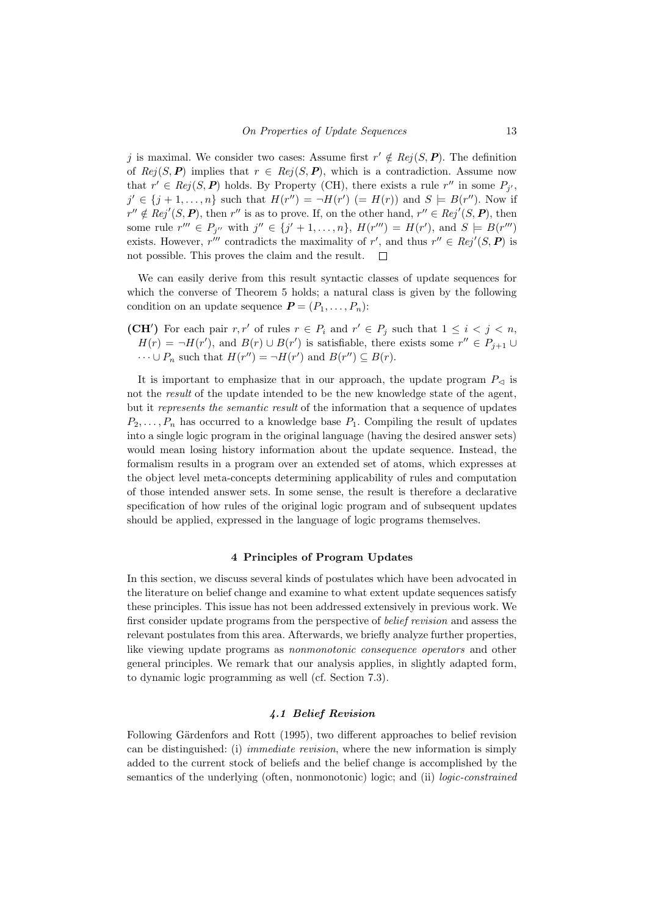$j$ is maximal. We consider two cases: Assume first $r' \notin Rej(S, \boldsymbol{P})$. The definition of $Rej(S, \boldsymbol{P})$ implies that $r \in Rej(S, \boldsymbol{P})$, which is a contradiction. Assume now that $r' \in Rej(S, \boldsymbol{P})$ holds. By Property (CH), there exists a rule $r''$ in some $P_{j'}$, $j' \in \{j+1, \ldots, n\}$ such that $H(r'') = \neg H(r')$ $(= H(r))$ and $S \models B(r'')$. Now if $r'' \notin Rej'(S, \boldsymbol{P})$, then $r''$ is as to prove. If, on the other hand, $r'' \in Rej'(S, \boldsymbol{P})$, then some rule $r''' \in P_{j''}$ with $j'' \in \{j'+1, \ldots, n\}$, $H(r''') = H(r')$, and $S \models B(r''')$ exists. However, $r'''$ contradicts the maximality of $r'$, and thus $r'' \in Rej'(S, \boldsymbol{P})$ is not possible. This proves the claim and the result. □

We can easily derive from this result syntactic classes of update sequences for which the converse of Theorem 5 holds; a natural class is given by the following condition on an update sequence $\boldsymbol{P} = (P_1, \ldots, P_n)$:

**(CH′)** For each pair $r, r'$ of rules $r \in P_i$ and $r' \in P_j$ such that $1 \leq i < j < n$, $H(r) = \neg H(r')$, and $B(r) \cup B(r')$ is satisfiable, there exists some $r'' \in P_{j+1} \cup \cdots \cup P_n$ such that $H(r'') = \neg H(r')$ and $B(r'') \subseteq B(r)$.

It is important to emphasize that in our approach, the update program $P_\triangleleft$ is not the *result* of the update intended to be the new knowledge state of the agent, but it *represents the semantic result* of the information that a sequence of updates $P_2, \ldots, P_n$ has occurred to a knowledge base $P_1$. Compiling the result of updates into a single logic program in the original language (having the desired answer sets) would mean losing history information about the update sequence. Instead, the formalism results in a program over an extended set of atoms, which expresses at the object level meta-concepts determining applicability of rules and computation of those intended answer sets. In some sense, the result is therefore a declarative specification of how rules of the original logic program and of subsequent updates should be applied, expressed in the language of logic programs themselves.

## 4 Principles of Program Updates

In this section, we discuss several kinds of postulates which have been advocated in the literature on belief change and examine to what extent update sequences satisfy these principles. This issue has not been addressed extensively in previous work. We first consider update programs from the perspective of *belief revision* and assess the relevant postulates from this area. Afterwards, we briefly analyze further properties, like viewing update programs as *nonmonotonic consequence operators* and other general principles. We remark that our analysis applies, in slightly adapted form, to dynamic logic programming as well (cf. Section 7.3).

### *4.1 Belief Revision*

Following Gärdenfors and Rott (1995), two different approaches to belief revision can be distinguished: (i) *immediate revision*, where the new information is simply added to the current stock of beliefs and the belief change is accomplished by the semantics of the underlying (often, nonmonotonic) logic; and (ii) *logic-constrained*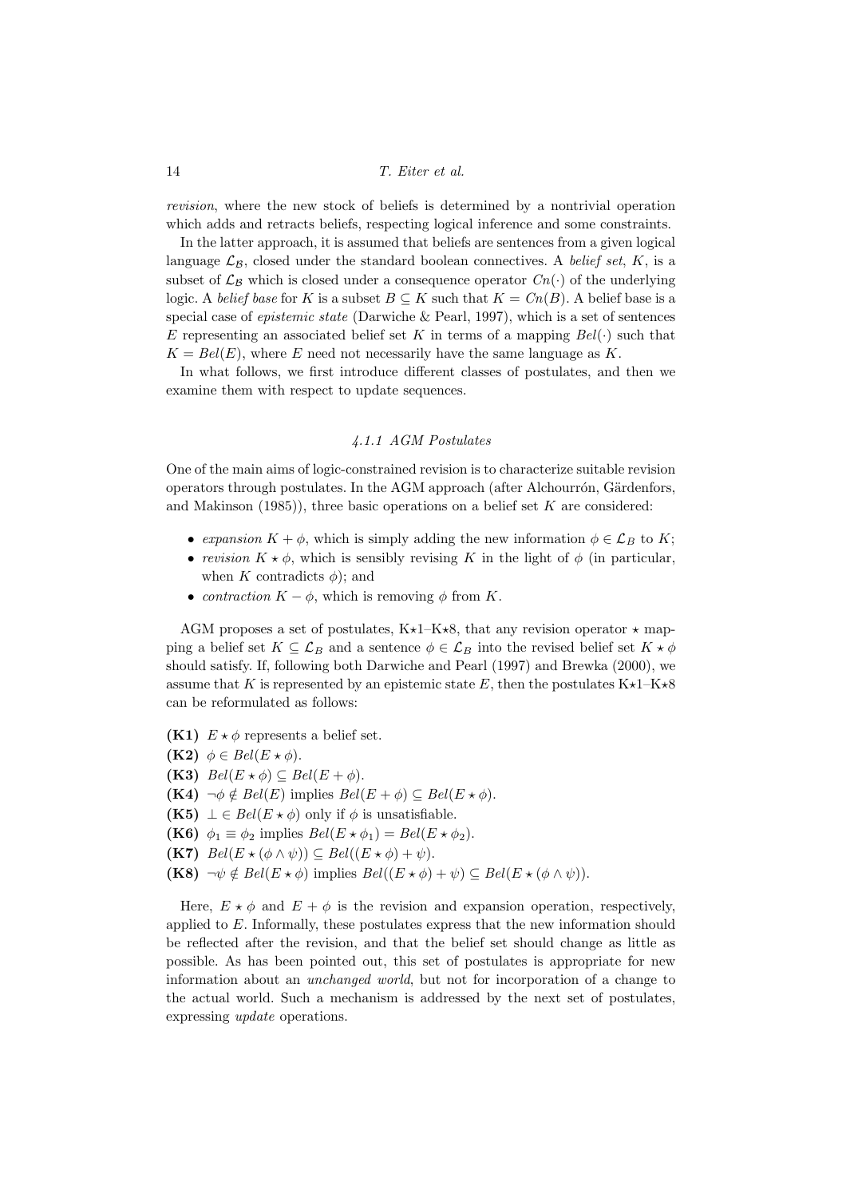*revision*, where the new stock of beliefs is determined by a nontrivial operation which adds and retracts beliefs, respecting logical inference and some constraints.

In the latter approach, it is assumed that beliefs are sentences from a given logical language $\mathcal{L}_\mathcal{B}$, closed under the standard boolean connectives. A *belief set*, $K$, is a subset of $\mathcal{L}_\mathcal{B}$ which is closed under a consequence operator $Cn(\cdot)$ of the underlying logic. A *belief base* for $K$ is a subset $B \subseteq K$ such that $K = Cn(B)$. A belief base is a special case of *epistemic state* (Darwiche & Pearl, 1997), which is a set of sentences $E$ representing an associated belief set $K$ in terms of a mapping $Bel(\cdot)$ such that $K = Bel(E)$, where $E$ need not necessarily have the same language as $K$.

In what follows, we first introduce different classes of postulates, and then we examine them with respect to update sequences.

#### 4.1.1 AGM Postulates

One of the main aims of logic-constrained revision is to characterize suitable revision operators through postulates. In the AGM approach (after Alchourrón, Gärdenfors, and Makinson (1985)), three basic operations on a belief set $K$ are considered:

- *expansion* $K + \phi$, which is simply adding the new information $\phi \in \mathcal{L}_B$ to $K$;
- *revision* $K \star \phi$, which is sensibly revising $K$ in the light of $\phi$ (in particular, when $K$ contradicts $\phi$); and
- *contraction* $K - \phi$, which is removing $\phi$ from $K$.

AGM proposes a set of postulates, K$\star$1–K$\star$8, that any revision operator $\star$ mapping a belief set $K \subseteq \mathcal{L}_B$ and a sentence $\phi \in \mathcal{L}_B$ into the revised belief set $K \star \phi$ should satisfy. If, following both Darwiche and Pearl (1997) and Brewka (2000), we assume that $K$ is represented by an epistemic state $E$, then the postulates K$\star$1–K$\star$8 can be reformulated as follows:

**(K1)** $E \star \phi$ represents a belief set.

**(K2)** $\phi \in Bel(E \star \phi)$.

**(K3)** $Bel(E \star \phi) \subseteq Bel(E + \phi)$.

**(K4)** $\neg\phi \notin Bel(E)$ implies $Bel(E + \phi) \subseteq Bel(E \star \phi)$.

**(K5)** $\bot \in Bel(E \star \phi)$ only if $\phi$ is unsatisfiable.

**(K6)** $\phi_1 \equiv \phi_2$ implies $Bel(E \star \phi_1) = Bel(E \star \phi_2)$.

**(K7)** $Bel(E \star (\phi \wedge \psi)) \subseteq Bel((E \star \phi) + \psi)$.

**(K8)** $\neg\psi \notin Bel(E \star \phi)$ implies $Bel((E \star \phi) + \psi) \subseteq Bel(E \star (\phi \wedge \psi))$.

Here, $E \star \phi$ and $E + \phi$ is the revision and expansion operation, respectively, applied to $E$. Informally, these postulates express that the new information should be reflected after the revision, and that the belief set should change as little as possible. As has been pointed out, this set of postulates is appropriate for new information about an *unchanged world*, but not for incorporation of a change to the actual world. Such a mechanism is addressed by the next set of postulates, expressing *update* operations.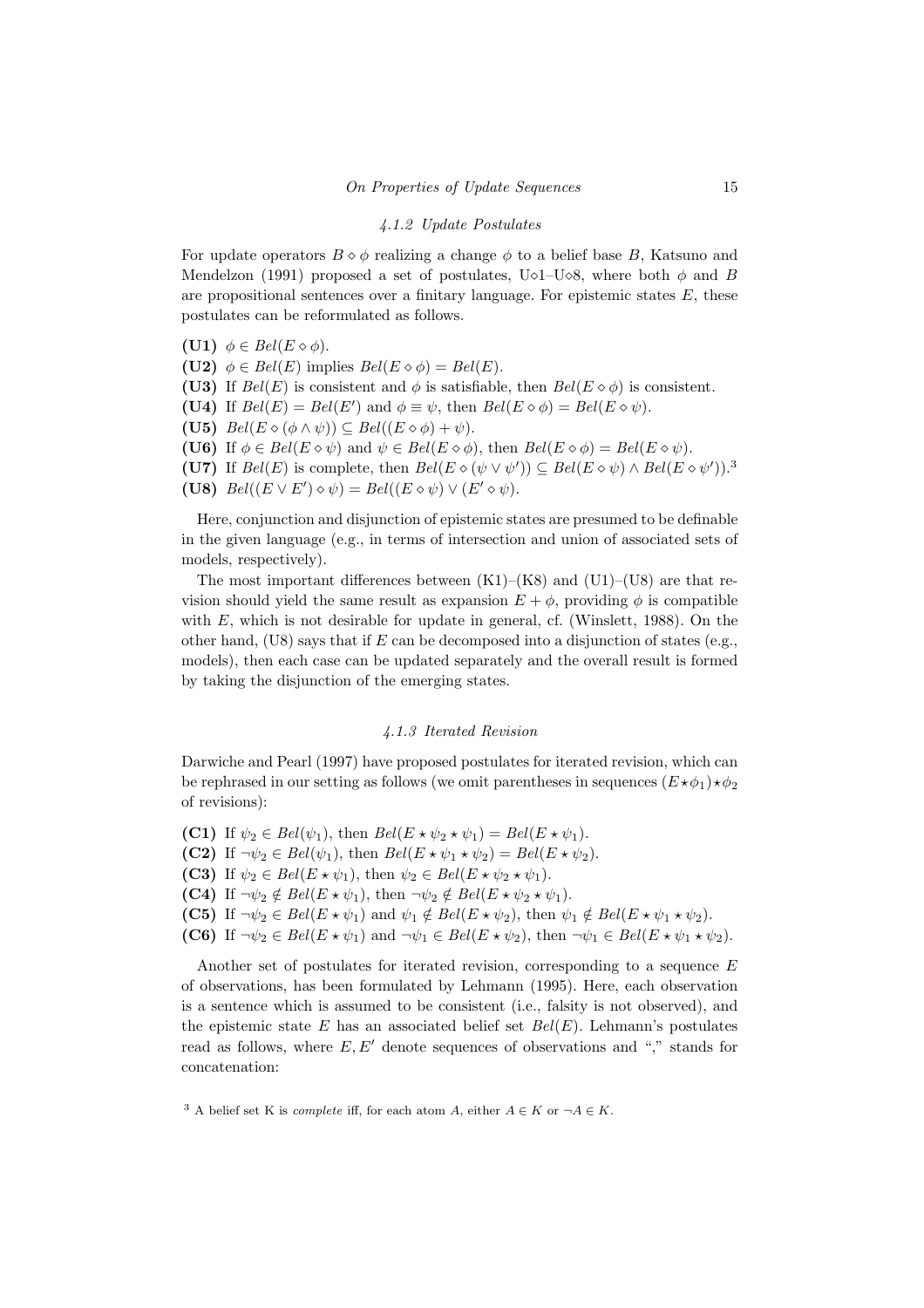#### *4.1.2 Update Postulates*

For update operators $B \diamond \phi$ realizing a change $\phi$ to a belief base $B$, Katsuno and Mendelzon (1991) proposed a set of postulates, U$\diamond$1–U$\diamond$8, where both $\phi$ and $B$ are propositional sentences over a finitary language. For epistemic states $E$, these postulates can be reformulated as follows.

**(U1)** $\phi \in Bel(E \diamond \phi)$.
**(U2)** $\phi \in Bel(E)$ implies $Bel(E \diamond \phi) = Bel(E)$.
**(U3)** If $Bel(E)$ is consistent and $\phi$ is satisfiable, then $Bel(E \diamond \phi)$ is consistent.
**(U4)** If $Bel(E) = Bel(E')$ and $\phi \equiv \psi$, then $Bel(E \diamond \phi) = Bel(E \diamond \psi)$.
**(U5)** $Bel(E \diamond (\phi \wedge \psi)) \subseteq Bel((E \diamond \phi) + \psi)$.
**(U6)** If $\phi \in Bel(E \diamond \psi)$ and $\psi \in Bel(E \diamond \phi)$, then $Bel(E \diamond \phi) = Bel(E \diamond \psi)$.
**(U7)** If $Bel(E)$ is complete, then $Bel(E \diamond (\psi \vee \psi')) \subseteq Bel(E \diamond \psi) \wedge Bel(E \diamond \psi'))$.[3]
**(U8)** $Bel((E \vee E') \diamond \psi) = Bel((E \diamond \psi) \vee (E' \diamond \psi)$.

Here, conjunction and disjunction of epistemic states are presumed to be definable in the given language (e.g., in terms of intersection and union of associated sets of models, respectively).

The most important differences between (K1)–(K8) and (U1)–(U8) are that revision should yield the same result as expansion $E + \phi$, providing $\phi$ is compatible with $E$, which is not desirable for update in general, cf. (Winslett, 1988). On the other hand, (U8) says that if $E$ can be decomposed into a disjunction of states (e.g., models), then each case can be updated separately and the overall result is formed by taking the disjunction of the emerging states.

#### *4.1.3 Iterated Revision*

Darwiche and Pearl (1997) have proposed postulates for iterated revision, which can be rephrased in our setting as follows (we omit parentheses in sequences $(E \star \phi_1) \star \phi_2$ of revisions):

**(C1)** If $\psi_2 \in Bel(\psi_1)$, then $Bel(E \star \psi_2 \star \psi_1) = Bel(E \star \psi_1)$.
**(C2)** If $\neg\psi_2 \in Bel(\psi_1)$, then $Bel(E \star \psi_1 \star \psi_2) = Bel(E \star \psi_2)$.
**(C3)** If $\psi_2 \in Bel(E \star \psi_1)$, then $\psi_2 \in Bel(E \star \psi_2 \star \psi_1)$.
**(C4)** If $\neg\psi_2 \notin Bel(E \star \psi_1)$, then $\neg\psi_2 \notin Bel(E \star \psi_2 \star \psi_1)$.
**(C5)** If $\neg\psi_2 \in Bel(E \star \psi_1)$ and $\psi_1 \notin Bel(E \star \psi_2)$, then $\psi_1 \notin Bel(E \star \psi_1 \star \psi_2)$.
**(C6)** If $\neg\psi_2 \in Bel(E \star \psi_1)$ and $\neg\psi_1 \in Bel(E \star \psi_2)$, then $\neg\psi_1 \in Bel(E \star \psi_1 \star \psi_2)$.

Another set of postulates for iterated revision, corresponding to a sequence $E$ of observations, has been formulated by Lehmann (1995). Here, each observation is a sentence which is assumed to be consistent (i.e., falsity is not observed), and the epistemic state $E$ has an associated belief set $Bel(E)$. Lehmann's postulates read as follows, where $E, E'$ denote sequences of observations and "," stands for concatenation:

[3] A belief set K is *complete* iff, for each atom $A$, either $A \in K$ or $\neg A \in K$.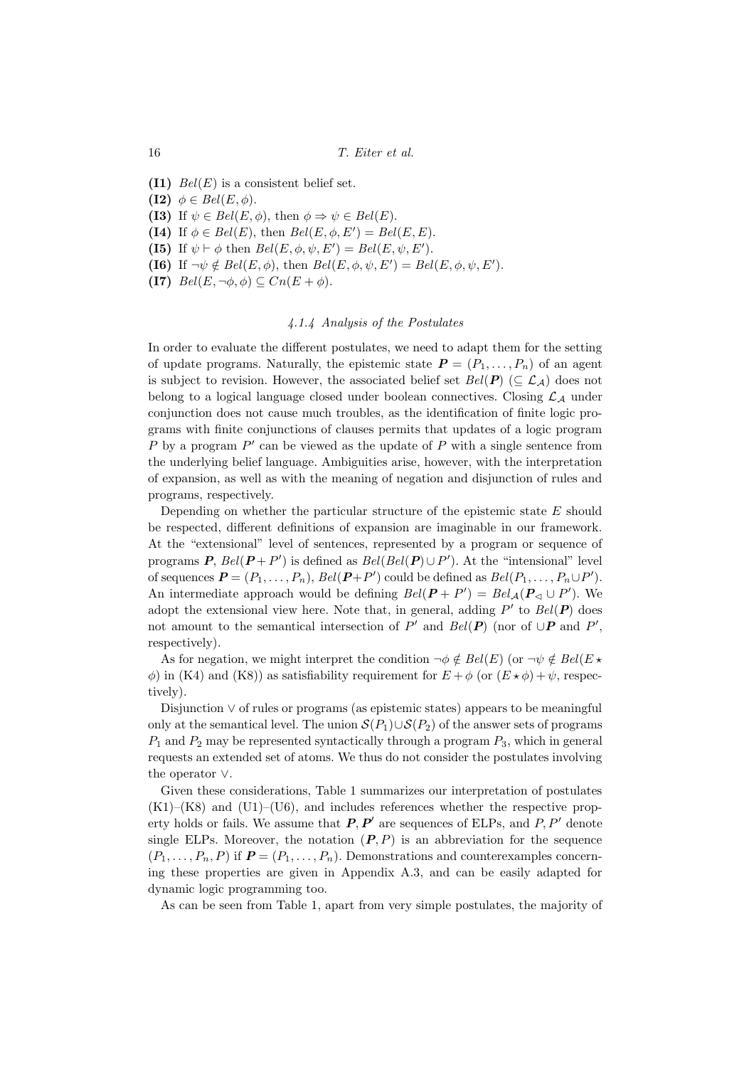**(I1)** $Bel(E)$ is a consistent belief set.

**(I2)** $\phi \in Bel(E, \phi)$.

**(I3)** If $\psi \in Bel(E, \phi)$, then $\phi \Rightarrow \psi \in Bel(E)$.

**(I4)** If $\phi \in Bel(E)$, then $Bel(E, \phi, E') = Bel(E, E)$.

**(I5)** If $\psi \vdash \phi$ then $Bel(E, \phi, \psi, E') = Bel(E, \psi, E')$.

**(I6)** If $\neg\psi \notin Bel(E, \phi)$, then $Bel(E, \phi, \psi, E') = Bel(E, \phi, \psi, E')$.

**(I7)** $Bel(E, \neg\phi, \phi) \subseteq Cn(E + \phi)$.

#### *4.1.4 Analysis of the Postulates*

In order to evaluate the different postulates, we need to adapt them for the setting of update programs. Naturally, the epistemic state $\boldsymbol{P} = (P_1, \ldots, P_n)$ of an agent is subject to revision. However, the associated belief set $Bel(\boldsymbol{P})$ $(\subseteq \mathcal{L}_{\mathcal{A}})$ does not belong to a logical language closed under boolean connectives. Closing $\mathcal{L}_{\mathcal{A}}$ under conjunction does not cause much troubles, as the identification of finite logic programs with finite conjunctions of clauses permits that updates of a logic program $P$ by a program $P'$ can be viewed as the update of $P$ with a single sentence from the underlying belief language. Ambiguities arise, however, with the interpretation of expansion, as well as with the meaning of negation and disjunction of rules and programs, respectively.

Depending on whether the particular structure of the epistemic state $E$ should be respected, different definitions of expansion are imaginable in our framework. At the "extensional" level of sentences, represented by a program or sequence of programs $\boldsymbol{P}$, $Bel(\boldsymbol{P} + P')$ is defined as $Bel(Bel(\boldsymbol{P}) \cup P')$. At the "intensional" level of sequences $\boldsymbol{P} = (P_1, \ldots, P_n)$, $Bel(\boldsymbol{P} + P')$ could be defined as $Bel(P_1, \ldots, P_n \cup P')$. An intermediate approach would be defining $Bel(\boldsymbol{P} + P') = Bel_{\mathcal{A}}(\boldsymbol{P}_{\triangleleft} \cup P')$. We adopt the extensional view here. Note that, in general, adding $P'$ to $Bel(\boldsymbol{P})$ does not amount to the semantical intersection of $P'$ and $Bel(\boldsymbol{P})$ (nor of $\cup\boldsymbol{P}$ and $P'$, respectively).

As for negation, we might interpret the condition $\neg\phi \notin Bel(E)$ (or $\neg\psi \notin Bel(E \star \phi)$ in (K4) and (K8)) as satisfiability requirement for $E + \phi$ (or $(E \star \phi) + \psi$, respectively).

Disjunction $\vee$ of rules or programs (as epistemic states) appears to be meaningful only at the semantical level. The union $\mathcal{S}(P_1) \cup \mathcal{S}(P_2)$ of the answer sets of programs $P_1$ and $P_2$ may be represented syntactically through a program $P_3$, which in general requests an extended set of atoms. We thus do not consider the postulates involving the operator $\vee$.

Given these considerations, Table 1 summarizes our interpretation of postulates (K1)–(K8) and (U1)–(U6), and includes references whether the respective property holds or fails. We assume that $\boldsymbol{P}, \boldsymbol{P}'$ are sequences of ELPs, and $P, P'$ denote single ELPs. Moreover, the notation $(\boldsymbol{P}, P)$ is an abbreviation for the sequence $(P_1, \ldots, P_n, P)$ if $\boldsymbol{P} = (P_1, \ldots, P_n)$. Demonstrations and counterexamples concerning these properties are given in Appendix A.3, and can be easily adapted for dynamic logic programming too.

As can be seen from Table 1, apart from very simple postulates, the majority of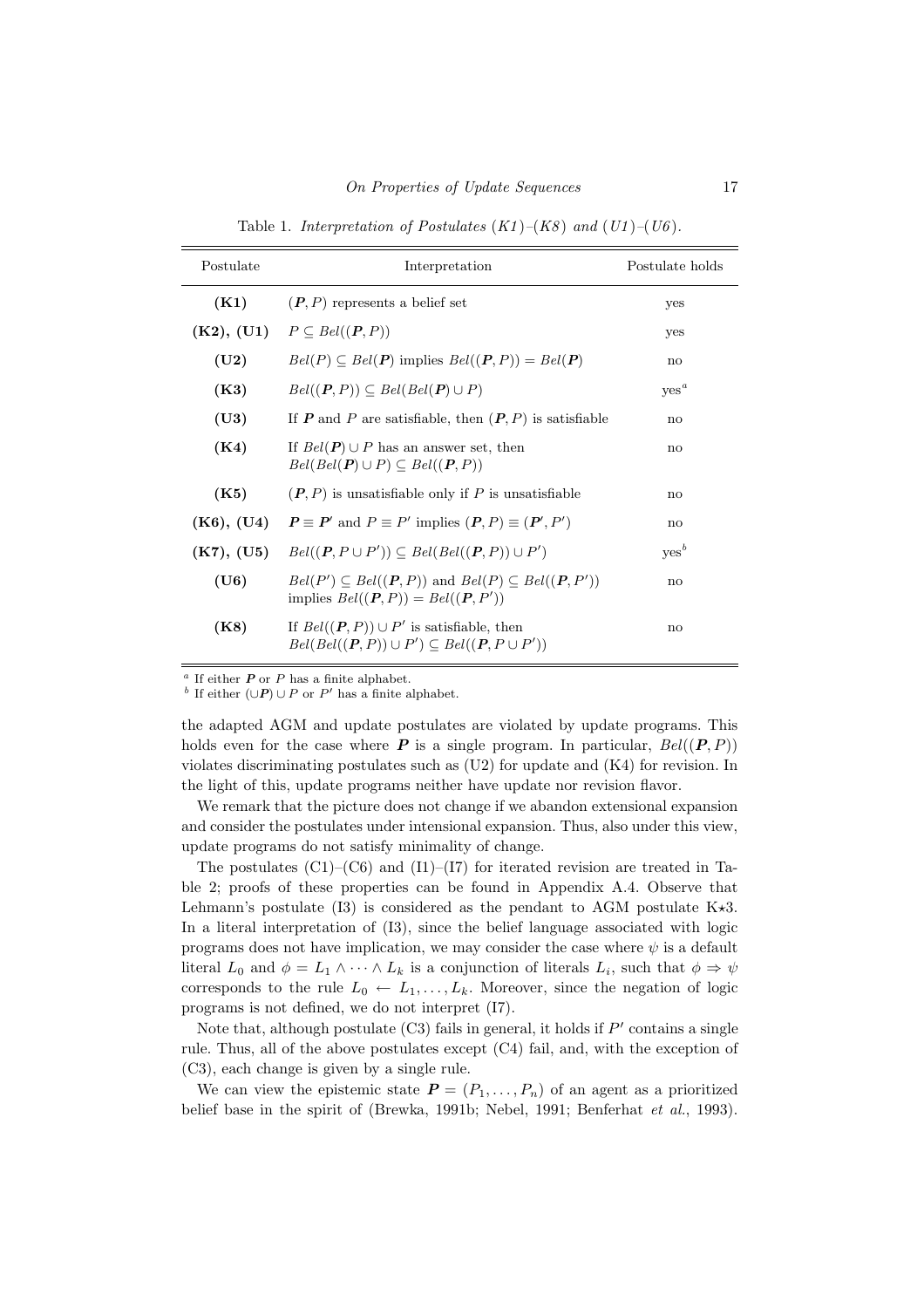Table 1. *Interpretation of Postulates (K1)–(K8) and (U1)–(U6).*

| Postulate | Interpretation | Postulate holds |
|---|---|---|
| **(K1)** | $(\boldsymbol{P}, P)$ represents a belief set | yes |
| **(K2), (U1)** | $P \subseteq Bel((\boldsymbol{P}, P))$ | yes |
| **(U2)** | $Bel(P) \subseteq Bel(\boldsymbol{P})$ implies $Bel((\boldsymbol{P}, P)) = Bel(\boldsymbol{P})$ | no |
| **(K3)** | $Bel((\boldsymbol{P}, P)) \subseteq Bel(Bel(\boldsymbol{P}) \cup P)$ | yes[a] |
| **(U3)** | If $\boldsymbol{P}$ and $P$ are satisfiable, then $(\boldsymbol{P}, P)$ is satisfiable | no |
| **(K4)** | If $Bel(\boldsymbol{P}) \cup P$ has an answer set, then $Bel(Bel(\boldsymbol{P}) \cup P) \subseteq Bel((\boldsymbol{P}, P))$ | no |
| **(K5)** | $(\boldsymbol{P}, P)$ is unsatisfiable only if $P$ is unsatisfiable | no |
| **(K6), (U4)** | $\boldsymbol{P} \equiv \boldsymbol{P}'$ and $P \equiv P'$ implies $(\boldsymbol{P}, P) \equiv (\boldsymbol{P}', P')$ | no |
| **(K7), (U5)** | $Bel((\boldsymbol{P}, P \cup P')) \subseteq Bel(Bel((\boldsymbol{P}, P)) \cup P')$ | yes[b] |
| **(U6)** | $Bel(P') \subseteq Bel((\boldsymbol{P}, P))$ and $Bel(P) \subseteq Bel((\boldsymbol{P}, P'))$ implies $Bel((\boldsymbol{P}, P)) = Bel((\boldsymbol{P}, P'))$ | no |
| **(K8)** | If $Bel((\boldsymbol{P}, P)) \cup P'$ is satisfiable, then $Bel(Bel((\boldsymbol{P}, P)) \cup P') \subseteq Bel((\boldsymbol{P}, P \cup P'))$ | no |

[a] If either $\boldsymbol{P}$ or $P$ has a finite alphabet.
[b] If either $(\cup\boldsymbol{P}) \cup P$ or $P'$ has a finite alphabet.

the adapted AGM and update postulates are violated by update programs. This holds even for the case where $\boldsymbol{P}$ is a single program. In particular, $Bel((\boldsymbol{P}, P))$ violates discriminating postulates such as (U2) for update and (K4) for revision. In the light of this, update programs neither have update nor revision flavor.

We remark that the picture does not change if we abandon extensional expansion and consider the postulates under intensional expansion. Thus, also under this view, update programs do not satisfy minimality of change.

The postulates (C1)–(C6) and (I1)–(I7) for iterated revision are treated in Table 2; proofs of these properties can be found in Appendix A.4. Observe that Lehmann's postulate (I3) is considered as the pendant to AGM postulate K$\star$3. In a literal interpretation of (I3), since the belief language associated with logic programs does not have implication, we may consider the case where $\psi$ is a default literal $L_0$ and $\phi = L_1 \wedge \cdots \wedge L_k$ is a conjunction of literals $L_i$, such that $\phi \Rightarrow \psi$ corresponds to the rule $L_0 \leftarrow L_1, \ldots, L_k$. Moreover, since the negation of logic programs is not defined, we do not interpret (I7).

Note that, although postulate (C3) fails in general, it holds if $P'$ contains a single rule. Thus, all of the above postulates except (C4) fail, and, with the exception of (C3), each change is given by a single rule.

We can view the epistemic state $\boldsymbol{P} = (P_1, \ldots, P_n)$ of an agent as a prioritized belief base in the spirit of (Brewka, 1991b; Nebel, 1991; Benferhat *et al.*, 1993).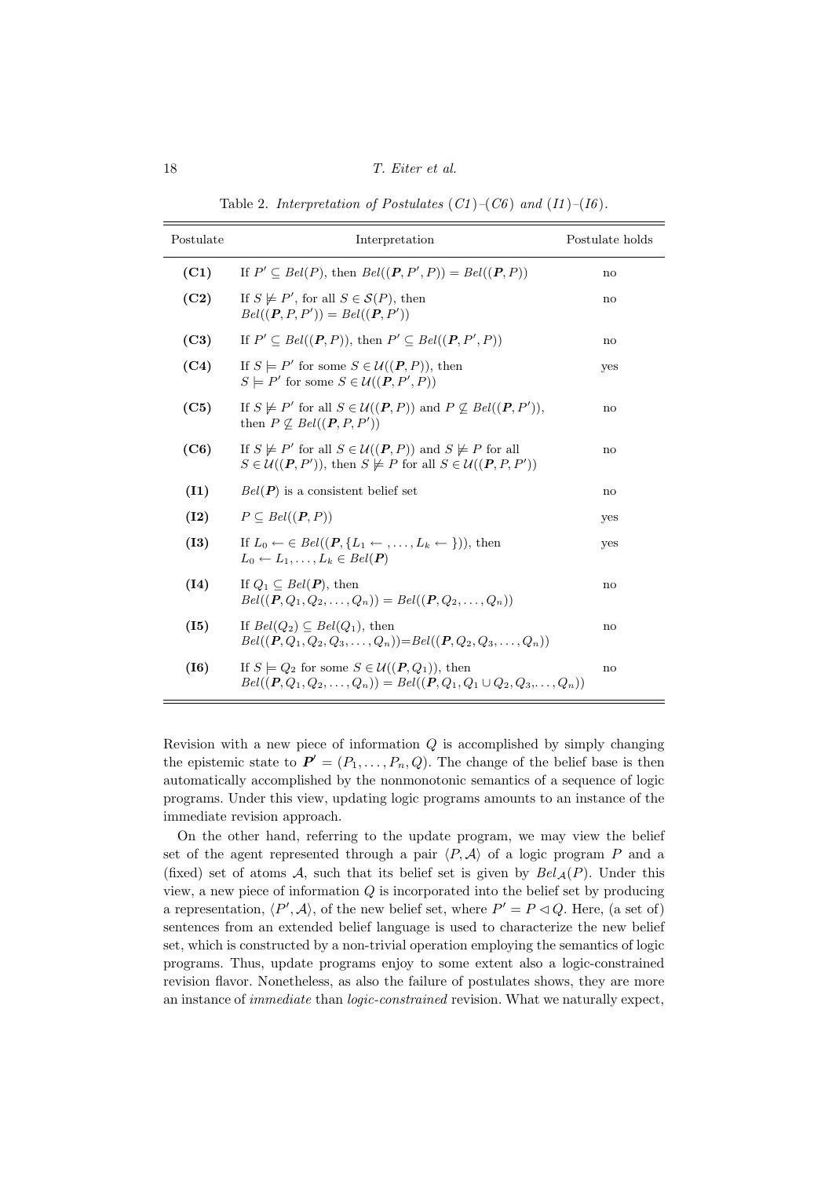Table 2. *Interpretation of Postulates (C1)–(C6) and (I1)–(I6).*

| Postulate | Interpretation | Postulate holds |
|---|---|---|
| **(C1)** | If $P' \subseteq Bel(P)$, then $Bel((\boldsymbol{P}, P', P)) = Bel((\boldsymbol{P}, P))$ | no |
| **(C2)** | If $S \not\models P'$, for all $S \in \mathcal{S}(P)$, then $Bel((\boldsymbol{P}, P, P')) = Bel((\boldsymbol{P}, P'))$ | no |
| **(C3)** | If $P' \subseteq Bel((\boldsymbol{P}, P))$, then $P' \subseteq Bel((\boldsymbol{P}, P', P))$ | no |
| **(C4)** | If $S \models P'$ for some $S \in \mathcal{U}((\boldsymbol{P}, P))$, then $S \models P'$ for some $S \in \mathcal{U}((\boldsymbol{P}, P', P))$ | yes |
| **(C5)** | If $S \not\models P'$ for all $S \in \mathcal{U}((\boldsymbol{P}, P))$ and $P \not\subseteq Bel((\boldsymbol{P}, P'))$, then $P \not\subseteq Bel((\boldsymbol{P}, P, P'))$ | no |
| **(C6)** | If $S \not\models P'$ for all $S \in \mathcal{U}((\boldsymbol{P}, P))$ and $S \not\models P$ for all $S \in \mathcal{U}((\boldsymbol{P}, P'))$, then $S \not\models P$ for all $S \in \mathcal{U}((\boldsymbol{P}, P, P'))$ | no |
| **(I1)** | $Bel(\boldsymbol{P})$ is a consistent belief set | no |
| **(I2)** | $P \subseteq Bel((\boldsymbol{P}, P))$ | yes |
| **(I3)** | If $L_0 \leftarrow\ \in Bel((\boldsymbol{P}, \{L_1 \leftarrow, \ldots, L_k \leftarrow\}))$, then $L_0 \leftarrow L_1, \ldots, L_k \in Bel(\boldsymbol{P})$ | yes |
| **(I4)** | If $Q_1 \subseteq Bel(\boldsymbol{P})$, then $Bel((\boldsymbol{P}, Q_1, Q_2, \ldots, Q_n)) = Bel((\boldsymbol{P}, Q_2, \ldots, Q_n))$ | no |
| **(I5)** | If $Bel(Q_2) \subseteq Bel(Q_1)$, then $Bel((\boldsymbol{P}, Q_1, Q_2, Q_3, \ldots, Q_n)) = Bel((\boldsymbol{P}, Q_2, Q_3, \ldots, Q_n))$ | no |
| **(I6)** | If $S \models Q_2$ for some $S \in \mathcal{U}((\boldsymbol{P}, Q_1))$, then $Bel((\boldsymbol{P}, Q_1, Q_2, \ldots, Q_n)) = Bel((\boldsymbol{P}, Q_1, Q_1 \cup Q_2, Q_3, \ldots, Q_n))$ | no |

Revision with a new piece of information $Q$ is accomplished by simply changing the epistemic state to $\boldsymbol{P}' = (P_1, \ldots, P_n, Q)$. The change of the belief base is then automatically accomplished by the nonmonotonic semantics of a sequence of logic programs. Under this view, updating logic programs amounts to an instance of the immediate revision approach.

On the other hand, referring to the update program, we may view the belief set of the agent represented through a pair $\langle P, \mathcal{A}\rangle$ of a logic program $P$ and a (fixed) set of atoms $\mathcal{A}$, such that its belief set is given by $Bel_{\mathcal{A}}(P)$. Under this view, a new piece of information $Q$ is incorporated into the belief set by producing a representation, $\langle P', \mathcal{A}\rangle$, of the new belief set, where $P' = P \lhd Q$. Here, (a set of) sentences from an extended belief language is used to characterize the new belief set, which is constructed by a non-trivial operation employing the semantics of logic programs. Thus, update programs enjoy to some extent also a logic-constrained revision flavor. Nonetheless, as also the failure of postulates shows, they are more an instance of *immediate* than *logic-constrained* revision. What we naturally expect,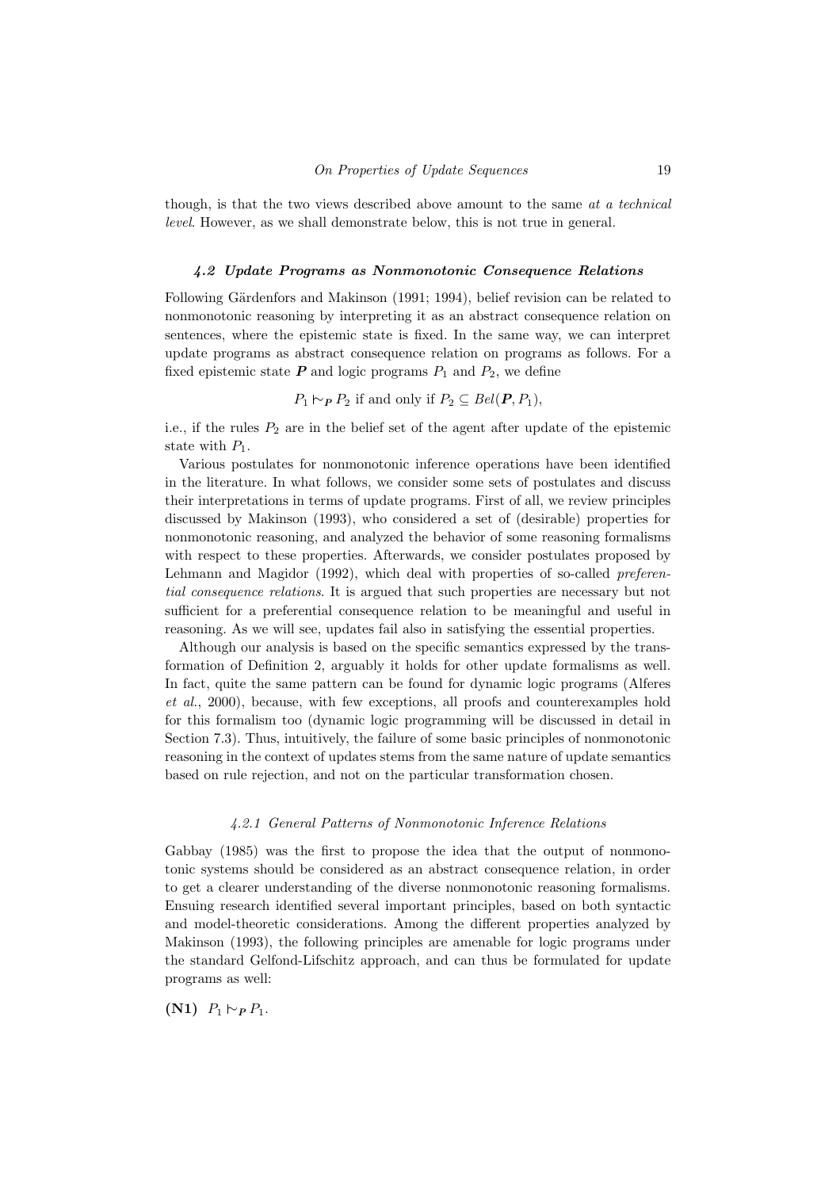though, is that the two views described above amount to the same *at a technical level*. However, as we shall demonstrate below, this is not true in general.

### *4.2 Update Programs as Nonmonotonic Consequence Relations*

Following Gärdenfors and Makinson (1991; 1994), belief revision can be related to nonmonotonic reasoning by interpreting it as an abstract consequence relation on sentences, where the epistemic state is fixed. In the same way, we can interpret update programs as abstract consequence relation on programs as follows. For a fixed epistemic state $\boldsymbol{P}$ and logic programs $P_1$ and $P_2$, we define

$$P_1 \mid\!\sim_{\boldsymbol{P}} P_2 \text{ if and only if } P_2 \subseteq Bel(\boldsymbol{P}, P_1),$$

i.e., if the rules $P_2$ are in the belief set of the agent after update of the epistemic state with $P_1$.

Various postulates for nonmonotonic inference operations have been identified in the literature. In what follows, we consider some sets of postulates and discuss their interpretations in terms of update programs. First of all, we review principles discussed by Makinson (1993), who considered a set of (desirable) properties for nonmonotonic reasoning, and analyzed the behavior of some reasoning formalisms with respect to these properties. Afterwards, we consider postulates proposed by Lehmann and Magidor (1992), which deal with properties of so-called *preferential consequence relations*. It is argued that such properties are necessary but not sufficient for a preferential consequence relation to be meaningful and useful in reasoning. As we will see, updates fail also in satisfying the essential properties.

Although our analysis is based on the specific semantics expressed by the transformation of Definition 2, arguably it holds for other update formalisms as well. In fact, quite the same pattern can be found for dynamic logic programs (Alferes *et al.*, 2000), because, with few exceptions, all proofs and counterexamples hold for this formalism too (dynamic logic programming will be discussed in detail in Section 7.3). Thus, intuitively, the failure of some basic principles of nonmonotonic reasoning in the context of updates stems from the same nature of update semantics based on rule rejection, and not on the particular transformation chosen.

#### *4.2.1 General Patterns of Nonmonotonic Inference Relations*

Gabbay (1985) was the first to propose the idea that the output of nonmonotonic systems should be considered as an abstract consequence relation, in order to get a clearer understanding of the diverse nonmonotonic reasoning formalisms. Ensuing research identified several important principles, based on both syntactic and model-theoretic considerations. Among the different properties analyzed by Makinson (1993), the following principles are amenable for logic programs under the standard Gelfond-Lifschitz approach, and can thus be formulated for update programs as well:

**(N1)** $P_1 \mid\!\sim_{\boldsymbol{P}} P_1$.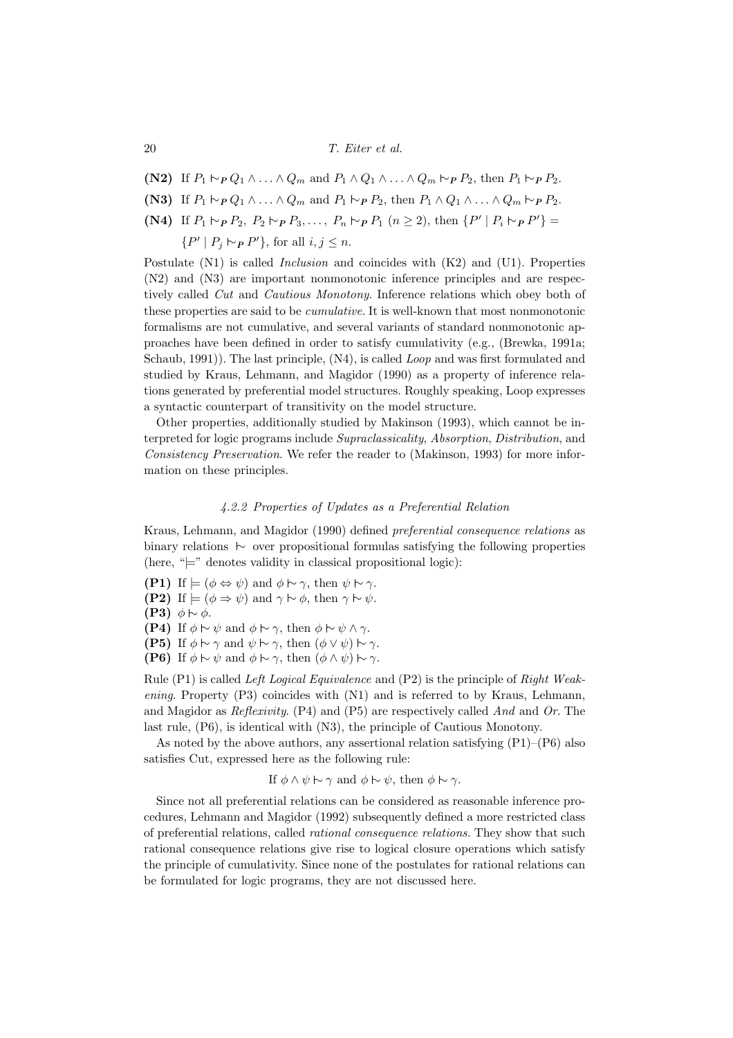**(N2)** If $P_1 \mathrel{\sim}_{\!P} Q_1 \wedge \ldots \wedge Q_m$ and $P_1 \wedge Q_1 \wedge \ldots \wedge Q_m \mathrel{\sim}_{\!P} P_2$, then $P_1 \mathrel{\sim}_{\!P} P_2$.

**(N3)** If $P_1 \mathrel{\sim}_{\!P} Q_1 \wedge \ldots \wedge Q_m$ and $P_1 \mathrel{\sim}_{\!P} P_2$, then $P_1 \wedge Q_1 \wedge \ldots \wedge Q_m \mathrel{\sim}_{\!P} P_2$.

**(N4)** If $P_1 \mathrel{\sim}_{\!P} P_2,\ P_2 \mathrel{\sim}_{\!P} P_3, \ldots,\ P_n \mathrel{\sim}_{\!P} P_1$ $(n \geq 2)$, then $\{P' \mid P_i \mathrel{\sim}_{\!P} P'\} = \{P' \mid P_j \mathrel{\sim}_{\!P} P'\}$, for all $i, j \leq n$.

Postulate (N1) is called *Inclusion* and coincides with (K2) and (U1). Properties (N2) and (N3) are important nonmonotonic inference principles and are respectively called *Cut* and *Cautious Monotony*. Inference relations which obey both of these properties are said to be *cumulative*. It is well-known that most nonmonotonic formalisms are not cumulative, and several variants of standard nonmonotonic approaches have been defined in order to satisfy cumulativity (e.g., (Brewka, 1991a; Schaub, 1991)). The last principle, (N4), is called *Loop* and was first formulated and studied by Kraus, Lehmann, and Magidor (1990) as a property of inference relations generated by preferential model structures. Roughly speaking, Loop expresses a syntactic counterpart of transitivity on the model structure.

Other properties, additionally studied by Makinson (1993), which cannot be interpreted for logic programs include *Supraclassicality*, *Absorption*, *Distribution*, and *Consistency Preservation*. We refer the reader to (Makinson, 1993) for more information on these principles.

#### *4.2.2 Properties of Updates as a Preferential Relation*

Kraus, Lehmann, and Magidor (1990) defined *preferential consequence relations* as binary relations $\mathrel{\sim}$ over propositional formulas satisfying the following properties (here, "$\models$" denotes validity in classical propositional logic):

**(P1)** If $\models (\phi \Leftrightarrow \psi)$ and $\phi \mathrel{\sim} \gamma$, then $\psi \mathrel{\sim} \gamma$.
**(P2)** If $\models (\phi \Rightarrow \psi)$ and $\gamma \mathrel{\sim} \phi$, then $\gamma \mathrel{\sim} \psi$.
**(P3)** $\phi \mathrel{\sim} \phi$.
**(P4)** If $\phi \mathrel{\sim} \psi$ and $\phi \mathrel{\sim} \gamma$, then $\phi \mathrel{\sim} \psi \wedge \gamma$.
**(P5)** If $\phi \mathrel{\sim} \gamma$ and $\psi \mathrel{\sim} \gamma$, then $(\phi \vee \psi) \mathrel{\sim} \gamma$.
**(P6)** If $\phi \mathrel{\sim} \psi$ and $\phi \mathrel{\sim} \gamma$, then $(\phi \wedge \psi) \mathrel{\sim} \gamma$.

Rule (P1) is called *Left Logical Equivalence* and (P2) is the principle of *Right Weakening*. Property (P3) coincides with (N1) and is referred to by Kraus, Lehmann, and Magidor as *Reflexivity*. (P4) and (P5) are respectively called *And* and *Or*. The last rule, (P6), is identical with (N3), the principle of Cautious Monotony.

As noted by the above authors, any assertional relation satisfying (P1)–(P6) also satisfies Cut, expressed here as the following rule:

$$\text{If } \phi \wedge \psi \mathrel{\sim} \gamma \text{ and } \phi \mathrel{\sim} \psi, \text{ then } \phi \mathrel{\sim} \gamma.$$

Since not all preferential relations can be considered as reasonable inference procedures, Lehmann and Magidor (1992) subsequently defined a more restricted class of preferential relations, called *rational consequence relations*. They show that such rational consequence relations give rise to logical closure operations which satisfy the principle of cumulativity. Since none of the postulates for rational relations can be formulated for logic programs, they are not discussed here.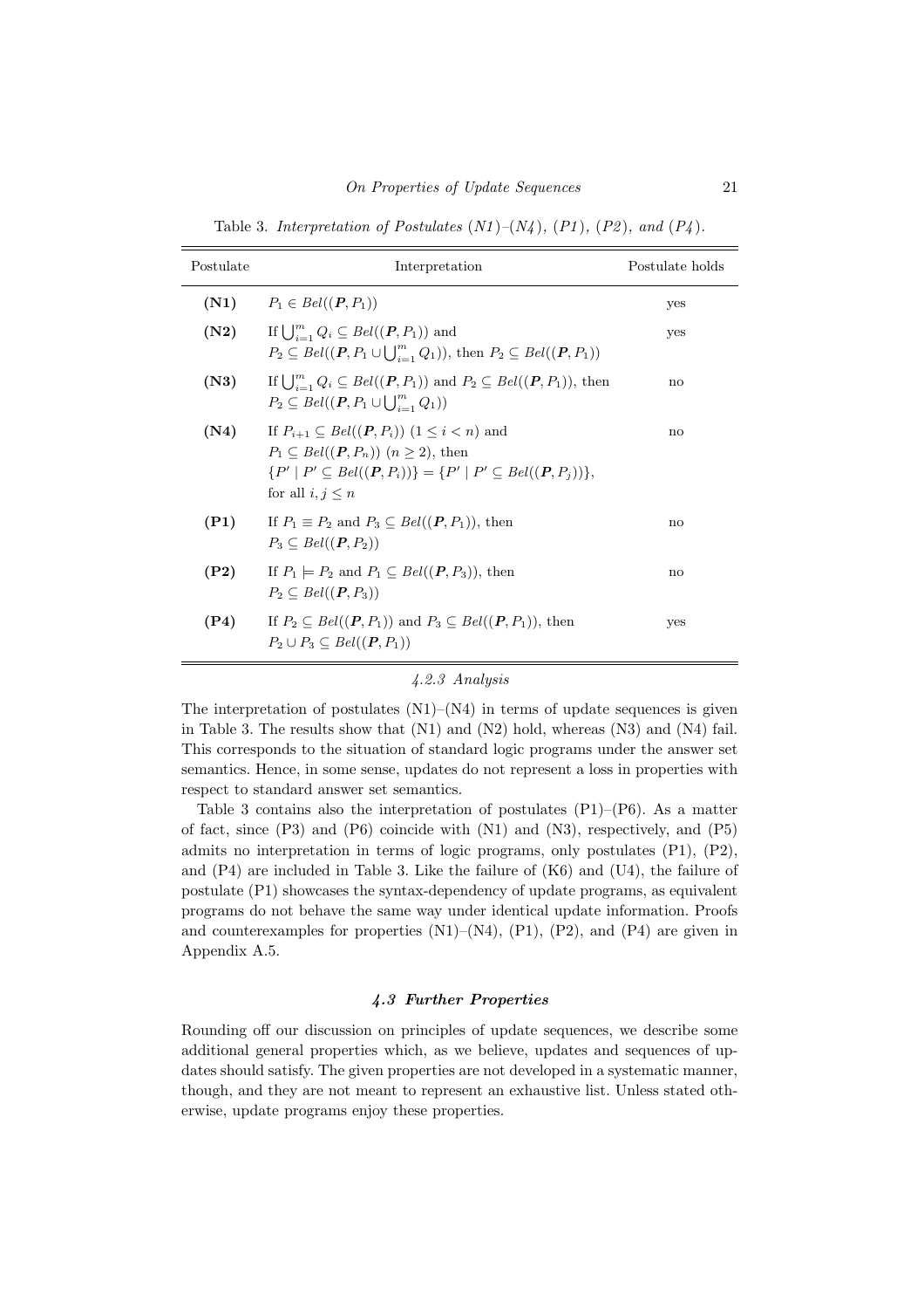Table 3. *Interpretation of Postulates (N1)–(N4), (P1), (P2), and (P4).*

| Postulate | Interpretation | Postulate holds |
|---|---|---|
| **(N1)** | $P_1 \in Bel((\boldsymbol{P}, P_1))$ | yes |
| **(N2)** | If $\bigcup_{i=1}^{m} Q_i \subseteq Bel((\boldsymbol{P}, P_1))$ and $P_2 \subseteq Bel((\boldsymbol{P}, P_1 \cup \bigcup_{i=1}^{m} Q_1))$, then $P_2 \subseteq Bel((\boldsymbol{P}, P_1))$ | yes |
| **(N3)** | If $\bigcup_{i=1}^{m} Q_i \subseteq Bel((\boldsymbol{P}, P_1))$ and $P_2 \subseteq Bel((\boldsymbol{P}, P_1))$, then $P_2 \subseteq Bel((\boldsymbol{P}, P_1 \cup \bigcup_{i=1}^{m} Q_1))$ | no |
| **(N4)** | If $P_{i+1} \subseteq Bel((\boldsymbol{P}, P_i))$ $(1 \leq i < n)$ and $P_1 \subseteq Bel((\boldsymbol{P}, P_n))$ $(n \geq 2)$, then $\{P' \mid P' \subseteq Bel((\boldsymbol{P}, P_i))\} = \{P' \mid P' \subseteq Bel((\boldsymbol{P}, P_j))\}$, for all $i, j \leq n$ | no |
| **(P1)** | If $P_1 \equiv P_2$ and $P_3 \subseteq Bel((\boldsymbol{P}, P_1))$, then $P_3 \subseteq Bel((\boldsymbol{P}, P_2))$ | no |
| **(P2)** | If $P_1 \models P_2$ and $P_1 \subseteq Bel((\boldsymbol{P}, P_3))$, then $P_2 \subseteq Bel((\boldsymbol{P}, P_3))$ | no |
| **(P4)** | If $P_2 \subseteq Bel((\boldsymbol{P}, P_1))$ and $P_3 \subseteq Bel((\boldsymbol{P}, P_1))$, then $P_2 \cup P_3 \subseteq Bel((\boldsymbol{P}, P_1))$ | yes |

#### 4.2.3 Analysis

The interpretation of postulates (N1)–(N4) in terms of update sequences is given in Table 3. The results show that (N1) and (N2) hold, whereas (N3) and (N4) fail. This corresponds to the situation of standard logic programs under the answer set semantics. Hence, in some sense, updates do not represent a loss in properties with respect to standard answer set semantics.

Table 3 contains also the interpretation of postulates (P1)–(P6). As a matter of fact, since (P3) and (P6) coincide with (N1) and (N3), respectively, and (P5) admits no interpretation in terms of logic programs, only postulates (P1), (P2), and (P4) are included in Table 3. Like the failure of (K6) and (U4), the failure of postulate (P1) showcases the syntax-dependency of update programs, as equivalent programs do not behave the same way under identical update information. Proofs and counterexamples for properties (N1)–(N4), (P1), (P2), and (P4) are given in Appendix A.5.

### 4.3 Further Properties

Rounding off our discussion on principles of update sequences, we describe some additional general properties which, as we believe, updates and sequences of updates should satisfy. The given properties are not developed in a systematic manner, though, and they are not meant to represent an exhaustive list. Unless stated otherwise, update programs enjoy these properties.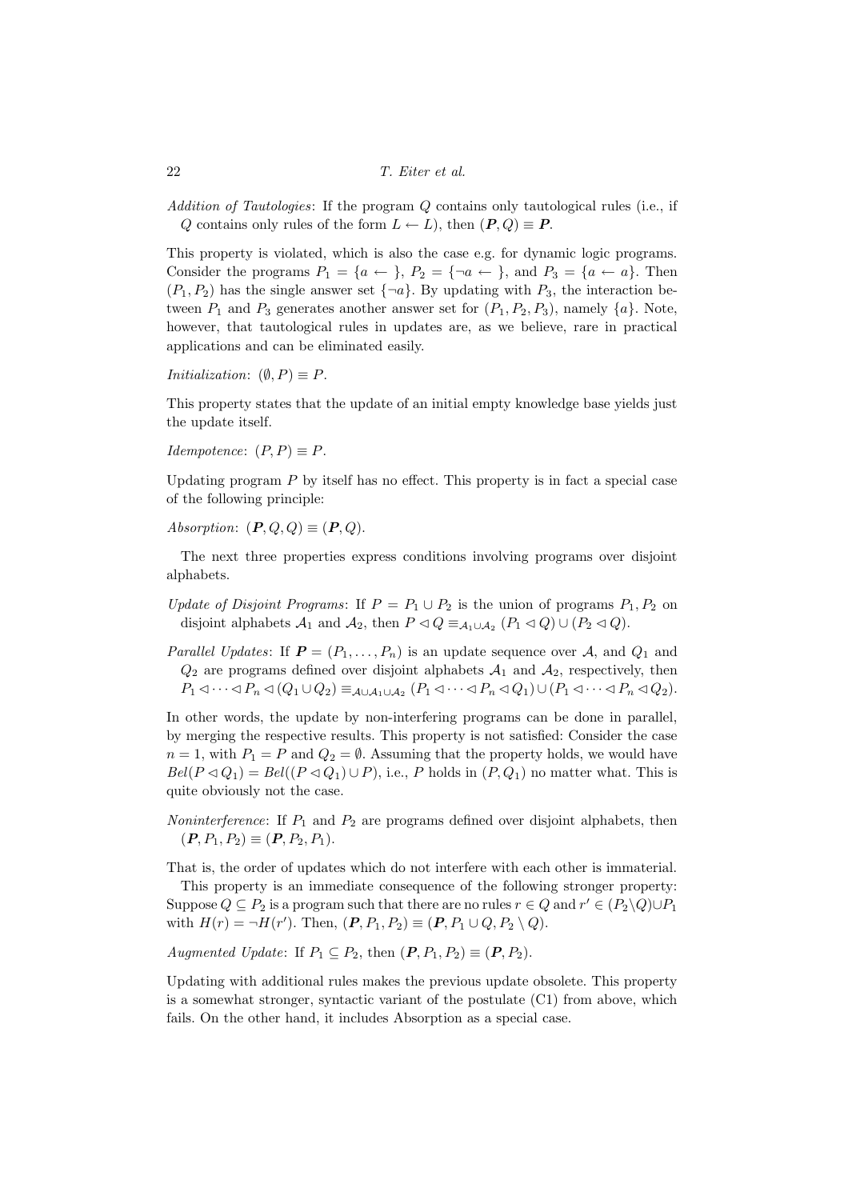*Addition of Tautologies*: If the program $Q$ contains only tautological rules (i.e., if $Q$ contains only rules of the form $L \leftarrow L$), then $(\boldsymbol{P}, Q) \equiv \boldsymbol{P}$.

This property is violated, which is also the case e.g. for dynamic logic programs. Consider the programs $P_1 = \{a \leftarrow\}$, $P_2 = \{\neg a \leftarrow\}$, and $P_3 = \{a \leftarrow a\}$. Then $(P_1, P_2)$ has the single answer set $\{\neg a\}$. By updating with $P_3$, the interaction between $P_1$ and $P_3$ generates another answer set for $(P_1, P_2, P_3)$, namely $\{a\}$. Note, however, that tautological rules in updates are, as we believe, rare in practical applications and can be eliminated easily.

*Initialization*: $(\emptyset, P) \equiv P$.

This property states that the update of an initial empty knowledge base yields just the update itself.

*Idempotence*: $(P, P) \equiv P$.

Updating program $P$ by itself has no effect. This property is in fact a special case of the following principle:

*Absorption*: $(\boldsymbol{P}, Q, Q) \equiv (\boldsymbol{P}, Q)$.

The next three properties express conditions involving programs over disjoint alphabets.

*Update of Disjoint Programs*: If $P = P_1 \cup P_2$ is the union of programs $P_1, P_2$ on disjoint alphabets $\mathcal{A}_1$ and $\mathcal{A}_2$, then $P \triangleleft Q \equiv_{\mathcal{A}_1 \cup \mathcal{A}_2} (P_1 \triangleleft Q) \cup (P_2 \triangleleft Q)$.

*Parallel Updates*: If $\boldsymbol{P} = (P_1, \ldots, P_n)$ is an update sequence over $\mathcal{A}$, and $Q_1$ and $Q_2$ are programs defined over disjoint alphabets $\mathcal{A}_1$ and $\mathcal{A}_2$, respectively, then $P_1 \triangleleft \cdots \triangleleft P_n \triangleleft (Q_1 \cup Q_2) \equiv_{\mathcal{A} \cup \mathcal{A}_1 \cup \mathcal{A}_2} (P_1 \triangleleft \cdots \triangleleft P_n \triangleleft Q_1) \cup (P_1 \triangleleft \cdots \triangleleft P_n \triangleleft Q_2)$.

In other words, the update by non-interfering programs can be done in parallel, by merging the respective results. This property is not satisfied: Consider the case $n = 1$, with $P_1 = P$ and $Q_2 = \emptyset$. Assuming that the property holds, we would have $Bel(P \triangleleft Q_1) = Bel((P \triangleleft Q_1) \cup P)$, i.e., $P$ holds in $(P, Q_1)$ no matter what. This is quite obviously not the case.

*Noninterference*: If $P_1$ and $P_2$ are programs defined over disjoint alphabets, then $(\boldsymbol{P}, P_1, P_2) \equiv (\boldsymbol{P}, P_2, P_1)$.

That is, the order of updates which do not interfere with each other is immaterial.

This property is an immediate consequence of the following stronger property: Suppose $Q \subseteq P_2$ is a program such that there are no rules $r \in Q$ and $r' \in (P_2 \setminus Q) \cup P_1$ with $H(r) = \neg H(r')$. Then, $(\boldsymbol{P}, P_1, P_2) \equiv (\boldsymbol{P}, P_1 \cup Q, P_2 \setminus Q)$.

*Augmented Update*: If $P_1 \subseteq P_2$, then $(\boldsymbol{P}, P_1, P_2) \equiv (\boldsymbol{P}, P_2)$.

Updating with additional rules makes the previous update obsolete. This property is a somewhat stronger, syntactic variant of the postulate (C1) from above, which fails. On the other hand, it includes Absorption as a special case.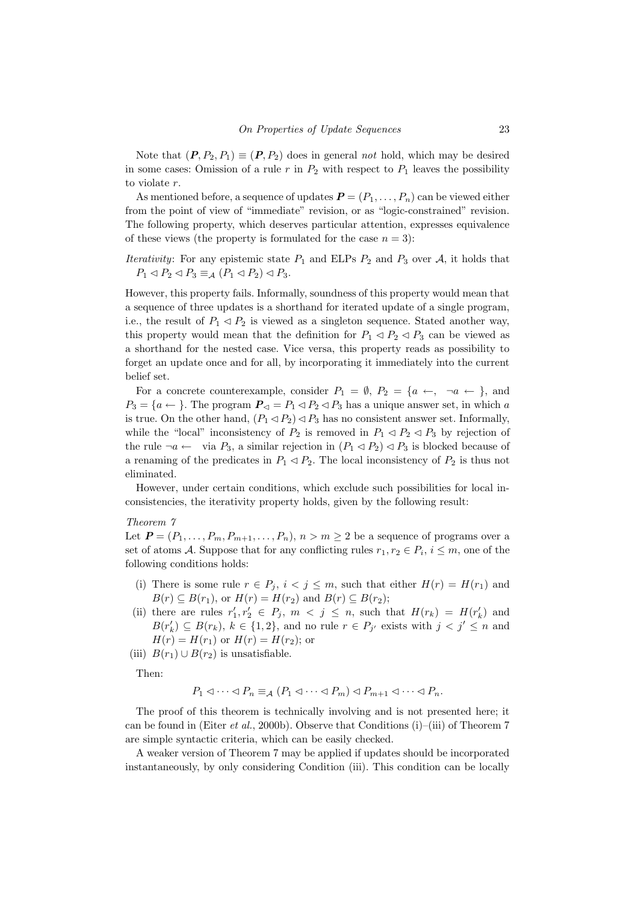Note that $(\boldsymbol{P}, P_2, P_1) \equiv (\boldsymbol{P}, P_2)$ does in general *not* hold, which may be desired in some cases: Omission of a rule $r$ in $P_2$ with respect to $P_1$ leaves the possibility to violate $r$.

As mentioned before, a sequence of updates $\boldsymbol{P} = (P_1, \ldots, P_n)$ can be viewed either from the point of view of "immediate" revision, or as "logic-constrained" revision. The following property, which deserves particular attention, expresses equivalence of these views (the property is formulated for the case $n = 3$):

*Iterativity*: For any epistemic state $P_1$ and ELPs $P_2$ and $P_3$ over $\mathcal{A}$, it holds that $P_1 \triangleleft P_2 \triangleleft P_3 \equiv_{\mathcal{A}} (P_1 \triangleleft P_2) \triangleleft P_3$.

However, this property fails. Informally, soundness of this property would mean that a sequence of three updates is a shorthand for iterated update of a single program, i.e., the result of $P_1 \triangleleft P_2$ is viewed as a singleton sequence. Stated another way, this property would mean that the definition for $P_1 \triangleleft P_2 \triangleleft P_3$ can be viewed as a shorthand for the nested case. Vice versa, this property reads as possibility to forget an update once and for all, by incorporating it immediately into the current belief set.

For a concrete counterexample, consider $P_1 = \emptyset$, $P_2 = \{a \leftarrow,\ \ \neg a \leftarrow\ \}$, and $P_3 = \{a \leftarrow\ \}$. The program $\boldsymbol{P}_{\triangleleft} = P_1 \triangleleft P_2 \triangleleft P_3$ has a unique answer set, in which $a$ is true. On the other hand, $(P_1 \triangleleft P_2) \triangleleft P_3$ has no consistent answer set. Informally, while the "local" inconsistency of $P_2$ is removed in $P_1 \triangleleft P_2 \triangleleft P_3$ by rejection of the rule $\neg a \leftarrow$ via $P_3$, a similar rejection in $(P_1 \triangleleft P_2) \triangleleft P_3$ is blocked because of a renaming of the predicates in $P_1 \triangleleft P_2$. The local inconsistency of $P_2$ is thus not eliminated.

However, under certain conditions, which exclude such possibilities for local inconsistencies, the iterativity property holds, given by the following result:

*Theorem 7*
Let $\boldsymbol{P} = (P_1, \ldots, P_m, P_{m+1}, \ldots, P_n)$, $n > m \geq 2$ be a sequence of programs over a set of atoms $\mathcal{A}$. Suppose that for any conflicting rules $r_1, r_2 \in P_i$, $i \leq m$, one of the following conditions holds:

(i) There is some rule $r \in P_j$, $i < j \leq m$, such that either $H(r) = H(r_1)$ and $B(r) \subseteq B(r_1)$, or $H(r) = H(r_2)$ and $B(r) \subseteq B(r_2)$;

(ii) there are rules $r_1', r_2' \in P_j$, $m < j \leq n$, such that $H(r_k) = H(r_k')$ and $B(r_k') \subseteq B(r_k)$, $k \in \{1, 2\}$, and no rule $r \in P_{j'}$ exists with $j < j' \leq n$ and $H(r) = H(r_1)$ or $H(r) = H(r_2)$; or

(iii) $B(r_1) \cup B(r_2)$ is unsatisfiable.

Then:

$$P_1 \triangleleft \cdots \triangleleft P_n \equiv_{\mathcal{A}} (P_1 \triangleleft \cdots \triangleleft P_m) \triangleleft P_{m+1} \triangleleft \cdots \triangleleft P_n.$$

The proof of this theorem is technically involving and is not presented here; it can be found in (Eiter *et al.*, 2000b). Observe that Conditions (i)–(iii) of Theorem 7 are simple syntactic criteria, which can be easily checked.

A weaker version of Theorem 7 may be applied if updates should be incorporated instantaneously, by only considering Condition (iii). This condition can be locally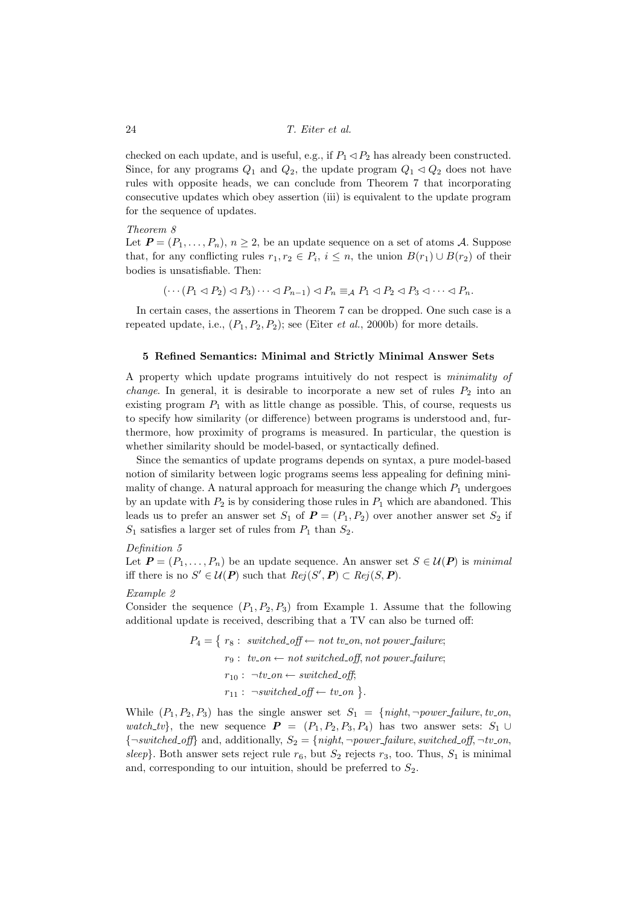checked on each update, and is useful, e.g., if $P_1 \lhd P_2$ has already been constructed. Since, for any programs $Q_1$ and $Q_2$, the update program $Q_1 \lhd Q_2$ does not have rules with opposite heads, we can conclude from Theorem 7 that incorporating consecutive updates which obey assertion (iii) is equivalent to the update program for the sequence of updates.

*Theorem 8*

Let $\boldsymbol{P} = (P_1, \ldots, P_n)$, $n \geq 2$, be an update sequence on a set of atoms $\mathcal{A}$. Suppose that, for any conflicting rules $r_1, r_2 \in P_i$, $i \leq n$, the union $B(r_1) \cup B(r_2)$ of their bodies is unsatisfiable. Then:

$$(\cdots(P_1 \lhd P_2) \lhd P_3) \cdots \lhd P_{n-1}) \lhd P_n \equiv_{\mathcal{A}} P_1 \lhd P_2 \lhd P_3 \lhd \cdots \lhd P_n.$$

In certain cases, the assertions in Theorem 7 can be dropped. One such case is a repeated update, i.e., $(P_1, P_2, P_2)$; see (Eiter *et al.*, 2000b) for more details.

## 5 Refined Semantics: Minimal and Strictly Minimal Answer Sets

A property which update programs intuitively do not respect is *minimality of change*. In general, it is desirable to incorporate a new set of rules $P_2$ into an existing program $P_1$ with as little change as possible. This, of course, requests us to specify how similarity (or difference) between programs is understood and, furthermore, how proximity of programs is measured. In particular, the question is whether similarity should be model-based, or syntactically defined.

Since the semantics of update programs depends on syntax, a pure model-based notion of similarity between logic programs seems less appealing for defining minimality of change. A natural approach for measuring the change which $P_1$ undergoes by an update with $P_2$ is by considering those rules in $P_1$ which are abandoned. This leads us to prefer an answer set $S_1$ of $\boldsymbol{P} = (P_1, P_2)$ over another answer set $S_2$ if $S_1$ satisfies a larger set of rules from $P_1$ than $S_2$.

*Definition 5*

Let $\boldsymbol{P} = (P_1, \ldots, P_n)$ be an update sequence. An answer set $S \in \mathcal{U}(\boldsymbol{P})$ is *minimal* iff there is no $S' \in \mathcal{U}(\boldsymbol{P})$ such that $Rej(S', \boldsymbol{P}) \subset Rej(S, \boldsymbol{P})$.

*Example 2*

Consider the sequence $(P_1, P_2, P_3)$ from Example 1. Assume that the following additional update is received, describing that a TV can also be turned off:

$$
\begin{aligned}
P_4 = \{\ & r_8: \ \mathit{switched\_off} \leftarrow \mathit{not}\ \mathit{tv\_on}, \mathit{not}\ \mathit{power\_failure}; \\
& r_9: \ \mathit{tv\_on} \leftarrow \mathit{not}\ \mathit{switched\_off}, \mathit{not}\ \mathit{power\_failure}; \\
& r_{10}: \ \neg \mathit{tv\_on} \leftarrow \mathit{switched\_off}; \\
& r_{11}: \ \neg \mathit{switched\_off} \leftarrow \mathit{tv\_on}\ \}.
\end{aligned}
$$

While $(P_1, P_2, P_3)$ has the single answer set $S_1 = \{\mathit{night}, \neg \mathit{power\_failure}, \mathit{tv\_on}, \mathit{watch\_tv}\}$, the new sequence $\boldsymbol{P} = (P_1, P_2, P_3, P_4)$ has two answer sets: $S_1 \cup \{\neg \mathit{switched\_off}\}$ and, additionally, $S_2 = \{\mathit{night}, \neg \mathit{power\_failure}, \mathit{switched\_off}, \neg \mathit{tv\_on}, \mathit{sleep}\}$. Both answer sets reject rule $r_6$, but $S_2$ rejects $r_3$, too. Thus, $S_1$ is minimal and, corresponding to our intuition, should be preferred to $S_2$.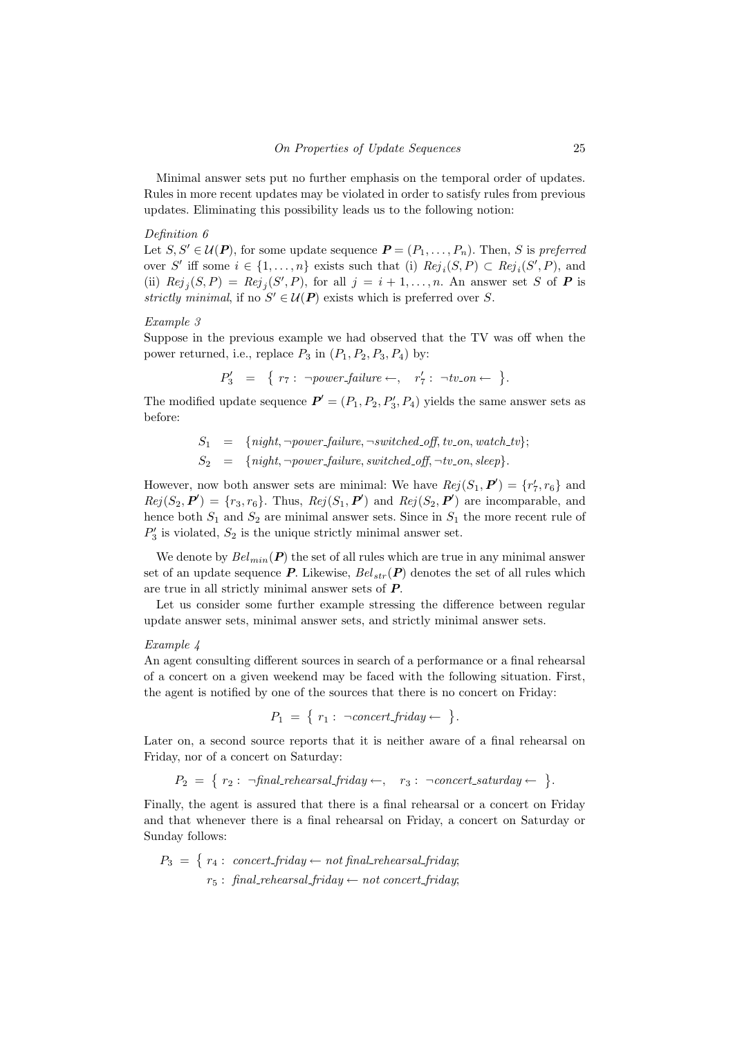Minimal answer sets put no further emphasis on the temporal order of updates. Rules in more recent updates may be violated in order to satisfy rules from previous updates. Eliminating this possibility leads us to the following notion:

*Definition 6*

Let $S, S' \in \mathcal{U}(\boldsymbol{P})$, for some update sequence $\boldsymbol{P} = (P_1, \ldots, P_n)$. Then, $S$ is *preferred* over $S'$ iff some $i \in \{1, \ldots, n\}$ exists such that (i) $Rej_i(S, P) \subset Rej_i(S', P)$, and (ii) $Rej_j(S, P) = Rej_j(S', P)$, for all $j = i+1, \ldots, n$. An answer set $S$ of $\boldsymbol{P}$ is *strictly minimal*, if no $S' \in \mathcal{U}(\boldsymbol{P})$ exists which is preferred over $S$.

*Example 3*

Suppose in the previous example we had observed that the TV was off when the power returned, i.e., replace $P_3$ in $(P_1, P_2, P_3, P_4)$ by:

$$P_3' \;=\; \{\; r_7 :\; \neg power\_failure \leftarrow, \quad r_7' :\; \neg tv\_on \leftarrow \;\}.$$

The modified update sequence $\boldsymbol{P}' = (P_1, P_2, P_3', P_4)$ yields the same answer sets as before:

$$\begin{aligned} S_1 &= \{night, \neg power\_failure, \neg switched\_off, tv\_on, watch\_tv\}; \\ S_2 &= \{night, \neg power\_failure, switched\_off, \neg tv\_on, sleep\}. \end{aligned}$$

However, now both answer sets are minimal: We have $Rej(S_1, \boldsymbol{P}') = \{r_7', r_6\}$ and $Rej(S_2, \boldsymbol{P}') = \{r_3, r_6\}$. Thus, $Rej(S_1, \boldsymbol{P}')$ and $Rej(S_2, \boldsymbol{P}')$ are incomparable, and hence both $S_1$ and $S_2$ are minimal answer sets. Since in $S_1$ the more recent rule of $P_3'$ is violated, $S_2$ is the unique strictly minimal answer set.

We denote by $Bel_{min}(\boldsymbol{P})$ the set of all rules which are true in any minimal answer set of an update sequence $\boldsymbol{P}$. Likewise, $Bel_{str}(\boldsymbol{P})$ denotes the set of all rules which are true in all strictly minimal answer sets of $\boldsymbol{P}$.

Let us consider some further example stressing the difference between regular update answer sets, minimal answer sets, and strictly minimal answer sets.

*Example 4*

An agent consulting different sources in search of a performance or a final rehearsal of a concert on a given weekend may be faced with the following situation. First, the agent is notified by one of the sources that there is no concert on Friday:

$$P_1 \;=\; \{\; r_1 :\; \neg concert\_friday \leftarrow \;\}.$$

Later on, a second source reports that it is neither aware of a final rehearsal on Friday, nor of a concert on Saturday:

$$P_2 \;=\; \{\; r_2 :\; \neg final\_rehearsal\_friday \leftarrow, \quad r_3 :\; \neg concert\_saturday \leftarrow \;\}.$$

Finally, the agent is assured that there is a final rehearsal or a concert on Friday and that whenever there is a final rehearsal on Friday, a concert on Saturday or Sunday follows:

$$\begin{aligned} P_3 \;=\; \{\; & r_4 :\; concert\_friday \leftarrow not\ final\_rehearsal\_friday; \\ & r_5 :\; final\_rehearsal\_friday \leftarrow not\ concert\_friday; \end{aligned}$$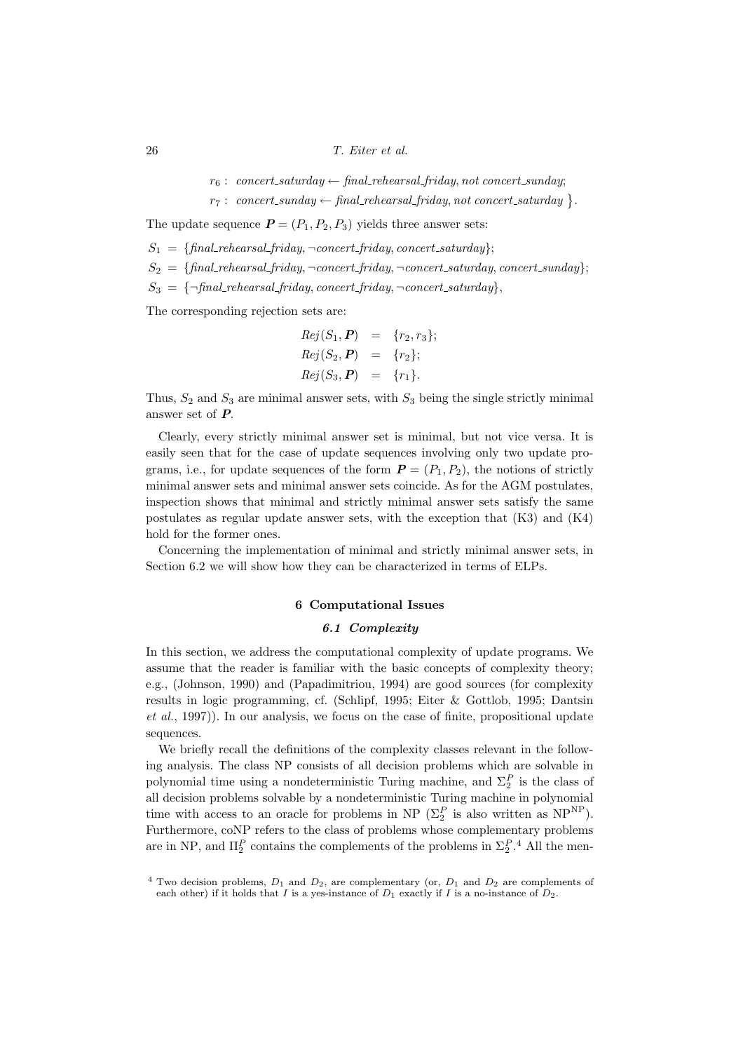$r_6: \ concert\_saturday \leftarrow final\_rehearsal\_friday, not\ concert\_sunday;$

$r_7: \ concert\_sunday \leftarrow final\_rehearsal\_friday, not\ concert\_saturday\ \}.$

The update sequence $\boldsymbol{P} = (P_1, P_2, P_3)$ yields three answer sets:

$$S_1 = \{final\_rehearsal\_friday, \neg concert\_friday, concert\_saturday\};$$

$$S_2 = \{final\_rehearsal\_friday, \neg concert\_friday, \neg concert\_saturday, concert\_sunday\};$$

$$S_3 = \{\neg final\_rehearsal\_friday, concert\_friday, \neg concert\_saturday\},$$

The corresponding rejection sets are:

$$\begin{aligned} Rej(S_1, \boldsymbol{P}) &= \{r_2, r_3\}; \\ Rej(S_2, \boldsymbol{P}) &= \{r_2\}; \\ Rej(S_3, \boldsymbol{P}) &= \{r_1\}. \end{aligned}$$

Thus, $S_2$ and $S_3$ are minimal answer sets, with $S_3$ being the single strictly minimal answer set of $\boldsymbol{P}$.

Clearly, every strictly minimal answer set is minimal, but not vice versa. It is easily seen that for the case of update sequences involving only two update programs, i.e., for update sequences of the form $\boldsymbol{P} = (P_1, P_2)$, the notions of strictly minimal answer sets and minimal answer sets coincide. As for the AGM postulates, inspection shows that minimal and strictly minimal answer sets satisfy the same postulates as regular update answer sets, with the exception that (K3) and (K4) hold for the former ones.

Concerning the implementation of minimal and strictly minimal answer sets, in Section 6.2 we will show how they can be characterized in terms of ELPs.

## 6 Computational Issues

### 6.1 Complexity

In this section, we address the computational complexity of update programs. We assume that the reader is familiar with the basic concepts of complexity theory; e.g., (Johnson, 1990) and (Papadimitriou, 1994) are good sources (for complexity results in logic programming, cf. (Schlipf, 1995; Eiter & Gottlob, 1995; Dantsin *et al.*, 1997)). In our analysis, we focus on the case of finite, propositional update sequences.

We briefly recall the definitions of the complexity classes relevant in the following analysis. The class NP consists of all decision problems which are solvable in polynomial time using a nondeterministic Turing machine, and $\Sigma_2^P$ is the class of all decision problems solvable by a nondeterministic Turing machine in polynomial time with access to an oracle for problems in NP ($\Sigma_2^P$ is also written as $\mathrm{NP}^{\mathrm{NP}}$). Furthermore, coNP refers to the class of problems whose complementary problems are in NP, and $\Pi_2^P$ contains the complements of the problems in $\Sigma_2^P$.[4] All the men-

[4] Two decision problems, $D_1$ and $D_2$, are complementary (or, $D_1$ and $D_2$ are complements of each other) if it holds that $I$ is a yes-instance of $D_1$ exactly if $I$ is a no-instance of $D_2$.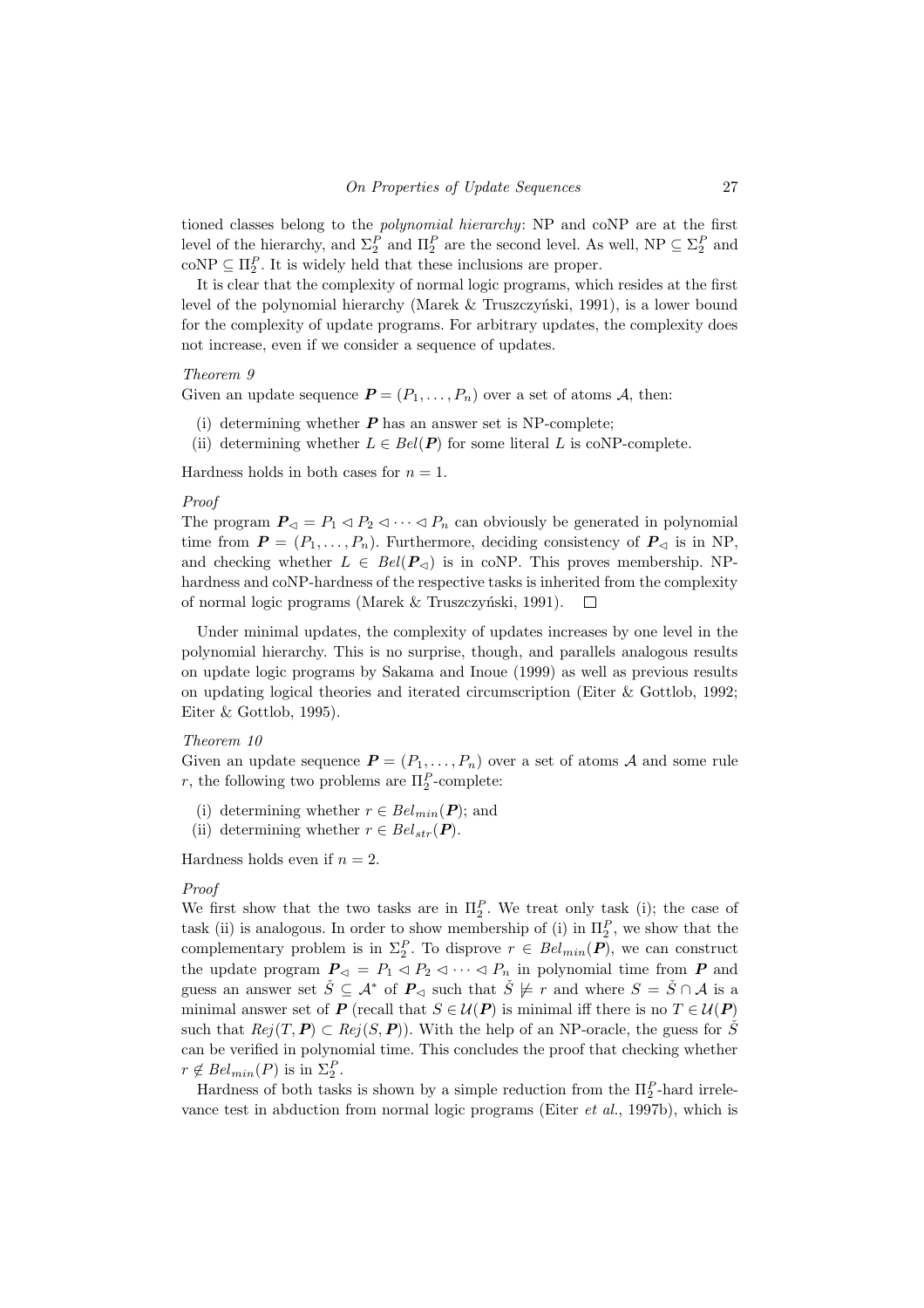tioned classes belong to the *polynomial hierarchy*: NP and coNP are at the first level of the hierarchy, and $\Sigma_2^P$ and $\Pi_2^P$ are the second level. As well, NP $\subseteq \Sigma_2^P$ and coNP $\subseteq \Pi_2^P$. It is widely held that these inclusions are proper.

It is clear that the complexity of normal logic programs, which resides at the first level of the polynomial hierarchy (Marek & Truszczyński, 1991), is a lower bound for the complexity of update programs. For arbitrary updates, the complexity does not increase, even if we consider a sequence of updates.

*Theorem 9*

Given an update sequence $\boldsymbol{P} = (P_1, \ldots, P_n)$ over a set of atoms $\mathcal{A}$, then:

(i) determining whether $\boldsymbol{P}$ has an answer set is NP-complete;
(ii) determining whether $L \in Bel(\boldsymbol{P})$ for some literal $L$ is coNP-complete.

Hardness holds in both cases for $n = 1$.

*Proof*

The program $\boldsymbol{P}_{\triangleleft} = P_1 \triangleleft P_2 \triangleleft \cdots \triangleleft P_n$ can obviously be generated in polynomial time from $\boldsymbol{P} = (P_1, \ldots, P_n)$. Furthermore, deciding consistency of $\boldsymbol{P}_{\triangleleft}$ is in NP, and checking whether $L \in Bel(\boldsymbol{P}_{\triangleleft})$ is in coNP. This proves membership. NP-hardness and coNP-hardness of the respective tasks is inherited from the complexity of normal logic programs (Marek & Truszczyński, 1991). $\square$

Under minimal updates, the complexity of updates increases by one level in the polynomial hierarchy. This is no surprise, though, and parallels analogous results on update logic programs by Sakama and Inoue (1999) as well as previous results on updating logical theories and iterated circumscription (Eiter & Gottlob, 1992; Eiter & Gottlob, 1995).

*Theorem 10*

Given an update sequence $\boldsymbol{P} = (P_1, \ldots, P_n)$ over a set of atoms $\mathcal{A}$ and some rule $r$, the following two problems are $\Pi_2^P$-complete:

(i) determining whether $r \in Bel_{min}(\boldsymbol{P})$; and
(ii) determining whether $r \in Bel_{str}(\boldsymbol{P})$.

Hardness holds even if $n = 2$.

*Proof*

We first show that the two tasks are in $\Pi_2^P$. We treat only task (i); the case of task (ii) is analogous. In order to show membership of (i) in $\Pi_2^P$, we show that the complementary problem is in $\Sigma_2^P$. To disprove $r \in Bel_{min}(\boldsymbol{P})$, we can construct the update program $\boldsymbol{P}_{\triangleleft} = P_1 \triangleleft P_2 \triangleleft \cdots \triangleleft P_n$ in polynomial time from $\boldsymbol{P}$ and guess an answer set $\check{S} \subseteq \mathcal{A}^*$ of $\boldsymbol{P}_{\triangleleft}$ such that $\check{S} \not\models r$ and where $S = \check{S} \cap \mathcal{A}$ is a minimal answer set of $\boldsymbol{P}$ (recall that $S \in \mathcal{U}(\boldsymbol{P})$ is minimal iff there is no $T \in \mathcal{U}(\boldsymbol{P})$ such that $Rej(T, \boldsymbol{P}) \subset Rej(S, \boldsymbol{P})$). With the help of an NP-oracle, the guess for $\check{S}$ can be verified in polynomial time. This concludes the proof that checking whether $r \notin Bel_{min}(P)$ is in $\Sigma_2^P$.

Hardness of both tasks is shown by a simple reduction from the $\Pi_2^P$-hard irrelevance test in abduction from normal logic programs (Eiter *et al.*, 1997b), which is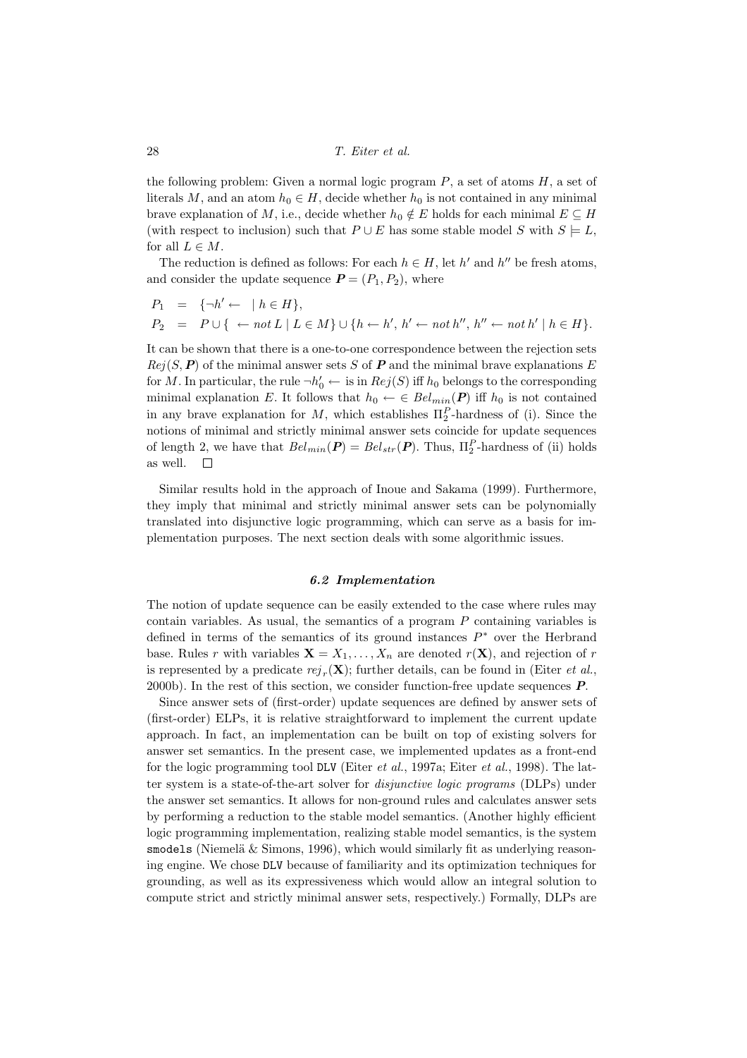the following problem: Given a normal logic program $P$, a set of atoms $H$, a set of literals $M$, and an atom $h_0 \in H$, decide whether $h_0$ is not contained in any minimal brave explanation of $M$, i.e., decide whether $h_0 \notin E$ holds for each minimal $E \subseteq H$ (with respect to inclusion) such that $P \cup E$ has some stable model $S$ with $S \models L$, for all $L \in M$.

The reduction is defined as follows: For each $h \in H$, let $h'$ and $h''$ be fresh atoms, and consider the update sequence $\boldsymbol{P} = (P_1, P_2)$, where

$$
\begin{aligned}
P_1 &= \{\neg h' \leftarrow \ \mid h \in H\}, \\
P_2 &= P \cup \{\ \leftarrow not\, L \mid L \in M\} \cup \{h \leftarrow h',\ h' \leftarrow not\, h'',\ h'' \leftarrow not\, h' \mid h \in H\}.
\end{aligned}
$$

It can be shown that there is a one-to-one correspondence between the rejection sets $Rej(S, \boldsymbol{P})$ of the minimal answer sets $S$ of $\boldsymbol{P}$ and the minimal brave explanations $E$ for $M$. In particular, the rule $\neg h_0' \leftarrow$ is in $Rej(S)$ iff $h_0$ belongs to the corresponding minimal explanation $E$. It follows that $h_0 \leftarrow \in Bel_{min}(\boldsymbol{P})$ iff $h_0$ is not contained in any brave explanation for $M$, which establishes $\Pi_2^P$-hardness of (i). Since the notions of minimal and strictly minimal answer sets coincide for update sequences of length 2, we have that $Bel_{min}(\boldsymbol{P}) = Bel_{str}(\boldsymbol{P})$. Thus, $\Pi_2^P$-hardness of (ii) holds as well. □

Similar results hold in the approach of Inoue and Sakama (1999). Furthermore, they imply that minimal and strictly minimal answer sets can be polynomially translated into disjunctive logic programming, which can serve as a basis for implementation purposes. The next section deals with some algorithmic issues.

### *6.2 Implementation*

The notion of update sequence can be easily extended to the case where rules may contain variables. As usual, the semantics of a program $P$ containing variables is defined in terms of the semantics of its ground instances $P^*$ over the Herbrand base. Rules $r$ with variables $\mathbf{X} = X_1, \ldots, X_n$ are denoted $r(\mathbf{X})$, and rejection of $r$ is represented by a predicate $rej_r(\mathbf{X})$; further details, can be found in (Eiter *et al.*, 2000b). In the rest of this section, we consider function-free update sequences $\boldsymbol{P}$.

Since answer sets of (first-order) update sequences are defined by answer sets of (first-order) ELPs, it is relative straightforward to implement the current update approach. In fact, an implementation can be built on top of existing solvers for answer set semantics. In the present case, we implemented updates as a front-end for the logic programming tool `DLV` (Eiter *et al.*, 1997a; Eiter *et al.*, 1998). The latter system is a state-of-the-art solver for *disjunctive logic programs* (DLPs) under the answer set semantics. It allows for non-ground rules and calculates answer sets by performing a reduction to the stable model semantics. (Another highly efficient logic programming implementation, realizing stable model semantics, is the system `smodels` (Niemelä & Simons, 1996), which would similarly fit as underlying reasoning engine. We chose `DLV` because of familiarity and its optimization techniques for grounding, as well as its expressiveness which would allow an integral solution to compute strict and strictly minimal answer sets, respectively.) Formally, DLPs are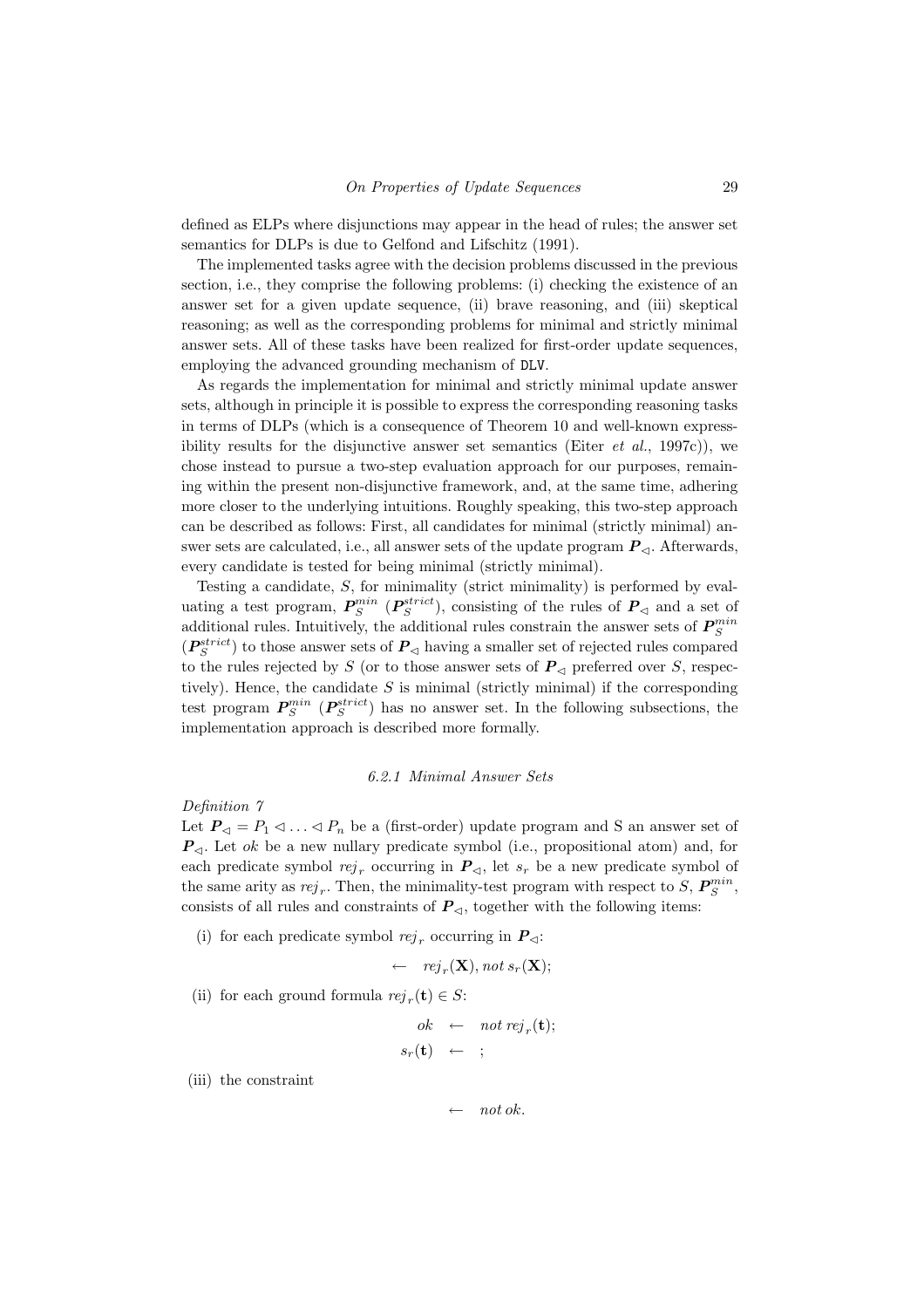defined as ELPs where disjunctions may appear in the head of rules; the answer set semantics for DLPs is due to Gelfond and Lifschitz (1991).

The implemented tasks agree with the decision problems discussed in the previous section, i.e., they comprise the following problems: (i) checking the existence of an answer set for a given update sequence, (ii) brave reasoning, and (iii) skeptical reasoning; as well as the corresponding problems for minimal and strictly minimal answer sets. All of these tasks have been realized for first-order update sequences, employing the advanced grounding mechanism of DLV.

As regards the implementation for minimal and strictly minimal update answer sets, although in principle it is possible to express the corresponding reasoning tasks in terms of DLPs (which is a consequence of Theorem 10 and well-known expressibility results for the disjunctive answer set semantics (Eiter *et al.*, 1997c)), we chose instead to pursue a two-step evaluation approach for our purposes, remaining within the present non-disjunctive framework, and, at the same time, adhering more closer to the underlying intuitions. Roughly speaking, this two-step approach can be described as follows: First, all candidates for minimal (strictly minimal) answer sets are calculated, i.e., all answer sets of the update program $\boldsymbol{P}_{\triangleleft}$. Afterwards, every candidate is tested for being minimal (strictly minimal).

Testing a candidate, $S$, for minimality (strict minimality) is performed by evaluating a test program, $\boldsymbol{P}_S^{min}$ ($\boldsymbol{P}_S^{strict}$), consisting of the rules of $\boldsymbol{P}_{\triangleleft}$ and a set of additional rules. Intuitively, the additional rules constrain the answer sets of $\boldsymbol{P}_S^{min}$ ($\boldsymbol{P}_S^{strict}$) to those answer sets of $\boldsymbol{P}_{\triangleleft}$ having a smaller set of rejected rules compared to the rules rejected by $S$ (or to those answer sets of $\boldsymbol{P}_{\triangleleft}$ preferred over $S$, respectively). Hence, the candidate $S$ is minimal (strictly minimal) if the corresponding test program $\boldsymbol{P}_S^{min}$ ($\boldsymbol{P}_S^{strict}$) has no answer set. In the following subsections, the implementation approach is described more formally.

### 6.2.1 Minimal Answer Sets

*Definition 7*

Let $\boldsymbol{P}_{\triangleleft} = P_1 \triangleleft \ldots \triangleleft P_n$ be a (first-order) update program and S an answer set of $\boldsymbol{P}_{\triangleleft}$. Let $ok$ be a new nullary predicate symbol (i.e., propositional atom) and, for each predicate symbol $rej_r$ occurring in $\boldsymbol{P}_{\triangleleft}$, let $s_r$ be a new predicate symbol of the same arity as $rej_r$. Then, the minimality-test program with respect to $S$, $\boldsymbol{P}_S^{min}$, consists of all rules and constraints of $\boldsymbol{P}_{\triangleleft}$, together with the following items:

(i) for each predicate symbol $rej_r$ occurring in $\boldsymbol{P}_{\triangleleft}$:

$$\leftarrow \quad rej_r(\mathbf{X}), not\, s_r(\mathbf{X});$$

(ii) for each ground formula $rej_r(\mathbf{t}) \in S$:

$$\begin{aligned} ok &\leftarrow not\ rej_r(\mathbf{t}); \\ s_r(\mathbf{t}) &\leftarrow \ ; \end{aligned}$$

(iii) the constraint

$$\leftarrow \quad not\, ok.$$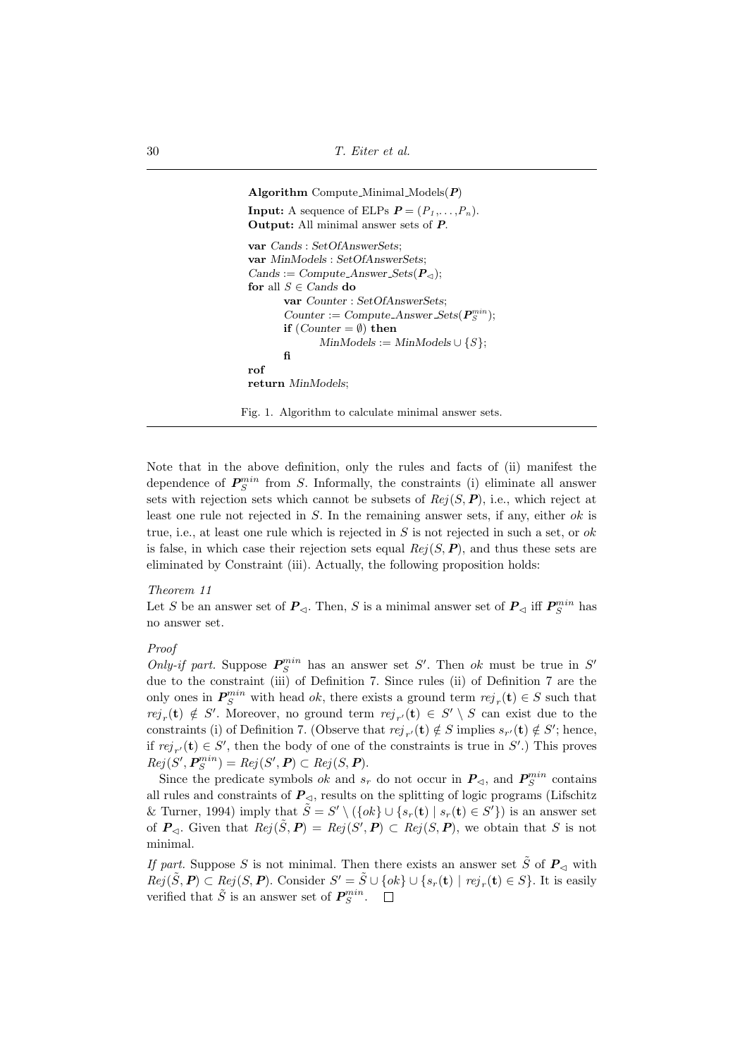```
Algorithm Compute_Minimal_Models(P)
Input: A sequence of ELPs P = (P_1,...,P_n).
Output: All minimal answer sets of P.

var Cands : SetOfAnswerSets;
var MinModels : SetOfAnswerSets;
Cands := Compute_Answer_Sets(P_◁);
for all S ∈ Cands do
        var Counter : SetOfAnswerSets;
        Counter := Compute_Answer_Sets(P_S^min);
        if (Counter = ∅) then
                MinModels := MinModels ∪ {S};
        fi
rof
return MinModels;
```

Fig. 1. Algorithm to calculate minimal answer sets.

Note that in the above definition, only the rules and facts of (ii) manifest the dependence of $\boldsymbol{P}_S^{min}$ from $S$. Informally, the constraints (i) eliminate all answer sets with rejection sets which cannot be subsets of $Rej(S, \boldsymbol{P})$, i.e., which reject at least one rule not rejected in $S$. In the remaining answer sets, if any, either $ok$ is true, i.e., at least one rule which is rejected in $S$ is not rejected in such a set, or $ok$ is false, in which case their rejection sets equal $Rej(S, \boldsymbol{P})$, and thus these sets are eliminated by Constraint (iii). Actually, the following proposition holds:

*Theorem 11*

Let $S$ be an answer set of $\boldsymbol{P}_\triangleleft$. Then, $S$ is a minimal answer set of $\boldsymbol{P}_\triangleleft$ iff $\boldsymbol{P}_S^{min}$ has no answer set.

*Proof*

*Only-if part.* Suppose $\boldsymbol{P}_S^{min}$ has an answer set $S'$. Then $ok$ must be true in $S'$ due to the constraint (iii) of Definition 7. Since rules (ii) of Definition 7 are the only ones in $\boldsymbol{P}_S^{min}$ with head $ok$, there exists a ground term $rej_r(\mathbf{t}) \in S$ such that $rej_r(\mathbf{t}) \notin S'$. Moreover, no ground term $rej_{r'}(\mathbf{t}) \in S' \setminus S$ can exist due to the constraints (i) of Definition 7. (Observe that $rej_{r'}(\mathbf{t}) \notin S$ implies $s_{r'}(\mathbf{t}) \notin S'$; hence, if $rej_{r'}(\mathbf{t}) \in S'$, then the body of one of the constraints is true in $S'$.) This proves $Rej(S', \boldsymbol{P}_S^{min}) = Rej(S', \boldsymbol{P}) \subset Rej(S, \boldsymbol{P})$.

Since the predicate symbols $ok$ and $s_r$ do not occur in $\boldsymbol{P}_\triangleleft$, and $\boldsymbol{P}_S^{min}$ contains all rules and constraints of $\boldsymbol{P}_\triangleleft$, results on the splitting of logic programs (Lifschitz & Turner, 1994) imply that $\tilde{S} = S' \setminus (\{ok\} \cup \{s_r(\mathbf{t}) \mid s_r(\mathbf{t}) \in S'\})$ is an answer set of $\boldsymbol{P}_\triangleleft$. Given that $Rej(\tilde{S}, \boldsymbol{P}) = Rej(S', \boldsymbol{P}) \subset Rej(S, \boldsymbol{P})$, we obtain that $S$ is not minimal.

*If part.* Suppose $S$ is not minimal. Then there exists an answer set $\tilde{S}$ of $\boldsymbol{P}_\triangleleft$ with $Rej(\tilde{S}, \boldsymbol{P}) \subset Rej(S, \boldsymbol{P})$. Consider $S' = \tilde{S} \cup \{ok\} \cup \{s_r(\mathbf{t}) \mid rej_r(\mathbf{t}) \in S\}$. It is easily verified that $\tilde{S}$ is an answer set of $\boldsymbol{P}_S^{min}$. $\square$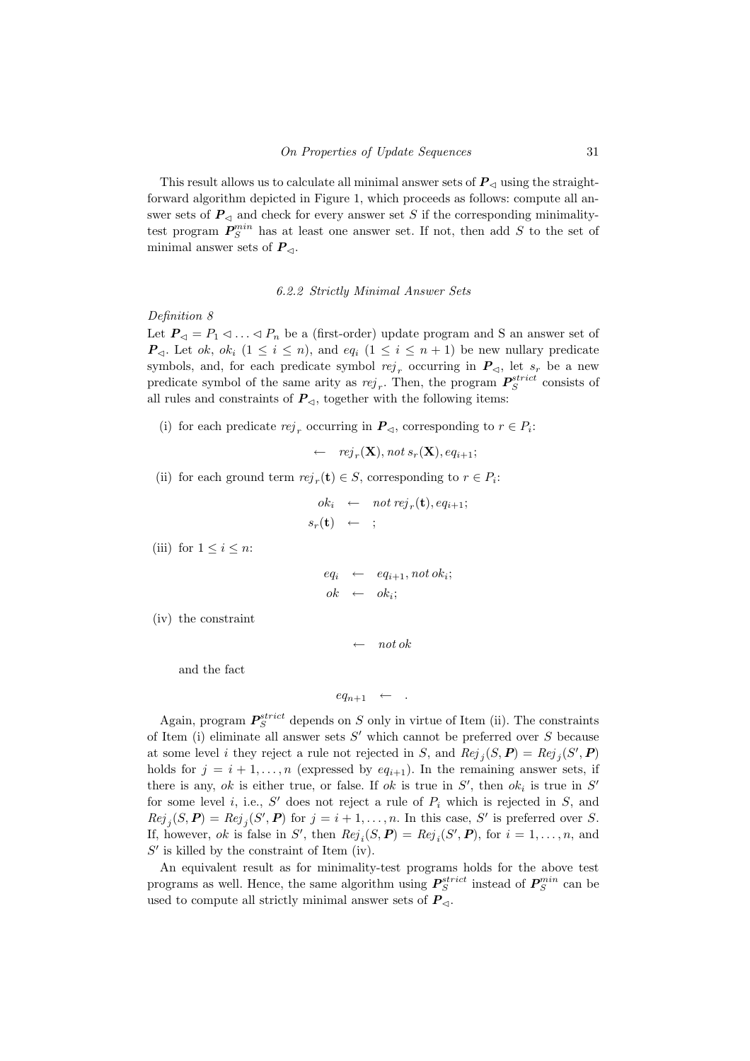This result allows us to calculate all minimal answer sets of $\boldsymbol{P}_{\lhd}$ using the straightforward algorithm depicted in Figure 1, which proceeds as follows: compute all answer sets of $\boldsymbol{P}_{\lhd}$ and check for every answer set $S$ if the corresponding minimality-test program $\boldsymbol{P}_S^{min}$ has at least one answer set. If not, then add $S$ to the set of minimal answer sets of $\boldsymbol{P}_{\lhd}$.

#### 6.2.2 Strictly Minimal Answer Sets

*Definition 8*

Let $\boldsymbol{P}_{\lhd} = P_1 \lhd \ldots \lhd P_n$ be a (first-order) update program and S an answer set of $\boldsymbol{P}_{\lhd}$. Let $ok$, $ok_i$ ($1 \leq i \leq n$), and $eq_i$ ($1 \leq i \leq n+1$) be new nullary predicate symbols, and, for each predicate symbol $rej_r$ occurring in $\boldsymbol{P}_{\lhd}$, let $s_r$ be a new predicate symbol of the same arity as $rej_r$. Then, the program $\boldsymbol{P}_S^{strict}$ consists of all rules and constraints of $\boldsymbol{P}_{\lhd}$, together with the following items:

(i) for each predicate $rej_r$ occurring in $\boldsymbol{P}_{\lhd}$, corresponding to $r \in P_i$:

$$\leftarrow \quad rej_r(\mathbf{X}), not\, s_r(\mathbf{X}), eq_{i+1};$$

(ii) for each ground term $rej_r(\mathbf{t}) \in S$, corresponding to $r \in P_i$:

$$\begin{aligned} ok_i &\leftarrow not\, rej_r(\mathbf{t}), eq_{i+1}; \\ s_r(\mathbf{t}) &\leftarrow \;; \end{aligned}$$

(iii) for $1 \leq i \leq n$:

$$\begin{aligned} eq_i &\leftarrow eq_{i+1}, not\, ok_i; \\ ok &\leftarrow ok_i; \end{aligned}$$

(iv) the constraint

$$\leftarrow \quad not\, ok$$

and the fact

$$eq_{n+1} \leftarrow \quad .$$

Again, program $\boldsymbol{P}_S^{strict}$ depends on $S$ only in virtue of Item (ii). The constraints of Item (i) eliminate all answer sets $S'$ which cannot be preferred over $S$ because at some level $i$ they reject a rule not rejected in $S$, and $Rej_j(S, \boldsymbol{P}) = Rej_j(S', \boldsymbol{P})$ holds for $j = i+1, \ldots, n$ (expressed by $eq_{i+1}$). In the remaining answer sets, if there is any, $ok$ is either true, or false. If $ok$ is true in $S'$, then $ok_i$ is true in $S'$ for some level $i$, i.e., $S'$ does not reject a rule of $P_i$ which is rejected in $S$, and $Rej_j(S, \boldsymbol{P}) = Rej_j(S', \boldsymbol{P})$ for $j = i+1, \ldots, n$. In this case, $S'$ is preferred over $S$. If, however, $ok$ is false in $S'$, then $Rej_i(S, \boldsymbol{P}) = Rej_i(S', \boldsymbol{P})$, for $i = 1, \ldots, n$, and $S'$ is killed by the constraint of Item (iv).

An equivalent result as for minimality-test programs holds for the above test programs as well. Hence, the same algorithm using $\boldsymbol{P}_S^{strict}$ instead of $\boldsymbol{P}_S^{min}$ can be used to compute all strictly minimal answer sets of $\boldsymbol{P}_{\lhd}$.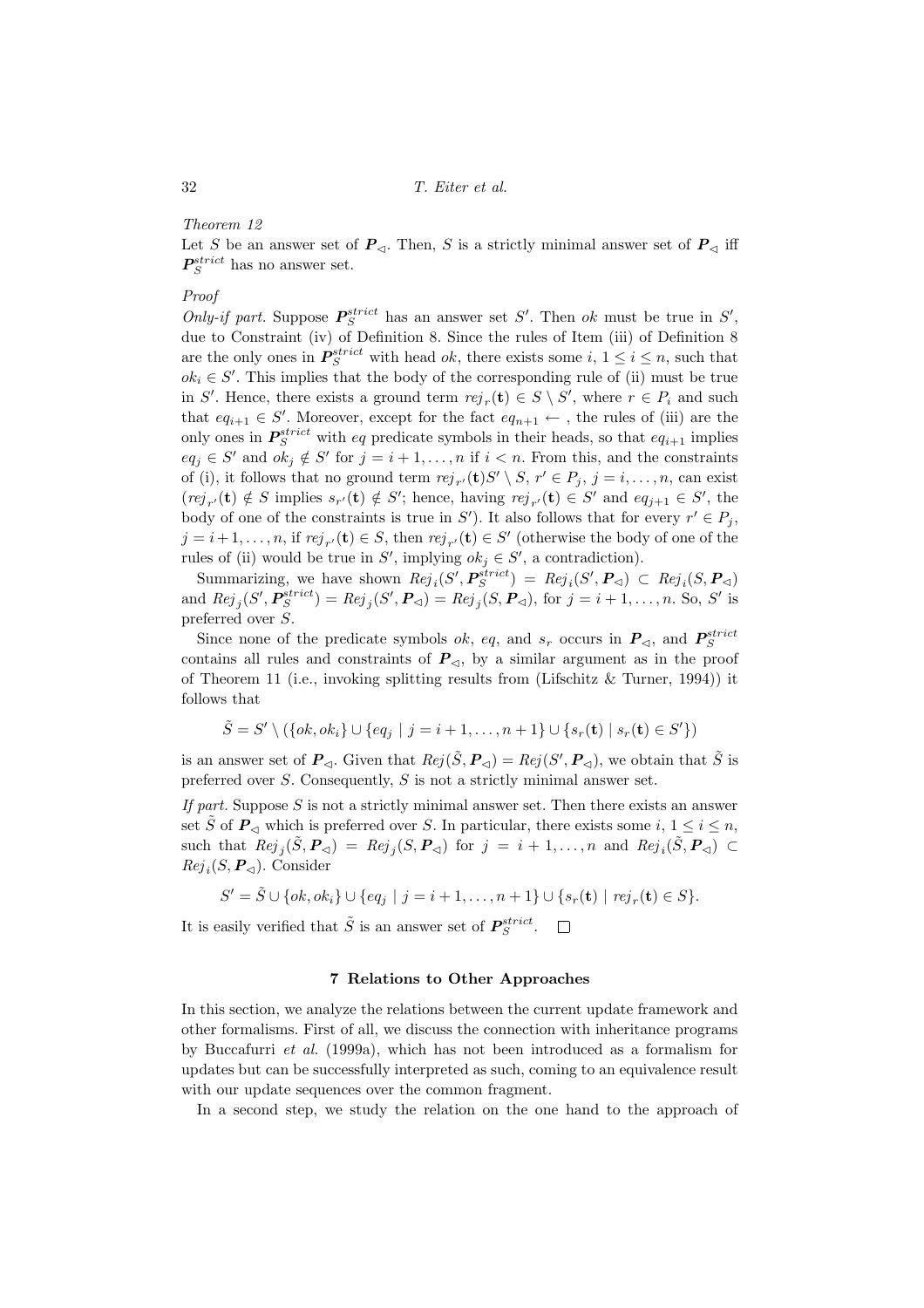*Theorem 12*

Let $S$ be an answer set of $\boldsymbol{P}_{\lhd}$. Then, $S$ is a strictly minimal answer set of $\boldsymbol{P}_{\lhd}$ iff $\boldsymbol{P}_S^{strict}$ has no answer set.

*Proof*

*Only-if part.* Suppose $\boldsymbol{P}_S^{strict}$ has an answer set $S'$. Then $ok$ must be true in $S'$, due to Constraint (iv) of Definition 8. Since the rules of Item (iii) of Definition 8 are the only ones in $\boldsymbol{P}_S^{strict}$ with head $ok$, there exists some $i$, $1 \leq i \leq n$, such that $ok_i \in S'$. This implies that the body of the corresponding rule of (ii) must be true in $S'$. Hence, there exists a ground term $rej_r(\mathbf{t}) \in S \setminus S'$, where $r \in P_i$ and such that $eq_{i+1} \in S'$. Moreover, except for the fact $eq_{n+1} \leftarrow$ , the rules of (iii) are the only ones in $\boldsymbol{P}_S^{strict}$ with $eq$ predicate symbols in their heads, so that $eq_{i+1}$ implies $eq_j \in S'$ and $ok_j \notin S'$ for $j = i+1, \ldots, n$ if $i < n$. From this, and the constraints of (i), it follows that no ground term $rej_{r'}(\mathbf{t}) S' \setminus S$, $r' \in P_j$, $j = i, \ldots, n$, can exist ($rej_{r'}(\mathbf{t}) \notin S$ implies $s_{r'}(\mathbf{t}) \notin S'$; hence, having $rej_{r'}(\mathbf{t}) \in S'$ and $eq_{j+1} \in S'$, the body of one of the constraints is true in $S'$). It also follows that for every $r' \in P_j$, $j = i+1, \ldots, n$, if $rej_{r'}(\mathbf{t}) \in S$, then $rej_{r'}(\mathbf{t}) \in S'$ (otherwise the body of one of the rules of (ii) would be true in $S'$, implying $ok_j \in S'$, a contradiction).

Summarizing, we have shown $Rej_i(S', \boldsymbol{P}_S^{strict}) = Rej_i(S', \boldsymbol{P}_{\lhd}) \subset Rej_i(S, \boldsymbol{P}_{\lhd})$ and $Rej_j(S', \boldsymbol{P}_S^{strict}) = Rej_j(S', \boldsymbol{P}_{\lhd}) = Rej_j(S, \boldsymbol{P}_{\lhd})$, for $j = i+1, \ldots, n$. So, $S'$ is preferred over $S$.

Since none of the predicate symbols $ok$, $eq$, and $s_r$ occurs in $\boldsymbol{P}_{\lhd}$, and $\boldsymbol{P}_S^{strict}$ contains all rules and constraints of $\boldsymbol{P}_{\lhd}$, by a similar argument as in the proof of Theorem 11 (i.e., invoking splitting results from (Lifschitz & Turner, 1994)) it follows that

$$\tilde{S} = S' \setminus (\{ok, ok_i\} \cup \{eq_j \mid j = i+1, \ldots, n+1\} \cup \{s_r(\mathbf{t}) \mid s_r(\mathbf{t}) \in S'\})$$

is an answer set of $\boldsymbol{P}_{\lhd}$. Given that $Rej(\tilde{S}, \boldsymbol{P}_{\lhd}) = Rej(S', \boldsymbol{P}_{\lhd})$, we obtain that $\tilde{S}$ is preferred over $S$. Consequently, $S$ is not a strictly minimal answer set.

*If part.* Suppose $S$ is not a strictly minimal answer set. Then there exists an answer set $\tilde{S}$ of $\boldsymbol{P}_{\lhd}$ which is preferred over $S$. In particular, there exists some $i$, $1 \leq i \leq n$, such that $Rej_j(\tilde{S}, \boldsymbol{P}_{\lhd}) = Rej_j(S, \boldsymbol{P}_{\lhd})$ for $j = i+1, \ldots, n$ and $Rej_i(\tilde{S}, \boldsymbol{P}_{\lhd}) \subset Rej_i(S, \boldsymbol{P}_{\lhd})$. Consider

$$S' = \tilde{S} \cup \{ok, ok_i\} \cup \{eq_j \mid j = i+1, \ldots, n+1\} \cup \{s_r(\mathbf{t}) \mid rej_r(\mathbf{t}) \in S\}.$$

It is easily verified that $\tilde{S}$ is an answer set of $\boldsymbol{P}_S^{strict}$. $\square$

## 7 Relations to Other Approaches

In this section, we analyze the relations between the current update framework and other formalisms. First of all, we discuss the connection with inheritance programs by Buccafurri *et al.* (1999a), which has not been introduced as a formalism for updates but can be successfully interpreted as such, coming to an equivalence result with our update sequences over the common fragment.

In a second step, we study the relation on the one hand to the approach of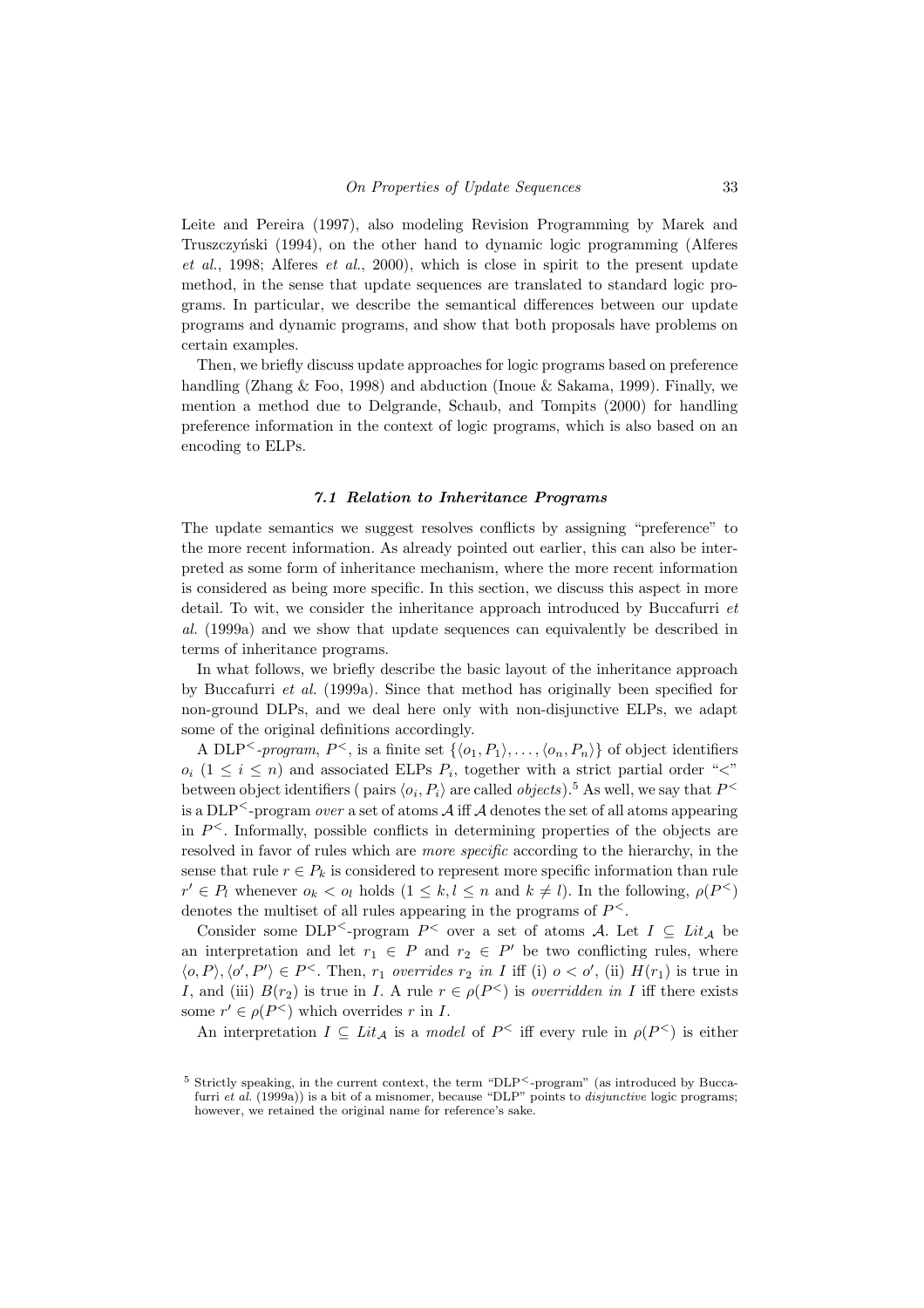Leite and Pereira (1997), also modeling Revision Programming by Marek and Truszczyński (1994), on the other hand to dynamic logic programming (Alferes *et al.*, 1998; Alferes *et al.*, 2000), which is close in spirit to the present update method, in the sense that update sequences are translated to standard logic programs. In particular, we describe the semantical differences between our update programs and dynamic programs, and show that both proposals have problems on certain examples.

Then, we briefly discuss update approaches for logic programs based on preference handling (Zhang & Foo, 1998) and abduction (Inoue & Sakama, 1999). Finally, we mention a method due to Delgrande, Schaub, and Tompits (2000) for handling preference information in the context of logic programs, which is also based on an encoding to ELPs.

### *7.1 Relation to Inheritance Programs*

The update semantics we suggest resolves conflicts by assigning "preference" to the more recent information. As already pointed out earlier, this can also be interpreted as some form of inheritance mechanism, where the more recent information is considered as being more specific. In this section, we discuss this aspect in more detail. To wit, we consider the inheritance approach introduced by Buccafurri *et al.* (1999a) and we show that update sequences can equivalently be described in terms of inheritance programs.

In what follows, we briefly describe the basic layout of the inheritance approach by Buccafurri *et al.* (1999a). Since that method has originally been specified for non-ground DLPs, and we deal here only with non-disjunctive ELPs, we adapt some of the original definitions accordingly.

A DLP$^{<}$*-program*, $P^{<}$, is a finite set $\{\langle o_1, P_1\rangle, \ldots, \langle o_n, P_n\rangle\}$ of object identifiers $o_i$ $(1 \leq i \leq n)$ and associated ELPs $P_i$, together with a strict partial order "$<$" between object identifiers ( pairs $\langle o_i, P_i\rangle$ are called *objects*).[5] As well, we say that $P^{<}$ is a DLP$^{<}$-program *over* a set of atoms $\mathcal{A}$ iff $\mathcal{A}$ denotes the set of all atoms appearing in $P^{<}$. Informally, possible conflicts in determining properties of the objects are resolved in favor of rules which are *more specific* according to the hierarchy, in the sense that rule $r \in P_k$ is considered to represent more specific information than rule $r' \in P_l$ whenever $o_k < o_l$ holds $(1 \leq k, l \leq n$ and $k \neq l)$. In the following, $\rho(P^{<})$ denotes the multiset of all rules appearing in the programs of $P^{<}$.

Consider some DLP$^{<}$-program $P^{<}$ over a set of atoms $\mathcal{A}$. Let $I \subseteq Lit_{\mathcal{A}}$ be an interpretation and let $r_1 \in P$ and $r_2 \in P'$ be two conflicting rules, where $\langle o, P\rangle, \langle o', P'\rangle \in P^{<}$. Then, $r_1$ *overrides* $r_2$ *in* $I$ iff (i) $o < o'$, (ii) $H(r_1)$ is true in $I$, and (iii) $B(r_2)$ is true in $I$. A rule $r \in \rho(P^{<})$ is *overridden in* $I$ iff there exists some $r' \in \rho(P^{<})$ which overrides $r$ in $I$.

An interpretation $I \subseteq Lit_{\mathcal{A}}$ is a *model* of $P^{<}$ iff every rule in $\rho(P^{<})$ is either

[5] Strictly speaking, in the current context, the term "DLP$^{<}$-program" (as introduced by Buccafurri *et al.* (1999a)) is a bit of a misnomer, because "DLP" points to *disjunctive* logic programs; however, we retained the original name for reference's sake.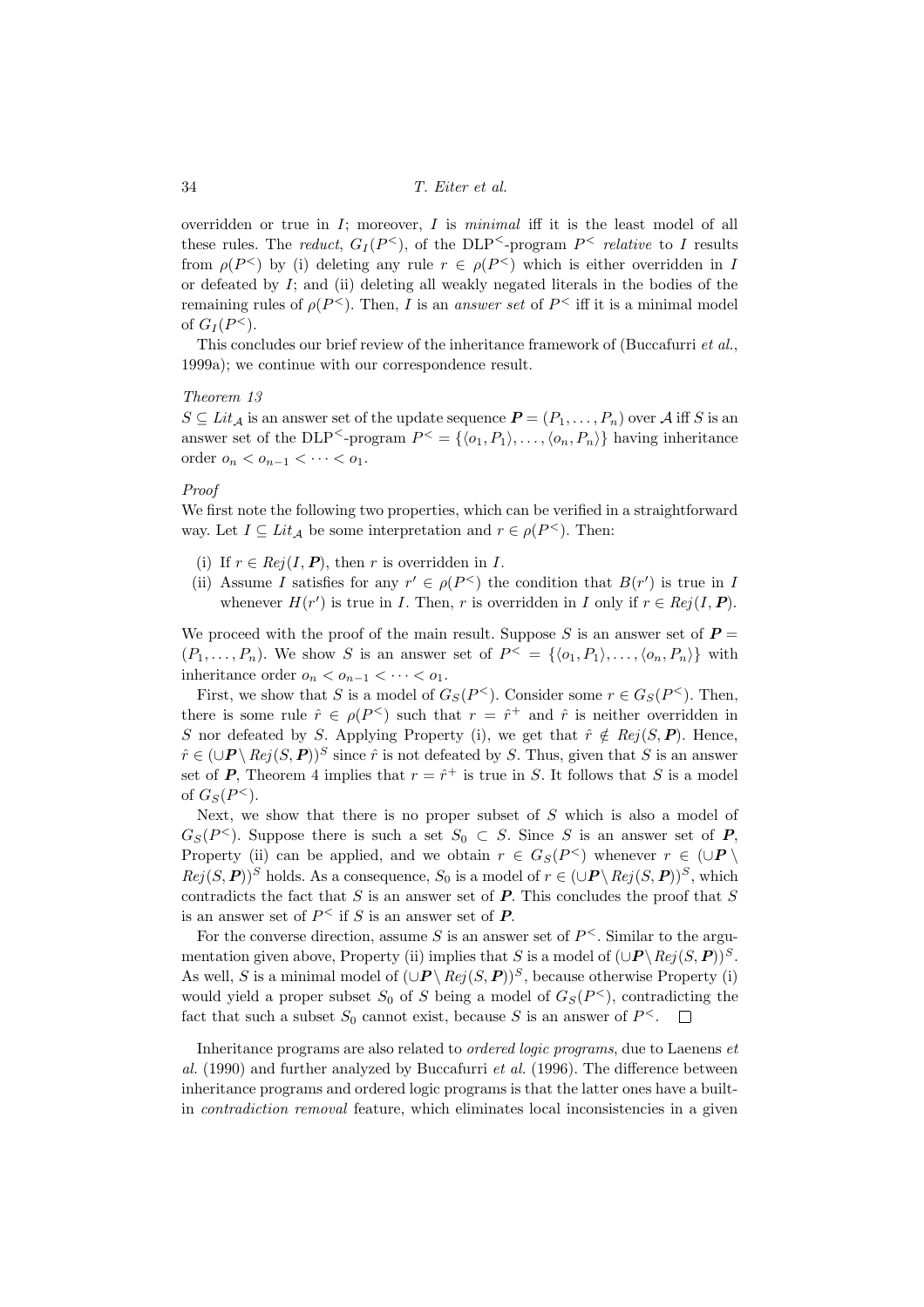overridden or true in $I$; moreover, $I$ is *minimal* iff it is the least model of all these rules. The *reduct*, $G_I(P^<)$, of the DLP$^<$-program $P^<$ *relative* to $I$ results from $\rho(P^<)$ by (i) deleting any rule $r \in \rho(P^<)$ which is either overridden in $I$ or defeated by $I$; and (ii) deleting all weakly negated literals in the bodies of the remaining rules of $\rho(P^<)$. Then, $I$ is an *answer set* of $P^<$ iff it is a minimal model of $G_I(P^<)$.

This concludes our brief review of the inheritance framework of (Buccafurri *et al.*, 1999a); we continue with our correspondence result.

*Theorem 13*

$S \subseteq Lit_{\mathcal{A}}$ is an answer set of the update sequence $\boldsymbol{P} = (P_1, \dots, P_n)$ over $\mathcal{A}$ iff $S$ is an answer set of the DLP$^<$-program $P^< = \{\langle o_1, P_1\rangle, \dots, \langle o_n, P_n\rangle\}$ having inheritance order $o_n < o_{n-1} < \cdots < o_1$.

*Proof*

We first note the following two properties, which can be verified in a straightforward way. Let $I \subseteq Lit_{\mathcal{A}}$ be some interpretation and $r \in \rho(P^<)$. Then:

(i) If $r \in Rej(I, \boldsymbol{P})$, then $r$ is overridden in $I$.
(ii) Assume $I$ satisfies for any $r' \in \rho(P^<)$ the condition that $B(r')$ is true in $I$ whenever $H(r')$ is true in $I$. Then, $r$ is overridden in $I$ only if $r \in Rej(I, \boldsymbol{P})$.

We proceed with the proof of the main result. Suppose $S$ is an answer set of $\boldsymbol{P} = (P_1, \dots, P_n)$. We show $S$ is an answer set of $P^< = \{\langle o_1, P_1\rangle, \dots, \langle o_n, P_n\rangle\}$ with inheritance order $o_n < o_{n-1} < \cdots < o_1$.

First, we show that $S$ is a model of $G_S(P^<)$. Consider some $r \in G_S(P^<)$. Then, there is some rule $\hat{r} \in \rho(P^<)$ such that $r = \hat{r}^+$ and $\hat{r}$ is neither overridden in $S$ nor defeated by $S$. Applying Property (i), we get that $\hat{r} \notin Rej(S, \boldsymbol{P})$. Hence, $\hat{r} \in (\cup\boldsymbol{P} \setminus Rej(S, \boldsymbol{P}))^S$ since $\hat{r}$ is not defeated by $S$. Thus, given that $S$ is an answer set of $\boldsymbol{P}$, Theorem 4 implies that $r = \hat{r}^+$ is true in $S$. It follows that $S$ is a model of $G_S(P^<)$.

Next, we show that there is no proper subset of $S$ which is also a model of $G_S(P^<)$. Suppose there is such a set $S_0 \subset S$. Since $S$ is an answer set of $\boldsymbol{P}$, Property (ii) can be applied, and we obtain $r \in G_S(P^<)$ whenever $r \in (\cup\boldsymbol{P} \setminus Rej(S, \boldsymbol{P}))^S$ holds. As a consequence, $S_0$ is a model of $r \in (\cup\boldsymbol{P} \setminus Rej(S, \boldsymbol{P}))^S$, which contradicts the fact that $S$ is an answer set of $\boldsymbol{P}$. This concludes the proof that $S$ is an answer set of $P^<$ if $S$ is an answer set of $\boldsymbol{P}$.

For the converse direction, assume $S$ is an answer set of $P^<$. Similar to the argumentation given above, Property (ii) implies that $S$ is a model of $(\cup\boldsymbol{P} \setminus Rej(S, \boldsymbol{P}))^S$. As well, $S$ is a minimal model of $(\cup\boldsymbol{P} \setminus Rej(S, \boldsymbol{P}))^S$, because otherwise Property (i) would yield a proper subset $S_0$ of $S$ being a model of $G_S(P^<)$, contradicting the fact that such a subset $S_0$ cannot exist, because $S$ is an answer of $P^<$. $\Box$

Inheritance programs are also related to *ordered logic programs*, due to Laenens *et al.* (1990) and further analyzed by Buccafurri *et al.* (1996). The difference between inheritance programs and ordered logic programs is that the latter ones have a built-in *contradiction removal* feature, which eliminates local inconsistencies in a given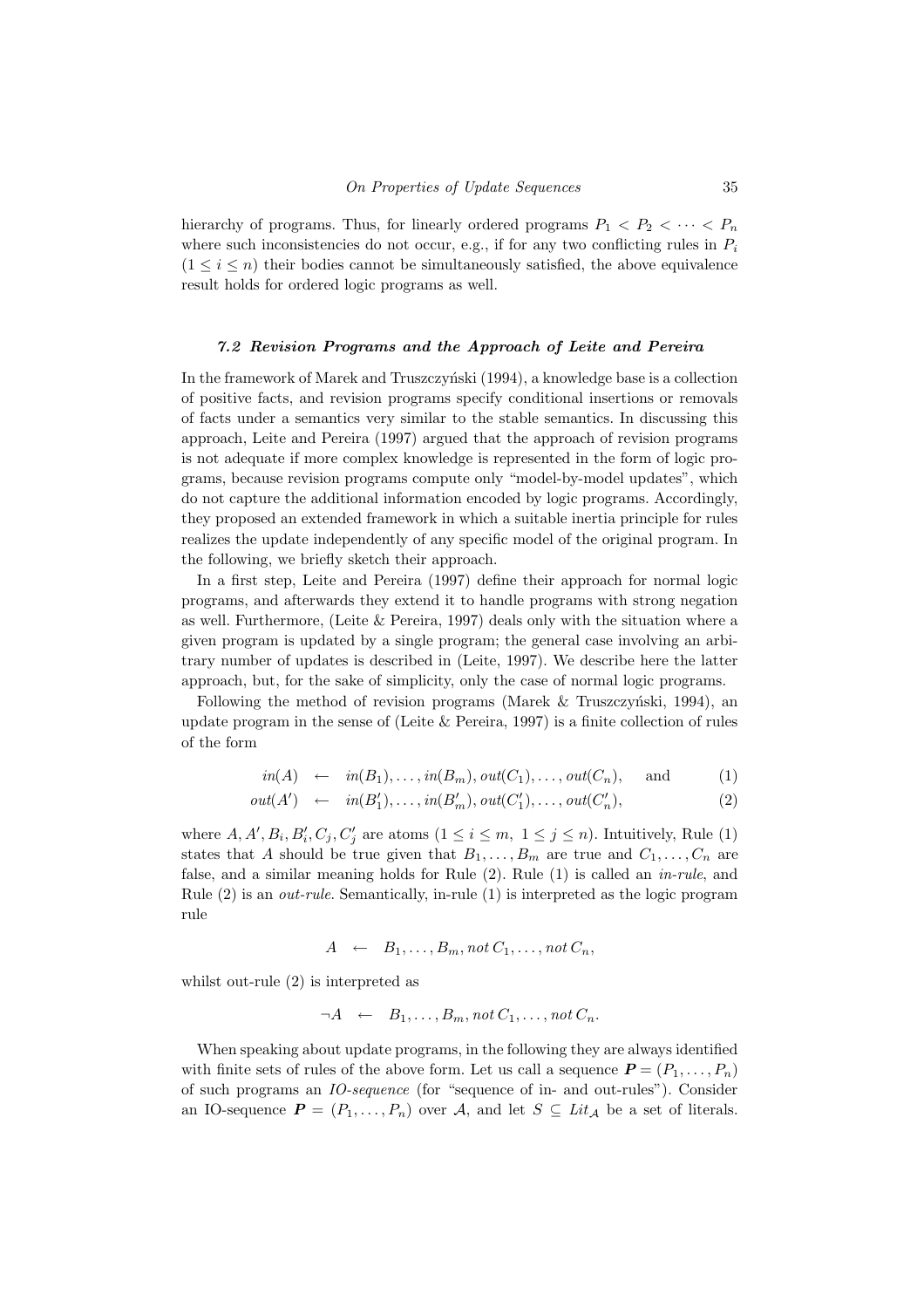hierarchy of programs. Thus, for linearly ordered programs $P_1 < P_2 < \cdots < P_n$ where such inconsistencies do not occur, e.g., if for any two conflicting rules in $P_i$ $(1 \leq i \leq n)$ their bodies cannot be simultaneously satisfied, the above equivalence result holds for ordered logic programs as well.

### *7.2 Revision Programs and the Approach of Leite and Pereira*

In the framework of Marek and Truszczyński (1994), a knowledge base is a collection of positive facts, and revision programs specify conditional insertions or removals of facts under a semantics very similar to the stable semantics. In discussing this approach, Leite and Pereira (1997) argued that the approach of revision programs is not adequate if more complex knowledge is represented in the form of logic programs, because revision programs compute only "model-by-model updates", which do not capture the additional information encoded by logic programs. Accordingly, they proposed an extended framework in which a suitable inertia principle for rules realizes the update independently of any specific model of the original program. In the following, we briefly sketch their approach.

In a first step, Leite and Pereira (1997) define their approach for normal logic programs, and afterwards they extend it to handle programs with strong negation as well. Furthermore, (Leite & Pereira, 1997) deals only with the situation where a given program is updated by a single program; the general case involving an arbitrary number of updates is described in (Leite, 1997). We describe here the latter approach, but, for the sake of simplicity, only the case of normal logic programs.

Following the method of revision programs (Marek & Truszczyński, 1994), an update program in the sense of (Leite & Pereira, 1997) is a finite collection of rules of the form

$$in(A) \quad \leftarrow \quad in(B_1), \ldots, in(B_m), out(C_1), \ldots, out(C_n), \qquad \text{and} \tag{1}$$

$$out(A') \quad \leftarrow \quad in(B'_1), \ldots, in(B'_m), out(C'_1), \ldots, out(C'_n), \tag{2}$$

where $A, A', B_i, B'_i, C_j, C'_j$ are atoms $(1 \leq i \leq m,\ 1 \leq j \leq n)$. Intuitively, Rule (1) states that $A$ should be true given that $B_1, \ldots, B_m$ are true and $C_1, \ldots, C_n$ are false, and a similar meaning holds for Rule (2). Rule (1) is called an *in-rule*, and Rule (2) is an *out-rule*. Semantically, in-rule (1) is interpreted as the logic program rule

$$A \quad \leftarrow \quad B_1, \ldots, B_m, not\, C_1, \ldots, not\, C_n,$$

whilst out-rule (2) is interpreted as

$$\neg A \quad \leftarrow \quad B_1, \ldots, B_m, not\, C_1, \ldots, not\, C_n.$$

When speaking about update programs, in the following they are always identified with finite sets of rules of the above form. Let us call a sequence $\boldsymbol{P} = (P_1, \ldots, P_n)$ of such programs an *IO-sequence* (for "sequence of in- and out-rules"). Consider an IO-sequence $\boldsymbol{P} = (P_1, \ldots, P_n)$ over $\mathcal{A}$, and let $S \subseteq Lit_{\mathcal{A}}$ be a set of literals.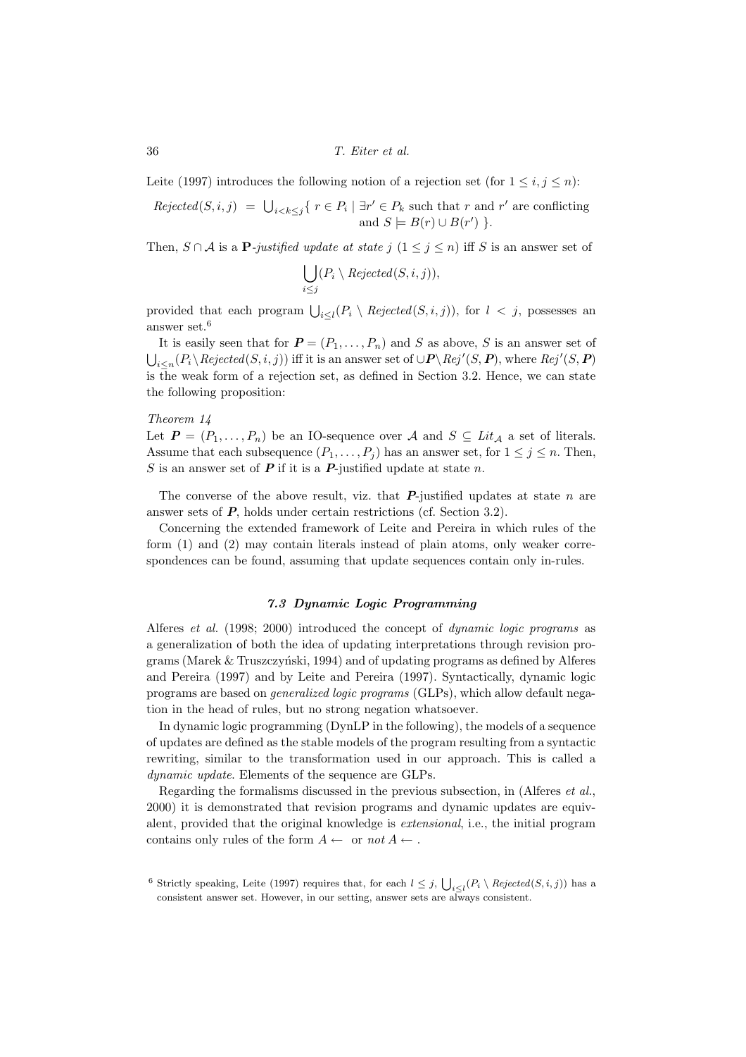Leite (1997) introduces the following notion of a rejection set (for $1 \leq i, j \leq n$):

$$\mathit{Rejected}(S,i,j) \;=\; \bigcup_{i<k\leq j}\{\, r \in P_i \mid \exists r' \in P_k \text{ such that } r \text{ and } r' \text{ are conflicting and } S \models B(r) \cup B(r') \,\}.$$

Then, $S \cap \mathcal{A}$ is a $\mathbf{P}$*-justified update at state* $j$ $(1 \leq j \leq n)$ iff $S$ is an answer set of

$$\bigcup_{i\leq j}(P_i \setminus \mathit{Rejected}(S,i,j)),$$

provided that each program $\bigcup_{i\leq l}(P_i \setminus \mathit{Rejected}(S,i,j))$, for $l < j$, possesses an answer set.[6]

It is easily seen that for $\boldsymbol{P} = (P_1,\ldots,P_n)$ and $S$ as above, $S$ is an answer set of $\bigcup_{i\leq n}(P_i \setminus \mathit{Rejected}(S,i,j))$ iff it is an answer set of $\cup\boldsymbol{P}\setminus \mathit{Rej}'(S,\boldsymbol{P})$, where $\mathit{Rej}'(S,\boldsymbol{P})$ is the weak form of a rejection set, as defined in Section 3.2. Hence, we can state the following proposition:

*Theorem 14*

Let $\boldsymbol{P} = (P_1,\ldots,P_n)$ be an IO-sequence over $\mathcal{A}$ and $S \subseteq \mathit{Lit}_{\mathcal{A}}$ a set of literals. Assume that each subsequence $(P_1,\ldots,P_j)$ has an answer set, for $1 \leq j \leq n$. Then, $S$ is an answer set of $\boldsymbol{P}$ if it is a $\boldsymbol{P}$-justified update at state $n$.

The converse of the above result, viz. that $\boldsymbol{P}$-justified updates at state $n$ are answer sets of $\boldsymbol{P}$, holds under certain restrictions (cf. Section 3.2).

Concerning the extended framework of Leite and Pereira in which rules of the form (1) and (2) may contain literals instead of plain atoms, only weaker correspondences can be found, assuming that update sequences contain only in-rules.

### 7.3 Dynamic Logic Programming

Alferes *et al.* (1998; 2000) introduced the concept of *dynamic logic programs* as a generalization of both the idea of updating interpretations through revision programs (Marek & Truszczyński, 1994) and of updating programs as defined by Alferes and Pereira (1997) and by Leite and Pereira (1997). Syntactically, dynamic logic programs are based on *generalized logic programs* (GLPs), which allow default negation in the head of rules, but no strong negation whatsoever.

In dynamic logic programming (DynLP in the following), the models of a sequence of updates are defined as the stable models of the program resulting from a syntactic rewriting, similar to the transformation used in our approach. This is called a *dynamic update*. Elements of the sequence are GLPs.

Regarding the formalisms discussed in the previous subsection, in (Alferes *et al.*, 2000) it is demonstrated that revision programs and dynamic updates are equivalent, provided that the original knowledge is *extensional*, i.e., the initial program contains only rules of the form $A \leftarrow$ or $\mathit{not}\,A \leftarrow$.

[6] Strictly speaking, Leite (1997) requires that, for each $l \leq j$, $\bigcup_{i\leq l}(P_i \setminus \mathit{Rejected}(S,i,j))$ has a consistent answer set. However, in our setting, answer sets are always consistent.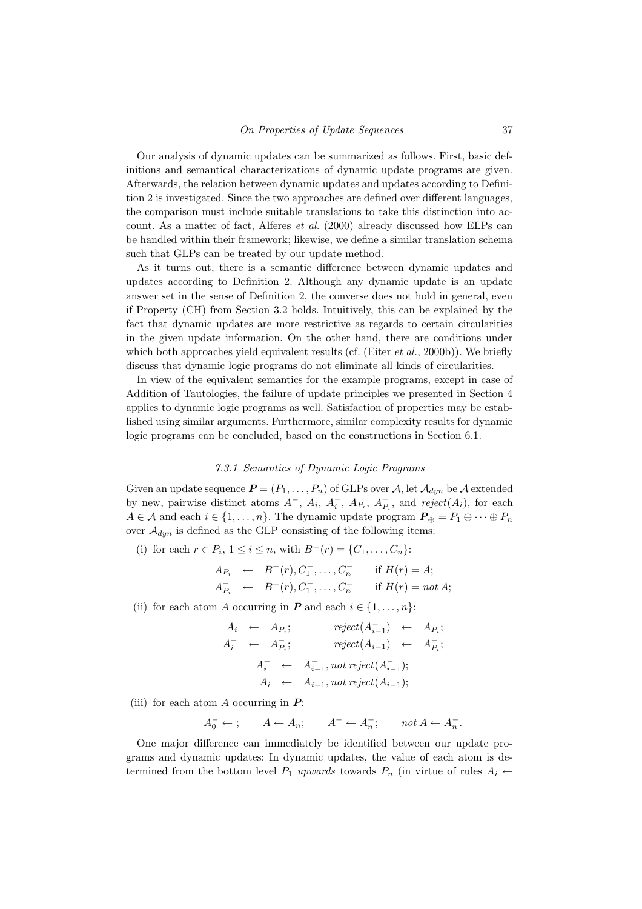Our analysis of dynamic updates can be summarized as follows. First, basic definitions and semantical characterizations of dynamic update programs are given. Afterwards, the relation between dynamic updates and updates according to Definition 2 is investigated. Since the two approaches are defined over different languages, the comparison must include suitable translations to take this distinction into account. As a matter of fact, Alferes *et al.* (2000) already discussed how ELPs can be handled within their framework; likewise, we define a similar translation schema such that GLPs can be treated by our update method.

As it turns out, there is a semantic difference between dynamic updates and updates according to Definition 2. Although any dynamic update is an update answer set in the sense of Definition 2, the converse does not hold in general, even if Property (CH) from Section 3.2 holds. Intuitively, this can be explained by the fact that dynamic updates are more restrictive as regards to certain circularities in the given update information. On the other hand, there are conditions under which both approaches yield equivalent results (cf. (Eiter *et al.*, 2000b)). We briefly discuss that dynamic logic programs do not eliminate all kinds of circularities.

In view of the equivalent semantics for the example programs, except in case of Addition of Tautologies, the failure of update principles we presented in Section 4 applies to dynamic logic programs as well. Satisfaction of properties may be established using similar arguments. Furthermore, similar complexity results for dynamic logic programs can be concluded, based on the constructions in Section 6.1.

#### *7.3.1 Semantics of Dynamic Logic Programs*

Given an update sequence $\boldsymbol{P} = (P_1, \ldots, P_n)$ of GLPs over $\mathcal{A}$, let $\mathcal{A}_{dyn}$ be $\mathcal{A}$ extended by new, pairwise distinct atoms $A^-$, $A_i$, $A_i^-$, $A_{P_i}$, $A_{P_i}^-$, and $reject(A_i)$, for each $A \in \mathcal{A}$ and each $i \in \{1, \ldots, n\}$. The dynamic update program $\boldsymbol{P}_\oplus = P_1 \oplus \cdots \oplus P_n$ over $\mathcal{A}_{dyn}$ is defined as the GLP consisting of the following items:

(i) for each $r \in P_i$, $1 \leq i \leq n$, with $B^-(r) = \{C_1, \ldots, C_n\}$:

$$
\begin{array}{lcll}
A_{P_i} & \leftarrow & B^+(r), C_1^-, \ldots, C_n^- & \text{if } H(r) = A; \\
A_{P_i}^- & \leftarrow & B^+(r), C_1^-, \ldots, C_n^- & \text{if } H(r) = not\, A;
\end{array}
$$

(ii) for each atom $A$ occurring in $\boldsymbol{P}$ and each $i \in \{1, \ldots, n\}$:

$$
\begin{array}{lcllcl}
A_i & \leftarrow & A_{P_i}; & reject(A_{i-1}^-) & \leftarrow & A_{P_i}; \\
A_i^- & \leftarrow & A_{P_i}^-; & reject(A_{i-1}) & \leftarrow & A_{P_i}^-;
\end{array}
$$

$$
\begin{array}{lcl}
A_i^- & \leftarrow & A_{i-1}^-, not\, reject(A_{i-1}^-); \\
A_i & \leftarrow & A_{i-1}, not\, reject(A_{i-1});
\end{array}
$$

(iii) for each atom $A$ occurring in $\boldsymbol{P}$:

$$
A_0^- \leftarrow\, ; \qquad A \leftarrow A_n; \qquad A^- \leftarrow A_n^-; \qquad not\, A \leftarrow A_n^-.
$$

One major difference can immediately be identified between our update programs and dynamic updates: In dynamic updates, the value of each atom is determined from the bottom level $P_1$ *upwards* towards $P_n$ (in virtue of rules $A_i \leftarrow$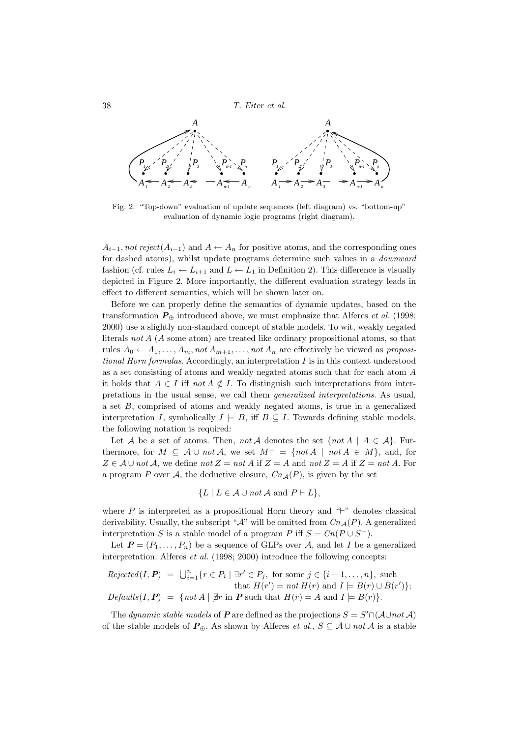Fig. 2. "Top-down" evaluation of update sequences (left diagram) vs. "bottom-up" evaluation of dynamic logic programs (right diagram).

$A_{i-1}, \mathit{not}\ \mathit{reject}(A_{i-1})$ and $A \leftarrow A_n$ for positive atoms, and the corresponding ones for dashed atoms), whilst update programs determine such values in a *downward* fashion (cf. rules $L_i \leftarrow L_{i+1}$ and $L \leftarrow L_1$ in Definition 2). This difference is visually depicted in Figure 2. More importantly, the different evaluation strategy leads in effect to different semantics, which will be shown later on.

Before we can properly define the semantics of dynamic updates, based on the transformation $\boldsymbol{P}_\oplus$ introduced above, we must emphasize that Alferes *et al.* (1998; 2000) use a slightly non-standard concept of stable models. To wit, weakly negated literals $\mathit{not}\ A$ ($A$ some atom) are treated like ordinary propositional atoms, so that rules $A_0 \leftarrow A_1, \ldots, A_m, \mathit{not}\ A_{m+1}, \ldots, \mathit{not}\ A_n$ are effectively be viewed as *propositional Horn formulas*. Accordingly, an interpretation $I$ is in this context understood as a set consisting of atoms and weakly negated atoms such that for each atom $A$ it holds that $A \in I$ iff $\mathit{not}\ A \notin I$. To distinguish such interpretations from interpretations in the usual sense, we call them *generalized interpretations*. As usual, a set $B$, comprised of atoms and weakly negated atoms, is true in a generalized interpretation $I$, symbolically $I \models B$, iff $B \subseteq I$. Towards defining stable models, the following notation is required:

Let $\mathcal{A}$ be a set of atoms. Then, $\mathit{not}\ \mathcal{A}$ denotes the set $\{\mathit{not}\ A \mid A \in \mathcal{A}\}$. Furthermore, for $M \subseteq \mathcal{A} \cup \mathit{not}\ \mathcal{A}$, we set $M^- = \{\mathit{not}\ A \mid \mathit{not}\ A \in M\}$, and, for $Z \in \mathcal{A} \cup \mathit{not}\ \mathcal{A}$, we define $\mathit{not}\ Z = \mathit{not}\ A$ if $Z = A$ and $\mathit{not}\ Z = A$ if $Z = \mathit{not}\ A$. For a program $P$ over $\mathcal{A}$, the deductive closure, $\mathit{Cn}_{\mathcal{A}}(P)$, is given by the set

$$\{L \mid L \in \mathcal{A} \cup \mathit{not}\ \mathcal{A} \text{ and } P \vdash L\},$$

where $P$ is interpreted as a propositional Horn theory and "$\vdash$" denotes classical derivability. Usually, the subscript "$\mathcal{A}$" will be omitted from $\mathit{Cn}_{\mathcal{A}}(P)$. A generalized interpretation $S$ is a stable model of a program $P$ iff $S = \mathit{Cn}(P \cup S^-)$.

Let $\boldsymbol{P} = (P_1, \ldots, P_n)$ be a sequence of GLPs over $\mathcal{A}$, and let $I$ be a generalized interpretation. Alferes *et al.* (1998; 2000) introduce the following concepts:

$$\begin{aligned}
\mathit{Rejected}(I, \boldsymbol{P}) &= \textstyle\bigcup_{i=1}^{n} \{r \in P_i \mid \exists r' \in P_j, \text{ for some } j \in \{i+1, \ldots, n\}, \text{ such} \\
&\qquad\qquad \text{that } H(r') = \mathit{not}\ H(r) \text{ and } I \models B(r) \cup B(r')\}; \\
\mathit{Defaults}(I, \boldsymbol{P}) &= \{\mathit{not}\ A \mid \nexists r \text{ in } \boldsymbol{P} \text{ such that } H(r) = A \text{ and } I \models B(r)\}.
\end{aligned}$$

The *dynamic stable models* of $\boldsymbol{P}$ are defined as the projections $S = S' \cap (\mathcal{A} \cup \mathit{not}\ \mathcal{A})$ of the stable models of $\boldsymbol{P}_\oplus$. As shown by Alferes *et al.*, $S \subseteq \mathcal{A} \cup \mathit{not}\ \mathcal{A}$ is a stable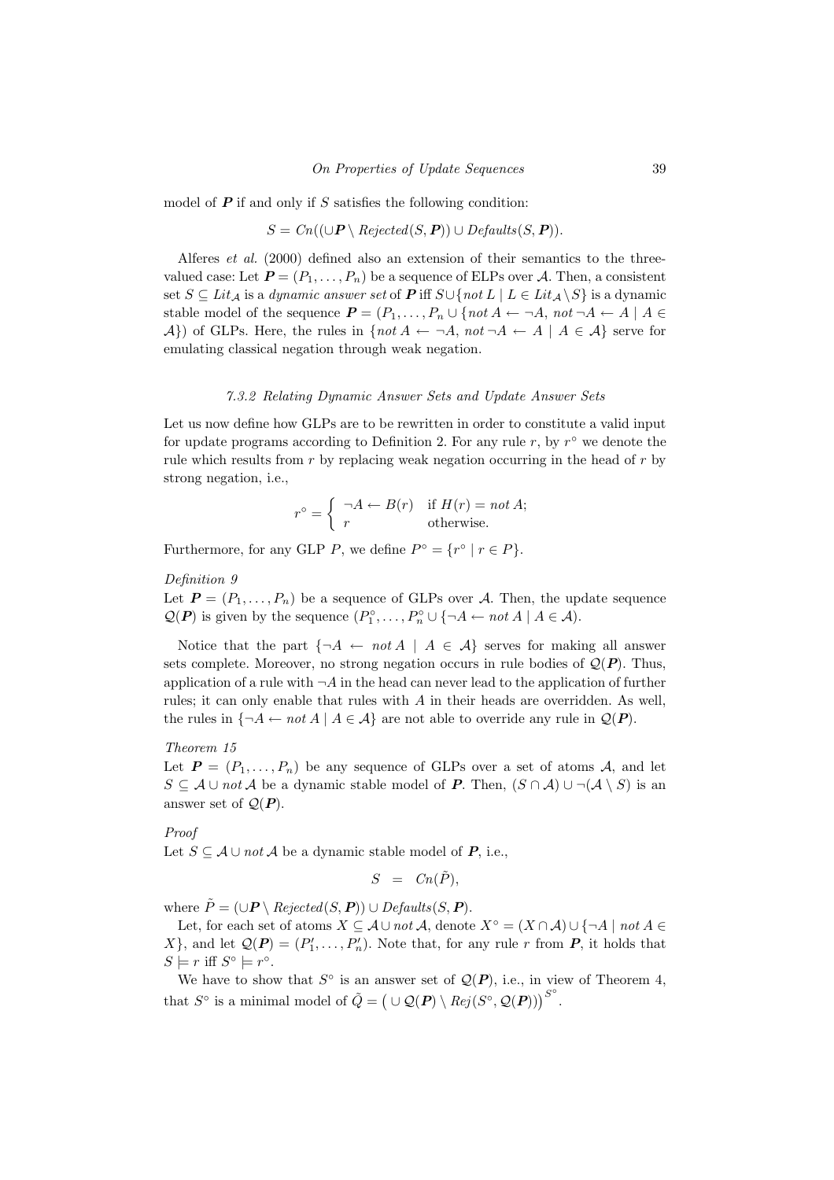model of $\boldsymbol{P}$ if and only if $S$ satisfies the following condition:

$$S = Cn((\cup \boldsymbol{P} \setminus \mathit{Rejected}(S, \boldsymbol{P})) \cup \mathit{Defaults}(S, \boldsymbol{P})).$$

Alferes *et al.* (2000) defined also an extension of their semantics to the three-valued case: Let $\boldsymbol{P} = (P_1, \ldots, P_n)$ be a sequence of ELPs over $\mathcal{A}$. Then, a consistent set $S \subseteq \mathit{Lit}_{\mathcal{A}}$ is a *dynamic answer set* of $\boldsymbol{P}$ iff $S \cup \{\mathit{not}\, L \mid L \in \mathit{Lit}_{\mathcal{A}} \setminus S\}$ is a dynamic stable model of the sequence $\boldsymbol{P} = (P_1, \ldots, P_n \cup \{\mathit{not}\, A \leftarrow \neg A,\ \mathit{not}\, \neg A \leftarrow A \mid A \in \mathcal{A}\})$ of GLPs. Here, the rules in $\{\mathit{not}\, A \leftarrow \neg A,\ \mathit{not}\, \neg A \leftarrow A \mid A \in \mathcal{A}\}$ serve for emulating classical negation through weak negation.

#### *7.3.2 Relating Dynamic Answer Sets and Update Answer Sets*

Let us now define how GLPs are to be rewritten in order to constitute a valid input for update programs according to Definition 2. For any rule $r$, by $r^\circ$ we denote the rule which results from $r$ by replacing weak negation occurring in the head of $r$ by strong negation, i.e.,

$$r^\circ = \begin{cases} \neg A \leftarrow B(r) & \text{if } H(r) = \mathit{not}\, A; \\ r & \text{otherwise.} \end{cases}$$

Furthermore, for any GLP $P$, we define $P^\circ = \{r^\circ \mid r \in P\}$.

*Definition 9*

Let $\boldsymbol{P} = (P_1, \ldots, P_n)$ be a sequence of GLPs over $\mathcal{A}$. Then, the update sequence $\mathcal{Q}(\boldsymbol{P})$ is given by the sequence $(P_1^\circ, \ldots, P_n^\circ \cup \{\neg A \leftarrow \mathit{not}\, A \mid A \in \mathcal{A})$.

Notice that the part $\{\neg A \leftarrow \mathit{not}\, A \mid A \in \mathcal{A}\}$ serves for making all answer sets complete. Moreover, no strong negation occurs in rule bodies of $\mathcal{Q}(\boldsymbol{P})$. Thus, application of a rule with $\neg A$ in the head can never lead to the application of further rules; it can only enable that rules with $A$ in their heads are overridden. As well, the rules in $\{\neg A \leftarrow \mathit{not}\, A \mid A \in \mathcal{A}\}$ are not able to override any rule in $\mathcal{Q}(\boldsymbol{P})$.

*Theorem 15*

Let $\boldsymbol{P} = (P_1, \ldots, P_n)$ be any sequence of GLPs over a set of atoms $\mathcal{A}$, and let $S \subseteq \mathcal{A} \cup \mathit{not}\, \mathcal{A}$ be a dynamic stable model of $\boldsymbol{P}$. Then, $(S \cap \mathcal{A}) \cup \neg(\mathcal{A} \setminus S)$ is an answer set of $\mathcal{Q}(\boldsymbol{P})$.

*Proof*

Let $S \subseteq \mathcal{A} \cup \mathit{not}\, \mathcal{A}$ be a dynamic stable model of $\boldsymbol{P}$, i.e.,

$$S \ = \ Cn(\tilde{P}),$$

where $\tilde{P} = (\cup \boldsymbol{P} \setminus \mathit{Rejected}(S, \boldsymbol{P})) \cup \mathit{Defaults}(S, \boldsymbol{P})$.

Let, for each set of atoms $X \subseteq \mathcal{A} \cup \mathit{not}\, \mathcal{A}$, denote $X^\circ = (X \cap \mathcal{A}) \cup \{\neg A \mid \mathit{not}\, A \in X\}$, and let $\mathcal{Q}(\boldsymbol{P}) = (P_1', \ldots, P_n')$. Note that, for any rule $r$ from $\boldsymbol{P}$, it holds that $S \models r$ iff $S^\circ \models r^\circ$.

We have to show that $S^\circ$ is an answer set of $\mathcal{Q}(\boldsymbol{P})$, i.e., in view of Theorem 4, that $S^\circ$ is a minimal model of $\tilde{Q} = \big(\cup\, \mathcal{Q}(\boldsymbol{P}) \setminus \mathit{Rej}(S^\circ, \mathcal{Q}(\boldsymbol{P}))\big)^{S^\circ}$.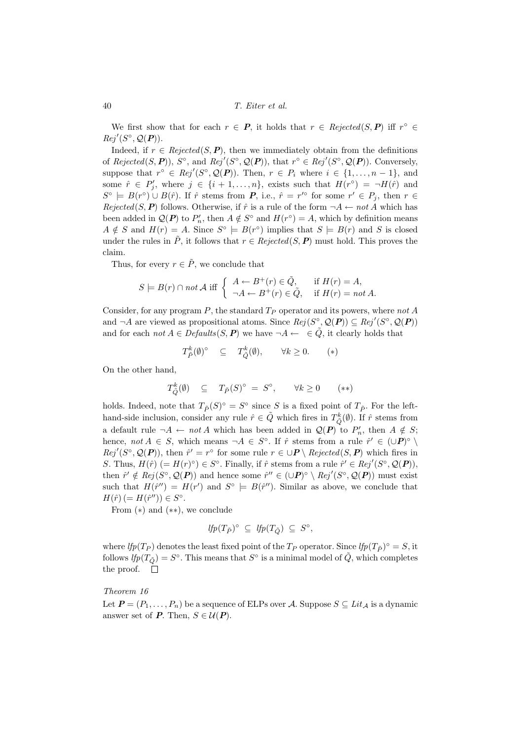We first show that for each $r \in \boldsymbol{P}$, it holds that $r \in \mathit{Rejected}(S, \boldsymbol{P})$ iff $r^\circ \in \mathit{Rej}'(S^\circ, \mathcal{Q}(\boldsymbol{P}))$.

Indeed, if $r \in \mathit{Rejected}(S, \boldsymbol{P})$, then we immediately obtain from the definitions of $\mathit{Rejected}(S, \boldsymbol{P}))$, $S^\circ$, and $\mathit{Rej}'(S^\circ, \mathcal{Q}(\boldsymbol{P}))$, that $r^\circ \in \mathit{Rej}'(S^\circ, \mathcal{Q}(\boldsymbol{P}))$. Conversely, suppose that $r^\circ \in \mathit{Rej}'(S^\circ, \mathcal{Q}(\boldsymbol{P}))$. Then, $r \in P_i$ where $i \in \{1, \ldots, n-1\}$, and some $\hat{r} \in P'_j$, where $j \in \{i+1, \ldots, n\}$, exists such that $H(r^\circ) = \neg H(\hat{r})$ and $S^\circ \models B(r^\circ) \cup B(\hat{r})$. If $\hat{r}$ stems from $\boldsymbol{P}$, i.e., $\hat{r} = r'^\circ$ for some $r' \in P_j$, then $r \in \mathit{Rejected}(S, \boldsymbol{P})$ follows. Otherwise, if $\hat{r}$ is a rule of the form $\neg A \leftarrow \mathit{not}\, A$ which has been added in $\mathcal{Q}(\boldsymbol{P})$ to $P'_n$, then $A \notin S^\circ$ and $H(r^\circ) = A$, which by definition means $A \notin S$ and $H(r) = A$. Since $S^\circ \models B(r^\circ)$ implies that $S \models B(r)$ and $S$ is closed under the rules in $\tilde{P}$, it follows that $r \in \mathit{Rejected}(S, \boldsymbol{P})$ must hold. This proves the claim.

Thus, for every $r \in \tilde{P}$, we conclude that

$$S \models B(r) \cap \mathit{not}\, \mathcal{A} \text{ iff } \begin{cases} A \leftarrow B^+(r) \in \tilde{Q}, & \text{if } H(r) = A, \\ \neg A \leftarrow B^+(r) \in \tilde{Q}, & \text{if } H(r) = \mathit{not}\, A. \end{cases}$$

Consider, for any program $P$, the standard $T_P$ operator and its powers, where $\mathit{not}\, A$ and $\neg A$ are viewed as propositional atoms. Since $\mathit{Rej}(S^\circ, \mathcal{Q}(\boldsymbol{P})) \subseteq \mathit{Rej}'(S^\circ, \mathcal{Q}(\boldsymbol{P}))$ and for each $\mathit{not}\, A \in \mathit{Defaults}(S, \boldsymbol{P})$ we have $\neg A \leftarrow \; \in \tilde{Q}$, it clearly holds that

$$T^k_{\tilde{P}}(\emptyset)^\circ \quad \subseteq \quad T^k_{\tilde{Q}}(\emptyset), \qquad \forall k \geq 0. \qquad (*)$$

On the other hand,

$$T^k_{\tilde{Q}}(\emptyset) \quad \subseteq \quad T_{\tilde{P}}(S)^\circ \;=\; S^\circ, \qquad \forall k \geq 0 \qquad (**)$$

holds. Indeed, note that $T_{\tilde{P}}(S)^\circ = S^\circ$ since $S$ is a fixed point of $T_{\tilde{P}}$. For the left-hand-side inclusion, consider any rule $\hat{r} \in \tilde{Q}$ which fires in $T^k_{\tilde{Q}}(\emptyset)$. If $\hat{r}$ stems from a default rule $\neg A \leftarrow \mathit{not}\, A$ which has been added in $\mathcal{Q}(\boldsymbol{P})$ to $P'_n$, then $A \notin S$; hence, $\mathit{not}\, A \in S$, which means $\neg A \in S^\circ$. If $\hat{r}$ stems from a rule $\hat{r}' \in (\cup\boldsymbol{P})^\circ \setminus \mathit{Rej}'(S^\circ, \mathcal{Q}(\boldsymbol{P}))$, then $\hat{r}' = r^\circ$ for some rule $r \in \cup\boldsymbol{P} \setminus \mathit{Rejected}(S, \boldsymbol{P})$ which fires in $S$. Thus, $H(\hat{r})\ (= H(r)^\circ) \in S^\circ$. Finally, if $\hat{r}$ stems from a rule $\hat{r}' \in \mathit{Rej}'(S^\circ, \mathcal{Q}(\boldsymbol{P}))$, then $\hat{r}' \notin \mathit{Rej}(S^\circ, \mathcal{Q}(\boldsymbol{P}))$ and hence some $\hat{r}'' \in (\cup\boldsymbol{P})^\circ \setminus \mathit{Rej}'(S^\circ, \mathcal{Q}(\boldsymbol{P}))$ must exist such that $H(\hat{r}'') = H(r')$ and $S^\circ \models B(\hat{r}'')$. Similar as above, we conclude that $H(\hat{r})\ (= H(\hat{r}'')) \in S^\circ$.

From $(*)$ and $(**)$, we conclude

$$\mathit{lfp}(T_{\tilde{P}})^\circ \;\subseteq\; \mathit{lfp}(T_{\tilde{Q}}) \;\subseteq\; S^\circ,$$

where $\mathit{lfp}(T_P)$ denotes the least fixed point of the $T_P$ operator. Since $\mathit{lfp}(T_{\tilde{P}})^\circ = S$, it follows $\mathit{lfp}(T_{\tilde{Q}}) = S^\circ$. This means that $S^\circ$ is a minimal model of $\tilde{Q}$, which completes the proof. $\square$

*Theorem 16*

Let $\boldsymbol{P} = (P_1, \ldots, P_n)$ be a sequence of ELPs over $\mathcal{A}$. Suppose $S \subseteq \mathit{Lit}_{\mathcal{A}}$ is a dynamic answer set of $\boldsymbol{P}$. Then, $S \in \mathcal{U}(\boldsymbol{P})$.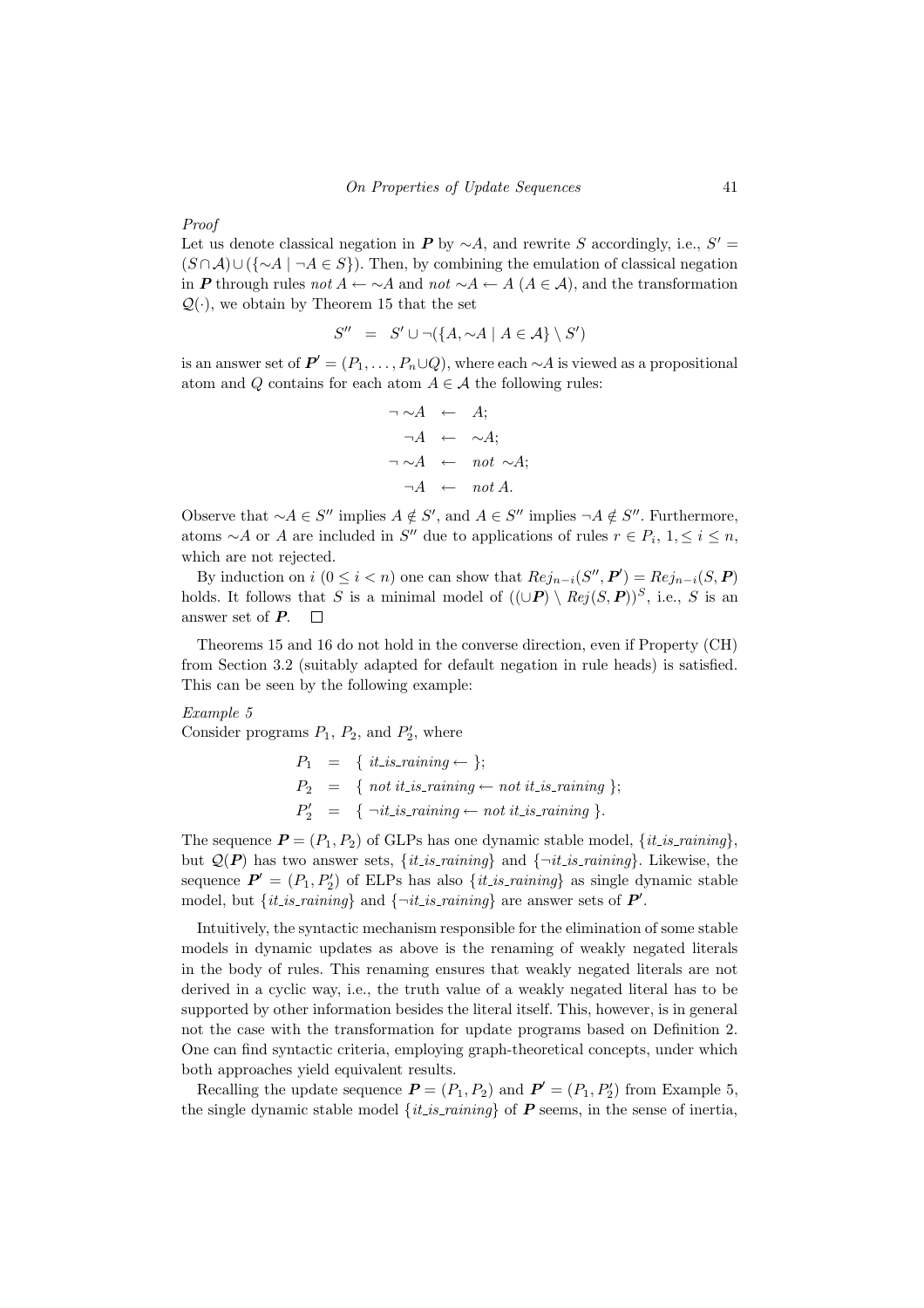*Proof*
Let us denote classical negation in $\boldsymbol{P}$ by $\sim\!A$, and rewrite $S$ accordingly, i.e., $S' = (S \cap \mathcal{A}) \cup (\{\sim\!A \mid \neg A \in S\})$. Then, by combining the emulation of classical negation in $\boldsymbol{P}$ through rules $not\, A \leftarrow \sim\!A$ and $not\, \sim\!A \leftarrow A$ ($A \in \mathcal{A}$), and the transformation $\mathcal{Q}(\cdot)$, we obtain by Theorem 15 that the set

$$S'' \;=\; S' \cup \neg(\{A, \sim\!A \mid A \in \mathcal{A}\} \setminus S')$$

is an answer set of $\boldsymbol{P}' = (P_1, \ldots, P_n \cup Q)$, where each $\sim\!A$ is viewed as a propositional atom and $Q$ contains for each atom $A \in \mathcal{A}$ the following rules:

$$\begin{aligned} \neg \sim\!A &\leftarrow A; \\ \neg A &\leftarrow \sim\!A; \\ \neg \sim\!A &\leftarrow not\ \sim\!A; \\ \neg A &\leftarrow not\, A. \end{aligned}$$

Observe that $\sim\!A \in S''$ implies $A \notin S'$, and $A \in S''$ implies $\neg A \notin S''$. Furthermore, atoms $\sim\!A$ or $A$ are included in $S''$ due to applications of rules $r \in P_i$, $1, \leq i \leq n$, which are not rejected.

By induction on $i$ ($0 \leq i < n$) one can show that $Rej_{n-i}(S'', \boldsymbol{P}') = Rej_{n-i}(S, \boldsymbol{P})$ holds. It follows that $S$ is a minimal model of $((\cup \boldsymbol{P}) \setminus Rej(S, \boldsymbol{P}))^S$, i.e., $S$ is an answer set of $\boldsymbol{P}$. $\square$

Theorems 15 and 16 do not hold in the converse direction, even if Property (CH) from Section 3.2 (suitably adapted for default negation in rule heads) is satisfied. This can be seen by the following example:

*Example 5*
Consider programs $P_1$, $P_2$, and $P_2'$, where

$$\begin{aligned} P_1 &= \{\ it\_is\_raining \leftarrow\ \}; \\ P_2 &= \{\ not\ it\_is\_raining \leftarrow not\ it\_is\_raining\ \}; \\ P_2' &= \{\ \neg it\_is\_raining \leftarrow not\ it\_is\_raining\ \}. \end{aligned}$$

The sequence $\boldsymbol{P} = (P_1, P_2)$ of GLPs has one dynamic stable model, $\{it\_is\_raining\}$, but $\mathcal{Q}(\boldsymbol{P})$ has two answer sets, $\{it\_is\_raining\}$ and $\{\neg it\_is\_raining\}$. Likewise, the sequence $\boldsymbol{P}' = (P_1, P_2')$ of ELPs has also $\{it\_is\_raining\}$ as single dynamic stable model, but $\{it\_is\_raining\}$ and $\{\neg it\_is\_raining\}$ are answer sets of $\boldsymbol{P}'$.

Intuitively, the syntactic mechanism responsible for the elimination of some stable models in dynamic updates as above is the renaming of weakly negated literals in the body of rules. This renaming ensures that weakly negated literals are not derived in a cyclic way, i.e., the truth value of a weakly negated literal has to be supported by other information besides the literal itself. This, however, is in general not the case with the transformation for update programs based on Definition 2. One can find syntactic criteria, employing graph-theoretical concepts, under which both approaches yield equivalent results.

Recalling the update sequence $\boldsymbol{P} = (P_1, P_2)$ and $\boldsymbol{P}' = (P_1, P_2')$ from Example 5, the single dynamic stable model $\{it\_is\_raining\}$ of $\boldsymbol{P}$ seems, in the sense of inertia,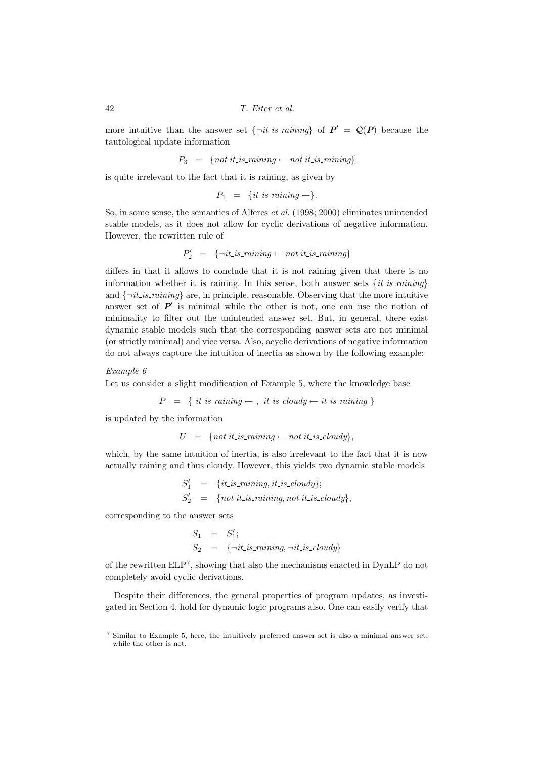more intuitive than the answer set $\{\neg it\_is\_raining\}$ of $\boldsymbol{P}' = \mathcal{Q}(\boldsymbol{P})$ because the tautological update information

$$P_3 \;=\; \{not\ it\_is\_raining \leftarrow not\ it\_is\_raining\}$$

is quite irrelevant to the fact that it is raining, as given by

$$P_1 \;=\; \{it\_is\_raining \leftarrow\}.$$

So, in some sense, the semantics of Alferes *et al.* (1998; 2000) eliminates unintended stable models, as it does not allow for cyclic derivations of negative information. However, the rewritten rule of

$$P_2' \;=\; \{\neg it\_is\_raining \leftarrow not\ it\_is\_raining\}$$

differs in that it allows to conclude that it is not raining given that there is no information whether it is raining. In this sense, both answer sets $\{it\_is\_raining\}$ and $\{\neg it\_is\_raining\}$ are, in principle, reasonable. Observing that the more intuitive answer set of $\boldsymbol{P}'$ is minimal while the other is not, one can use the notion of minimality to filter out the unintended answer set. But, in general, there exist dynamic stable models such that the corresponding answer sets are not minimal (or strictly minimal) and vice versa. Also, acyclic derivations of negative information do not always capture the intuition of inertia as shown by the following example:

*Example 6*

Let us consider a slight modification of Example 5, where the knowledge base

$$P \;=\; \{\ it\_is\_raining \leftarrow\ ,\ it\_is\_cloudy \leftarrow it\_is\_raining\ \}$$

is updated by the information

$$U \;=\; \{not\ it\_is\_raining \leftarrow not\ it\_is\_cloudy\},$$

which, by the same intuition of inertia, is also irrelevant to the fact that it is now actually raining and thus cloudy. However, this yields two dynamic stable models

$$S_1' \;=\; \{it\_is\_raining, it\_is\_cloudy\};$$
$$S_2' \;=\; \{not\ it\_is\_raining, not\ it\_is\_cloudy\},$$

corresponding to the answer sets

$$S_1 \;=\; S_1';$$
$$S_2 \;=\; \{\neg it\_is\_raining, \neg it\_is\_cloudy\}$$

of the rewritten ELP[7], showing that also the mechanisms enacted in DynLP do not completely avoid cyclic derivations.

Despite their differences, the general properties of program updates, as investigated in Section 4, hold for dynamic logic programs also. One can easily verify that

[7] Similar to Example 5, here, the intuitively preferred answer set is also a minimal answer set, while the other is not.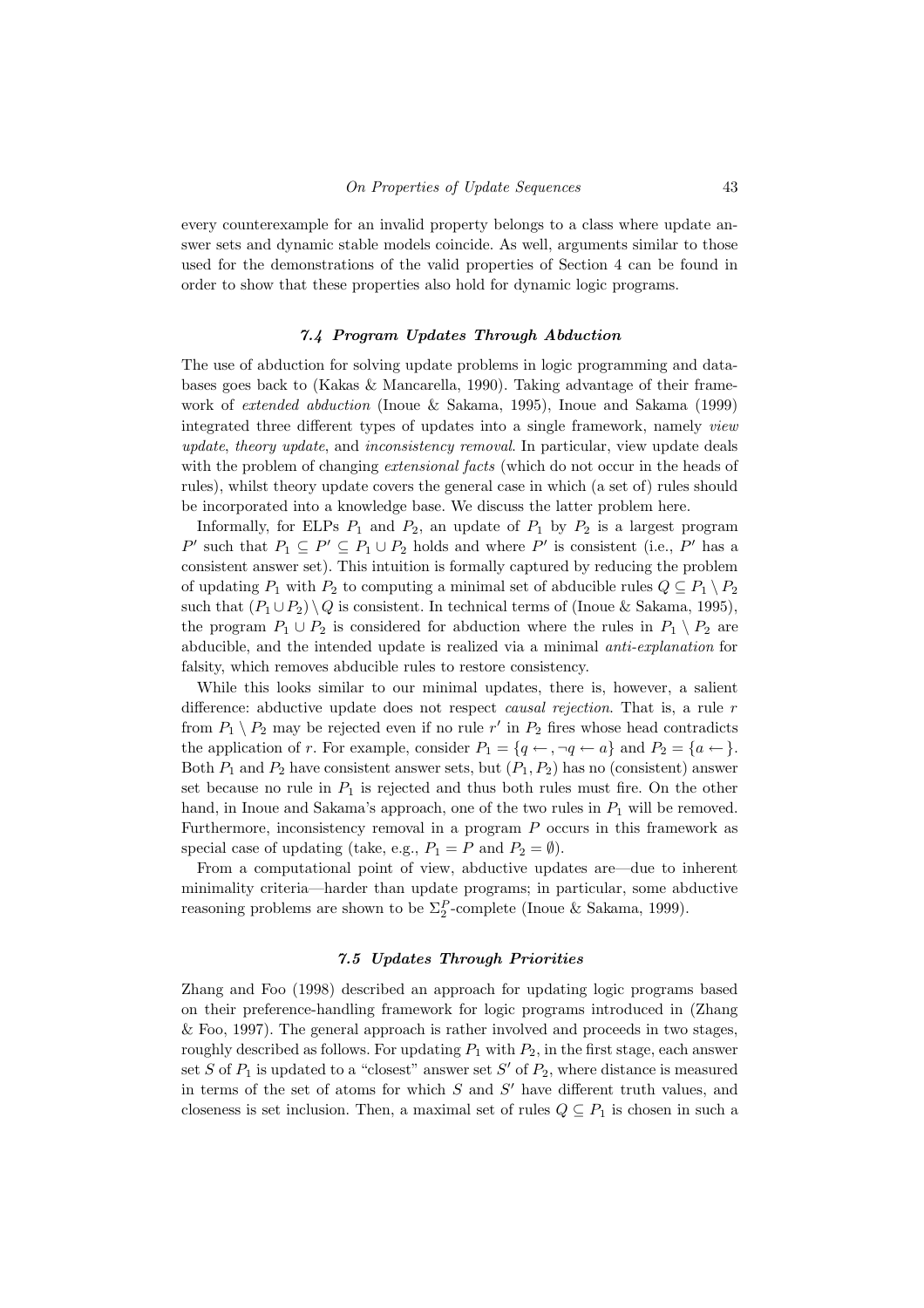every counterexample for an invalid property belongs to a class where update answer sets and dynamic stable models coincide. As well, arguments similar to those used for the demonstrations of the valid properties of Section 4 can be found in order to show that these properties also hold for dynamic logic programs.

### *7.4 Program Updates Through Abduction*

The use of abduction for solving update problems in logic programming and databases goes back to (Kakas & Mancarella, 1990). Taking advantage of their framework of *extended abduction* (Inoue & Sakama, 1995), Inoue and Sakama (1999) integrated three different types of updates into a single framework, namely *view update*, *theory update*, and *inconsistency removal*. In particular, view update deals with the problem of changing *extensional facts* (which do not occur in the heads of rules), whilst theory update covers the general case in which (a set of) rules should be incorporated into a knowledge base. We discuss the latter problem here.

Informally, for ELPs $P_1$ and $P_2$, an update of $P_1$ by $P_2$ is a largest program $P'$ such that $P_1 \subseteq P' \subseteq P_1 \cup P_2$ holds and where $P'$ is consistent (i.e., $P'$ has a consistent answer set). This intuition is formally captured by reducing the problem of updating $P_1$ with $P_2$ to computing a minimal set of abducible rules $Q \subseteq P_1 \setminus P_2$ such that $(P_1 \cup P_2) \setminus Q$ is consistent. In technical terms of (Inoue & Sakama, 1995), the program $P_1 \cup P_2$ is considered for abduction where the rules in $P_1 \setminus P_2$ are abducible, and the intended update is realized via a minimal *anti-explanation* for falsity, which removes abducible rules to restore consistency.

While this looks similar to our minimal updates, there is, however, a salient difference: abductive update does not respect *causal rejection*. That is, a rule $r$ from $P_1 \setminus P_2$ may be rejected even if no rule $r'$ in $P_2$ fires whose head contradicts the application of $r$. For example, consider $P_1 = \{q \leftarrow, \neg q \leftarrow a\}$ and $P_2 = \{a \leftarrow\}$. Both $P_1$ and $P_2$ have consistent answer sets, but $(P_1, P_2)$ has no (consistent) answer set because no rule in $P_1$ is rejected and thus both rules must fire. On the other hand, in Inoue and Sakama's approach, one of the two rules in $P_1$ will be removed. Furthermore, inconsistency removal in a program $P$ occurs in this framework as special case of updating (take, e.g., $P_1 = P$ and $P_2 = \emptyset$).

From a computational point of view, abductive updates are—due to inherent minimality criteria—harder than update programs; in particular, some abductive reasoning problems are shown to be $\Sigma_2^P$-complete (Inoue & Sakama, 1999).

### *7.5 Updates Through Priorities*

Zhang and Foo (1998) described an approach for updating logic programs based on their preference-handling framework for logic programs introduced in (Zhang & Foo, 1997). The general approach is rather involved and proceeds in two stages, roughly described as follows. For updating $P_1$ with $P_2$, in the first stage, each answer set $S$ of $P_1$ is updated to a "closest" answer set $S'$ of $P_2$, where distance is measured in terms of the set of atoms for which $S$ and $S'$ have different truth values, and closeness is set inclusion. Then, a maximal set of rules $Q \subseteq P_1$ is chosen in such a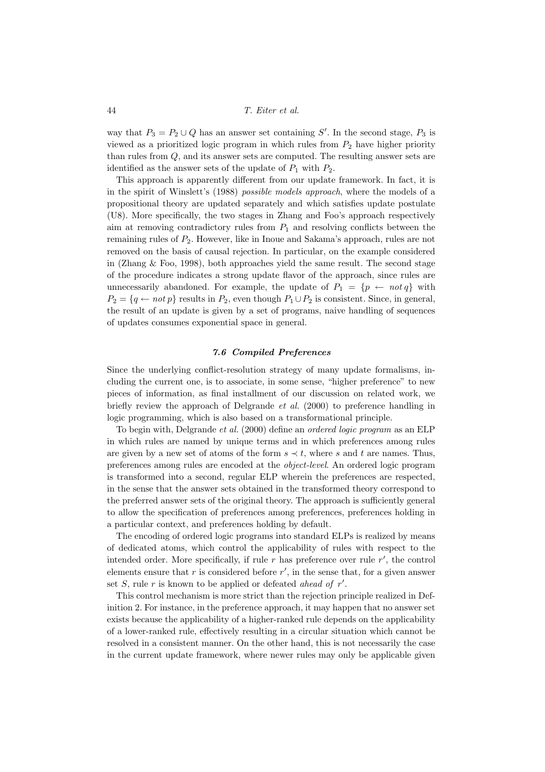way that $P_3 = P_2 \cup Q$ has an answer set containing $S'$. In the second stage, $P_3$ is viewed as a prioritized logic program in which rules from $P_2$ have higher priority than rules from $Q$, and its answer sets are computed. The resulting answer sets are identified as the answer sets of the update of $P_1$ with $P_2$.

This approach is apparently different from our update framework. In fact, it is in the spirit of Winslett's (1988) *possible models approach*, where the models of a propositional theory are updated separately and which satisfies update postulate (U8). More specifically, the two stages in Zhang and Foo's approach respectively aim at removing contradictory rules from $P_1$ and resolving conflicts between the remaining rules of $P_2$. However, like in Inoue and Sakama's approach, rules are not removed on the basis of causal rejection. In particular, on the example considered in (Zhang & Foo, 1998), both approaches yield the same result. The second stage of the procedure indicates a strong update flavor of the approach, since rules are unnecessarily abandoned. For example, the update of $P_1 = \{p \leftarrow \mathit{not}\, q\}$ with $P_2 = \{q \leftarrow \mathit{not}\, p\}$ results in $P_2$, even though $P_1 \cup P_2$ is consistent. Since, in general, the result of an update is given by a set of programs, naive handling of sequences of updates consumes exponential space in general.

### *7.6 Compiled Preferences*

Since the underlying conflict-resolution strategy of many update formalisms, including the current one, is to associate, in some sense, "higher preference" to new pieces of information, as final installment of our discussion on related work, we briefly review the approach of Delgrande *et al.* (2000) to preference handling in logic programming, which is also based on a transformational principle.

To begin with, Delgrande *et al.* (2000) define an *ordered logic program* as an ELP in which rules are named by unique terms and in which preferences among rules are given by a new set of atoms of the form $s \prec t$, where $s$ and $t$ are names. Thus, preferences among rules are encoded at the *object-level*. An ordered logic program is transformed into a second, regular ELP wherein the preferences are respected, in the sense that the answer sets obtained in the transformed theory correspond to the preferred answer sets of the original theory. The approach is sufficiently general to allow the specification of preferences among preferences, preferences holding in a particular context, and preferences holding by default.

The encoding of ordered logic programs into standard ELPs is realized by means of dedicated atoms, which control the applicability of rules with respect to the intended order. More specifically, if rule $r$ has preference over rule $r'$, the control elements ensure that $r$ is considered before $r'$, in the sense that, for a given answer set $S$, rule $r$ is known to be applied or defeated *ahead of* $r'$.

This control mechanism is more strict than the rejection principle realized in Definition 2. For instance, in the preference approach, it may happen that no answer set exists because the applicability of a higher-ranked rule depends on the applicability of a lower-ranked rule, effectively resulting in a circular situation which cannot be resolved in a consistent manner. On the other hand, this is not necessarily the case in the current update framework, where newer rules may only be applicable given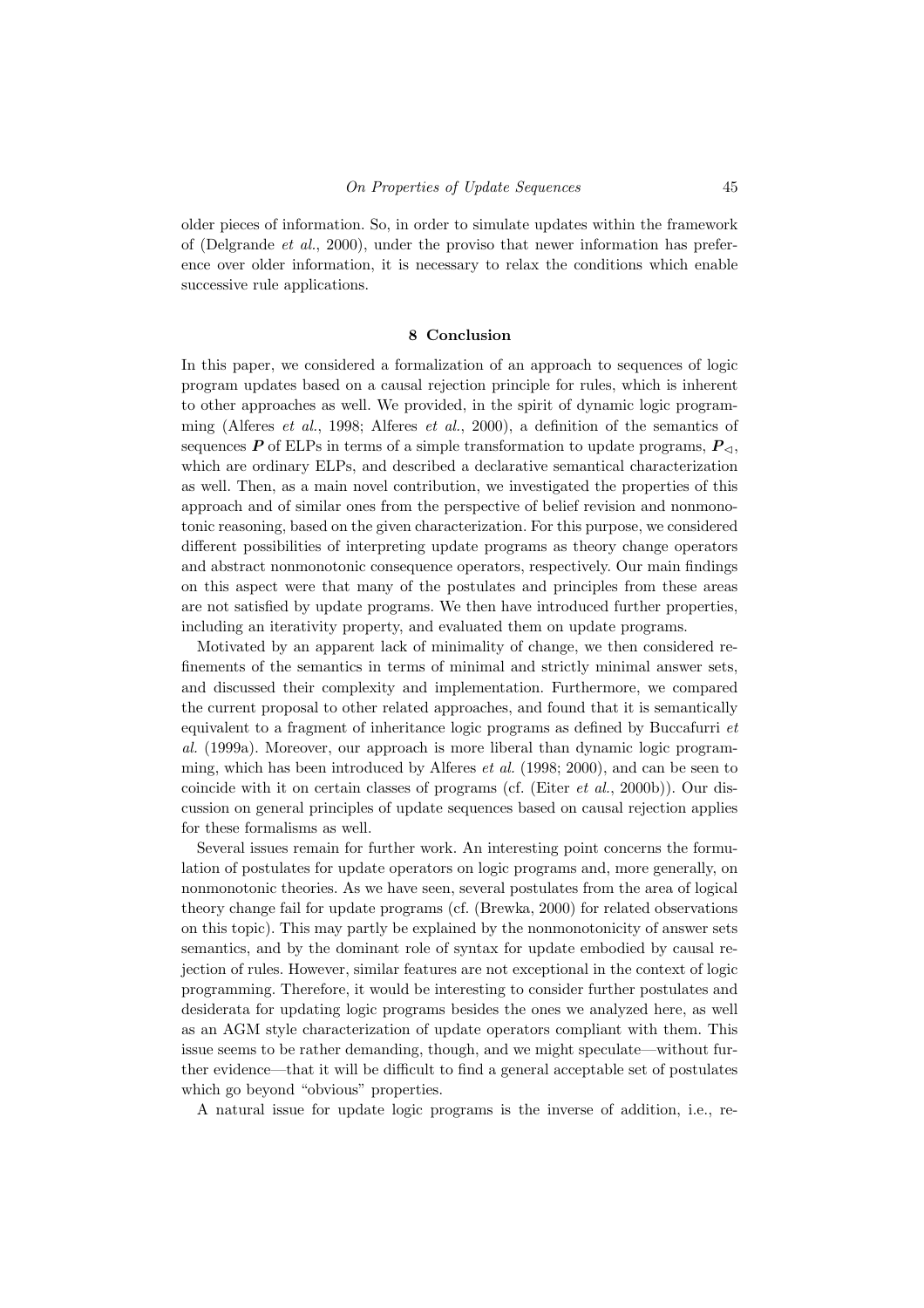older pieces of information. So, in order to simulate updates within the framework of (Delgrande *et al.*, 2000), under the proviso that newer information has preference over older information, it is necessary to relax the conditions which enable successive rule applications.

## 8 Conclusion

In this paper, we considered a formalization of an approach to sequences of logic program updates based on a causal rejection principle for rules, which is inherent to other approaches as well. We provided, in the spirit of dynamic logic programming (Alferes *et al.*, 1998; Alferes *et al.*, 2000), a definition of the semantics of sequences $\boldsymbol{P}$ of ELPs in terms of a simple transformation to update programs, $\boldsymbol{P}_{\triangleleft}$, which are ordinary ELPs, and described a declarative semantical characterization as well. Then, as a main novel contribution, we investigated the properties of this approach and of similar ones from the perspective of belief revision and nonmonotonic reasoning, based on the given characterization. For this purpose, we considered different possibilities of interpreting update programs as theory change operators and abstract nonmonotonic consequence operators, respectively. Our main findings on this aspect were that many of the postulates and principles from these areas are not satisfied by update programs. We then have introduced further properties, including an iterativity property, and evaluated them on update programs.

Motivated by an apparent lack of minimality of change, we then considered refinements of the semantics in terms of minimal and strictly minimal answer sets, and discussed their complexity and implementation. Furthermore, we compared the current proposal to other related approaches, and found that it is semantically equivalent to a fragment of inheritance logic programs as defined by Buccafurri *et al.* (1999a). Moreover, our approach is more liberal than dynamic logic programming, which has been introduced by Alferes *et al.* (1998; 2000), and can be seen to coincide with it on certain classes of programs (cf. (Eiter *et al.*, 2000b)). Our discussion on general principles of update sequences based on causal rejection applies for these formalisms as well.

Several issues remain for further work. An interesting point concerns the formulation of postulates for update operators on logic programs and, more generally, on nonmonotonic theories. As we have seen, several postulates from the area of logical theory change fail for update programs (cf. (Brewka, 2000) for related observations on this topic). This may partly be explained by the nonmonotonicity of answer sets semantics, and by the dominant role of syntax for update embodied by causal rejection of rules. However, similar features are not exceptional in the context of logic programming. Therefore, it would be interesting to consider further postulates and desiderata for updating logic programs besides the ones we analyzed here, as well as an AGM style characterization of update operators compliant with them. This issue seems to be rather demanding, though, and we might speculate—without further evidence—that it will be difficult to find a general acceptable set of postulates which go beyond "obvious" properties.

A natural issue for update logic programs is the inverse of addition, i.e., re-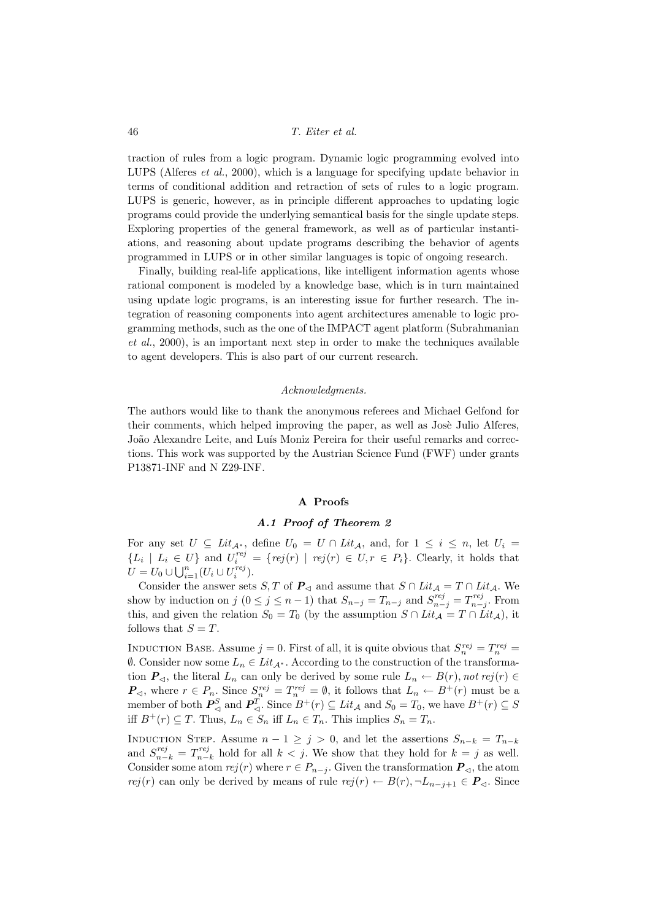traction of rules from a logic program. Dynamic logic programming evolved into LUPS (Alferes *et al.*, 2000), which is a language for specifying update behavior in terms of conditional addition and retraction of sets of rules to a logic program. LUPS is generic, however, as in principle different approaches to updating logic programs could provide the underlying semantical basis for the single update steps. Exploring properties of the general framework, as well as of particular instantiations, and reasoning about update programs describing the behavior of agents programmed in LUPS or in other similar languages is topic of ongoing research.

Finally, building real-life applications, like intelligent information agents whose rational component is modeled by a knowledge base, which is in turn maintained using update logic programs, is an interesting issue for further research. The integration of reasoning components into agent architectures amenable to logic programming methods, such as the one of the IMPACT agent platform (Subrahmanian *et al.*, 2000), is an important next step in order to make the techniques available to agent developers. This is also part of our current research.

*Acknowledgments.*

The authors would like to thank the anonymous referees and Michael Gelfond for their comments, which helped improving the paper, as well as Josè Julio Alferes, João Alexandre Leite, and Luís Moniz Pereira for their useful remarks and corrections. This work was supported by the Austrian Science Fund (FWF) under grants P13871-INF and N Z29-INF.

## A Proofs

### A.1 Proof of Theorem 2

For any set $U \subseteq \mathit{Lit}_{\mathcal{A}^*}$, define $U_0 = U \cap \mathit{Lit}_{\mathcal{A}}$, and, for $1 \leq i \leq n$, let $U_i = \{L_i \mid L_i \in U\}$ and $U_i^{rej} = \{\mathit{rej}(r) \mid \mathit{rej}(r) \in U, r \in P_i\}$. Clearly, it holds that $U = U_0 \cup \bigcup_{i=1}^{n}(U_i \cup U_i^{rej})$.

Consider the answer sets $S, T$ of $\boldsymbol{P}_\triangleleft$ and assume that $S \cap \mathit{Lit}_{\mathcal{A}} = T \cap \mathit{Lit}_{\mathcal{A}}$. We show by induction on $j$ ($0 \leq j \leq n-1$) that $S_{n-j} = T_{n-j}$ and $S_{n-j}^{rej} = T_{n-j}^{rej}$. From this, and given the relation $S_0 = T_0$ (by the assumption $S \cap \mathit{Lit}_{\mathcal{A}} = T \cap \mathit{Lit}_{\mathcal{A}}$), it follows that $S = T$.

Induction Base. Assume $j = 0$. First of all, it is quite obvious that $S_n^{rej} = T_n^{rej} = \emptyset$. Consider now some $L_n \in \mathit{Lit}_{\mathcal{A}^*}$. According to the construction of the transformation $\boldsymbol{P}_\triangleleft$, the literal $L_n$ can only be derived by some rule $L_n \leftarrow B(r), \mathit{not}\, \mathit{rej}(r) \in \boldsymbol{P}_\triangleleft$, where $r \in P_n$. Since $S_n^{rej} = T_n^{rej} = \emptyset$, it follows that $L_n \leftarrow B^+(r)$ must be a member of both $\boldsymbol{P}_\triangleleft^S$ and $\boldsymbol{P}_\triangleleft^T$. Since $B^+(r) \subseteq \mathit{Lit}_{\mathcal{A}}$ and $S_0 = T_0$, we have $B^+(r) \subseteq S$ iff $B^+(r) \subseteq T$. Thus, $L_n \in S_n$ iff $L_n \in T_n$. This implies $S_n = T_n$.

Induction Step. Assume $n - 1 \geq j > 0$, and let the assertions $S_{n-k} = T_{n-k}$ and $S_{n-k}^{rej} = T_{n-k}^{rej}$ hold for all $k < j$. We show that they hold for $k = j$ as well. Consider some atom $\mathit{rej}(r)$ where $r \in P_{n-j}$. Given the transformation $\boldsymbol{P}_\triangleleft$, the atom $\mathit{rej}(r)$ can only be derived by means of rule $\mathit{rej}(r) \leftarrow B(r), \neg L_{n-j+1} \in \boldsymbol{P}_\triangleleft$. Since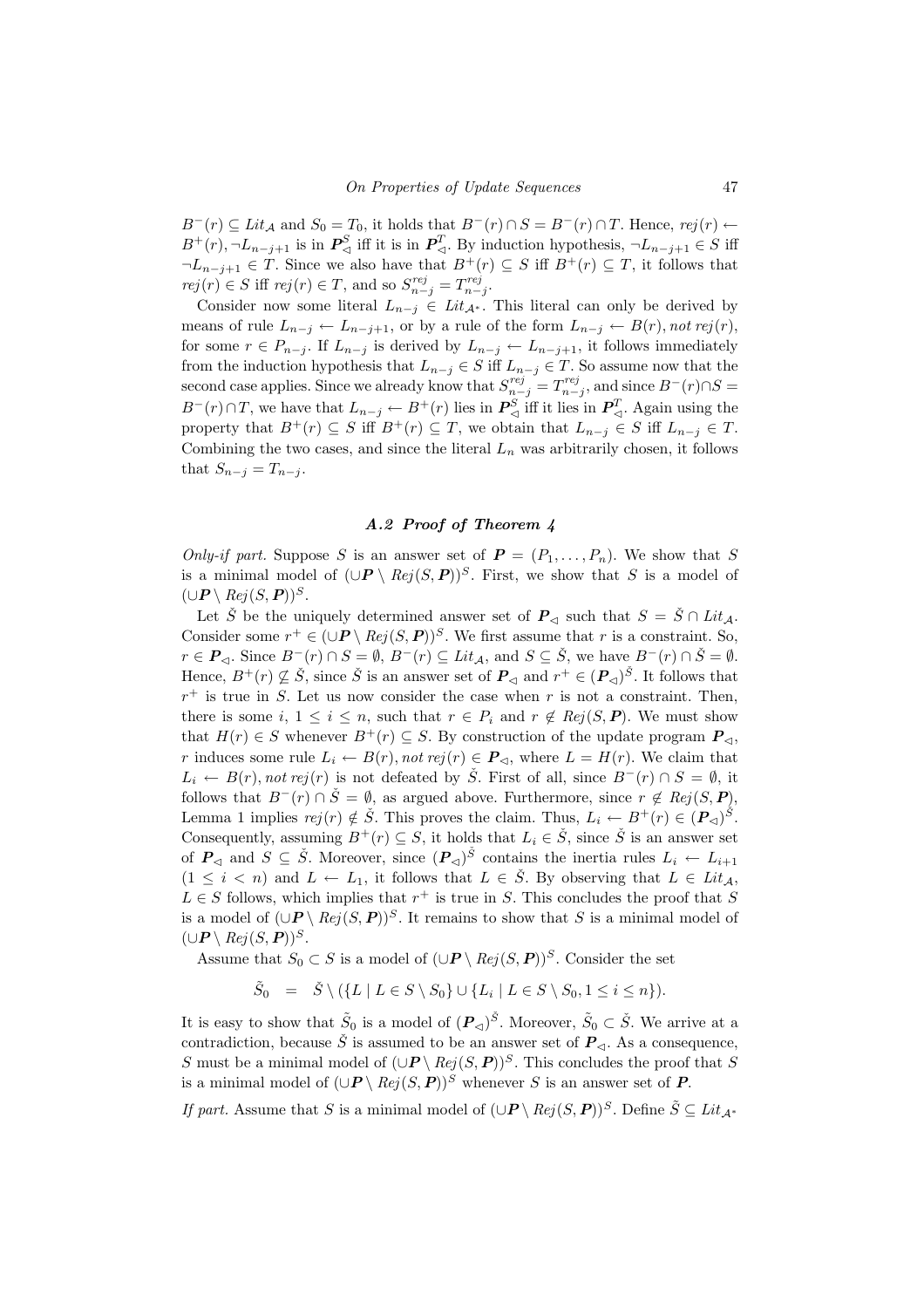$B^-(r) \subseteq Lit_{\mathcal{A}}$ and $S_0 = T_0$, it holds that $B^-(r) \cap S = B^-(r) \cap T$. Hence, $rej(r) \leftarrow B^+(r), \neg L_{n-j+1}$ is in $\boldsymbol{P}_{\lhd}^{S}$ iff it is in $\boldsymbol{P}_{\lhd}^{T}$. By induction hypothesis, $\neg L_{n-j+1} \in S$ iff $\neg L_{n-j+1} \in T$. Since we also have that $B^+(r) \subseteq S$ iff $B^+(r) \subseteq T$, it follows that $rej(r) \in S$ iff $rej(r) \in T$, and so $S^{rej}_{n-j} = T^{rej}_{n-j}$.

Consider now some literal $L_{n-j} \in Lit_{\mathcal{A}^*}$. This literal can only be derived by means of rule $L_{n-j} \leftarrow L_{n-j+1}$, or by a rule of the form $L_{n-j} \leftarrow B(r), not\, rej(r)$, for some $r \in P_{n-j}$. If $L_{n-j}$ is derived by $L_{n-j} \leftarrow L_{n-j+1}$, it follows immediately from the induction hypothesis that $L_{n-j} \in S$ iff $L_{n-j} \in T$. So assume now that the second case applies. Since we already know that $S^{rej}_{n-j} = T^{rej}_{n-j}$, and since $B^-(r) \cap S = B^-(r) \cap T$, we have that $L_{n-j} \leftarrow B^+(r)$ lies in $\boldsymbol{P}_{\lhd}^{S}$ iff it lies in $\boldsymbol{P}_{\lhd}^{T}$. Again using the property that $B^+(r) \subseteq S$ iff $B^+(r) \subseteq T$, we obtain that $L_{n-j} \in S$ iff $L_{n-j} \in T$. Combining the two cases, and since the literal $L_n$ was arbitrarily chosen, it follows that $S_{n-j} = T_{n-j}$.

### *A.2 Proof of Theorem 4*

*Only-if part.* Suppose $S$ is an answer set of $\boldsymbol{P} = (P_1, \ldots, P_n)$. We show that $S$ is a minimal model of $(\cup\boldsymbol{P} \setminus Rej(S, \boldsymbol{P}))^S$. First, we show that $S$ is a model of $(\cup\boldsymbol{P} \setminus Rej(S, \boldsymbol{P}))^S$.

Let $\check{S}$ be the uniquely determined answer set of $\boldsymbol{P}_{\lhd}$ such that $S = \check{S} \cap Lit_{\mathcal{A}}$. Consider some $r^+ \in (\cup\boldsymbol{P} \setminus Rej(S, \boldsymbol{P}))^S$. We first assume that $r$ is a constraint. So, $r \in \boldsymbol{P}_{\lhd}$. Since $B^-(r) \cap S = \emptyset$, $B^-(r) \subseteq Lit_{\mathcal{A}}$, and $S \subseteq \check{S}$, we have $B^-(r) \cap \check{S} = \emptyset$. Hence, $B^+(r) \not\subseteq \check{S}$, since $\check{S}$ is an answer set of $\boldsymbol{P}_{\lhd}$ and $r^+ \in (\boldsymbol{P}_{\lhd})^{\check{S}}$. It follows that $r^+$ is true in $S$. Let us now consider the case when $r$ is not a constraint. Then, there is some $i$, $1 \leq i \leq n$, such that $r \in P_i$ and $r \notin Rej(S, \boldsymbol{P})$. We must show that $H(r) \in S$ whenever $B^+(r) \subseteq S$. By construction of the update program $\boldsymbol{P}_{\lhd}$, $r$ induces some rule $L_i \leftarrow B(r), not\, rej(r) \in \boldsymbol{P}_{\lhd}$, where $L = H(r)$. We claim that $L_i \leftarrow B(r), not\, rej(r)$ is not defeated by $\check{S}$. First of all, since $B^-(r) \cap S = \emptyset$, it follows that $B^-(r) \cap \check{S} = \emptyset$, as argued above. Furthermore, since $r \notin Rej(S, \boldsymbol{P})$, Lemma 1 implies $rej(r) \notin \check{S}$. This proves the claim. Thus, $L_i \leftarrow B^+(r) \in (\boldsymbol{P}_{\lhd})^{\check{S}}$. Consequently, assuming $B^+(r) \subseteq S$, it holds that $L_i \in \check{S}$, since $\check{S}$ is an answer set of $\boldsymbol{P}_{\lhd}$ and $S \subseteq \check{S}$. Moreover, since $(\boldsymbol{P}_{\lhd})^{\check{S}}$ contains the inertia rules $L_i \leftarrow L_{i+1}$ $(1 \leq i < n)$ and $L \leftarrow L_1$, it follows that $L \in \check{S}$. By observing that $L \in Lit_{\mathcal{A}}$, $L \in S$ follows, which implies that $r^+$ is true in $S$. This concludes the proof that $S$ is a model of $(\cup\boldsymbol{P} \setminus Rej(S, \boldsymbol{P}))^S$. It remains to show that $S$ is a minimal model of $(\cup\boldsymbol{P} \setminus Rej(S, \boldsymbol{P}))^S$.

Assume that $S_0 \subset S$ is a model of $(\cup\boldsymbol{P} \setminus Rej(S, \boldsymbol{P}))^S$. Consider the set

$$\tilde{S}_0 \quad = \quad \check{S} \setminus (\{L \mid L \in S \setminus S_0\} \cup \{L_i \mid L \in S \setminus S_0, 1 \leq i \leq n\}).$$

It is easy to show that $\tilde{S}_0$ is a model of $(\boldsymbol{P}_{\lhd})^{\check{S}}$. Moreover, $\tilde{S}_0 \subset \check{S}$. We arrive at a contradiction, because $\check{S}$ is assumed to be an answer set of $\boldsymbol{P}_{\lhd}$. As a consequence, $S$ must be a minimal model of $(\cup\boldsymbol{P} \setminus Rej(S, \boldsymbol{P}))^S$. This concludes the proof that $S$ is a minimal model of $(\cup\boldsymbol{P} \setminus Rej(S, \boldsymbol{P}))^S$ whenever $S$ is an answer set of $\boldsymbol{P}$.

*If part.* Assume that $S$ is a minimal model of $(\cup\boldsymbol{P} \setminus Rej(S, \boldsymbol{P}))^S$. Define $\tilde{S} \subseteq Lit_{\mathcal{A}^*}$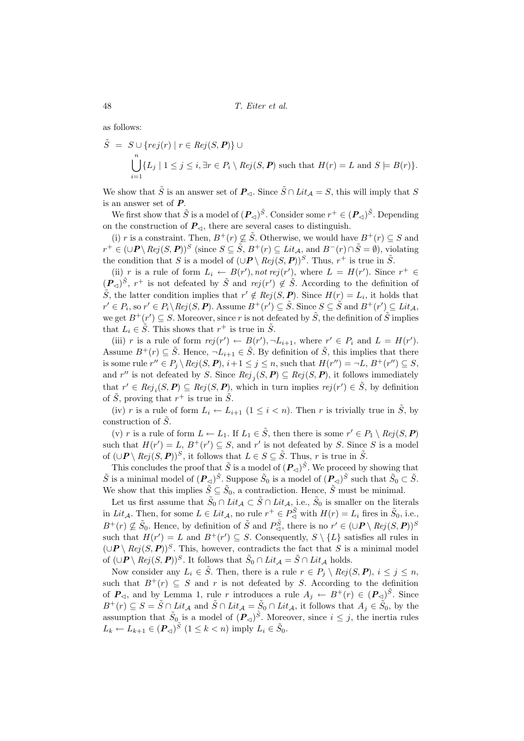as follows:

$$\tilde{S} = S \cup \{rej(r) \mid r \in Rej(S, \boldsymbol{P})\} \cup \bigcup_{i=1}^{n} \{L_j \mid 1 \leq j \leq i, \exists r \in P_i \setminus Rej(S, \boldsymbol{P}) \text{ such that } H(r) = L \text{ and } S \models B(r)\}.$$

We show that $\tilde{S}$ is an answer set of $\boldsymbol{P}_{\lhd}$. Since $\tilde{S} \cap Lit_{\mathcal{A}} = S$, this will imply that $S$ is an answer set of $\boldsymbol{P}$.

We first show that $\tilde{S}$ is a model of $(\boldsymbol{P}_{\lhd})^{\tilde{S}}$. Consider some $r^+ \in (\boldsymbol{P}_{\lhd})^{\tilde{S}}$. Depending on the construction of $\boldsymbol{P}_{\lhd}$, there are several cases to distinguish.

(i) $r$ is a constraint. Then, $B^+(r) \not\subseteq \tilde{S}$. Otherwise, we would have $B^+(r) \subseteq S$ and $r^+ \in (\cup\boldsymbol{P} \setminus Rej(S, \boldsymbol{P}))^S$ (since $S \subseteq \tilde{S}$, $B^+(r) \subseteq Lit_{\mathcal{A}}$, and $B^-(r) \cap \tilde{S} = \emptyset$), violating the condition that $S$ is a model of $(\cup\boldsymbol{P} \setminus Rej(S, \boldsymbol{P}))^S$. Thus, $r^+$ is true in $\tilde{S}$.

(ii) $r$ is a rule of form $L_i \leftarrow B(r'), not\, rej(r')$, where $L = H(r')$. Since $r^+ \in (\boldsymbol{P}_{\lhd})^{\tilde{S}}$, $r^+$ is not defeated by $\tilde{S}$ and $rej(r') \notin \tilde{S}$. According to the definition of $\tilde{S}$, the latter condition implies that $r' \notin Rej(S, \boldsymbol{P})$. Since $H(r) = L_i$, it holds that $r' \in P_i$, so $r' \in P_i \setminus Rej(S, \boldsymbol{P})$. Assume $B^+(r') \subseteq \tilde{S}$. Since $S \subseteq \tilde{S}$ and $B^+(r') \subseteq Lit_{\mathcal{A}}$, we get $B^+(r') \subseteq S$. Moreover, since $r$ is not defeated by $\tilde{S}$, the definition of $\tilde{S}$ implies that $L_i \in \tilde{S}$. This shows that $r^+$ is true in $\tilde{S}$.

(iii) $r$ is a rule of form $rej(r') \leftarrow B(r'), \neg L_{i+1}$, where $r' \in P_i$ and $L = H(r')$. Assume $B^+(r) \subseteq \tilde{S}$. Hence, $\neg L_{i+1} \in \tilde{S}$. By definition of $\tilde{S}$, this implies that there is some rule $r'' \in P_j \setminus Rej(S, \boldsymbol{P})$, $i+1 \leq j \leq n$, such that $H(r'') = \neg L$, $B^+(r'') \subseteq S$, and $r''$ is not defeated by $S$. Since $Rej_j(S, \boldsymbol{P}) \subseteq Rej(S, \boldsymbol{P})$, it follows immediately that $r' \in Rej_i(S, \boldsymbol{P}) \subseteq Rej(S, \boldsymbol{P})$, which in turn implies $rej(r') \in \tilde{S}$, by definition of $\tilde{S}$, proving that $r^+$ is true in $\tilde{S}$.

(iv) $r$ is a rule of form $L_i \leftarrow L_{i+1}$ $(1 \leq i < n)$. Then $r$ is trivially true in $\tilde{S}$, by construction of $\tilde{S}$.

(v) $r$ is a rule of form $L \leftarrow L_1$. If $L_1 \in \tilde{S}$, then there is some $r' \in P_1 \setminus Rej(S, \boldsymbol{P})$ such that $H(r') = L$, $B^+(r') \subseteq S$, and $r'$ is not defeated by $S$. Since $S$ is a model of $(\cup\boldsymbol{P} \setminus Rej(S, \boldsymbol{P}))^S$, it follows that $L \in S \subseteq \tilde{S}$. Thus, $r$ is true in $\tilde{S}$.

This concludes the proof that $\tilde{S}$ is a model of $(\boldsymbol{P}_{\lhd})^{\tilde{S}}$. We proceed by showing that $\tilde{S}$ is a minimal model of $(\boldsymbol{P}_{\lhd})^{\tilde{S}}$. Suppose $\tilde{S}_0$ is a model of $(\boldsymbol{P}_{\lhd})^{\tilde{S}}$ such that $\tilde{S}_0 \subset \tilde{S}$. We show that this implies $\tilde{S} \subseteq \tilde{S}_0$, a contradiction. Hence, $\tilde{S}$ must be minimal.

Let us first assume that $\tilde{S}_0 \cap Lit_{\mathcal{A}} \subset \tilde{S} \cap Lit_{\mathcal{A}}$, i.e., $\tilde{S}_0$ is smaller on the literals in $Lit_{\mathcal{A}}$. Then, for some $L \in Lit_{\mathcal{A}}$, no rule $r^+ \in P_{\lhd}^{\tilde{S}}$ with $H(r) = L_i$ fires in $\tilde{S}_0$, i.e., $B^+(r) \not\subseteq \tilde{S}_0$. Hence, by definition of $\tilde{S}$ and $P_{\lhd}^{\tilde{S}}$, there is no $r' \in (\cup\boldsymbol{P} \setminus Rej(S, \boldsymbol{P}))^S$ such that $H(r') = L$ and $B^+(r') \subseteq S$. Consequently, $S \setminus \{L\}$ satisfies all rules in $(\cup\boldsymbol{P} \setminus Rej(S, \boldsymbol{P}))^S$. This, however, contradicts the fact that $S$ is a minimal model of $(\cup\boldsymbol{P} \setminus Rej(S, \boldsymbol{P}))^S$. It follows that $\tilde{S}_0 \cap Lit_{\mathcal{A}} = \tilde{S} \cap Lit_{\mathcal{A}}$ holds.

Now consider any $L_i \in \tilde{S}$. Then, there is a rule $r \in P_j \setminus Rej(S, \boldsymbol{P})$, $i \leq j \leq n$, such that $B^+(r) \subseteq S$ and $r$ is not defeated by $S$. According to the definition of $\boldsymbol{P}_{\lhd}$, and by Lemma 1, rule $r$ introduces a rule $A_j \leftarrow B^+(r) \in (\boldsymbol{P}_{\lhd})^{\tilde{S}}$. Since $B^+(r) \subseteq S = \tilde{S} \cap Lit_{\mathcal{A}}$ and $\tilde{S} \cap Lit_{\mathcal{A}} = \tilde{S}_0 \cap Lit_{\mathcal{A}}$, it follows that $A_j \in \tilde{S}_0$, by the assumption that $\tilde{S}_0$ is a model of $(\boldsymbol{P}_{\lhd})^{\tilde{S}}$. Moreover, since $i \leq j$, the inertia rules $L_k \leftarrow L_{k+1} \in (\boldsymbol{P}_{\lhd})^{\tilde{S}}$ $(1 \leq k < n)$ imply $L_i \in \tilde{S}_0$.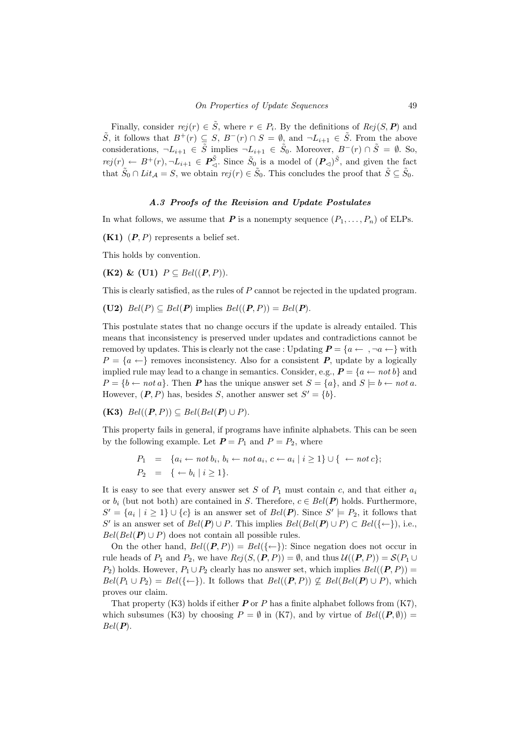Finally, consider $rej(r) \in \tilde{S}$, where $r \in P_i$. By the definitions of $Rej(S, \boldsymbol{P})$ and $\tilde{S}$, it follows that $B^+(r) \subseteq S$, $B^-(r) \cap S = \emptyset$, and $\neg L_{i+1} \in \tilde{S}$. From the above considerations, $\neg L_{i+1} \in \tilde{S}$ implies $\neg L_{i+1} \in \tilde{S}_0$. Moreover, $B^-(r) \cap \tilde{S} = \emptyset$. So, $rej(r) \leftarrow B^+(r), \neg L_{i+1} \in \boldsymbol{P}_{\lhd}^{\tilde{S}}$. Since $\tilde{S}_0$ is a model of $(\boldsymbol{P}_{\lhd})^{\tilde{S}}$, and given the fact that $\tilde{S}_0 \cap Lit_{\mathcal{A}} = S$, we obtain $rej(r) \in \tilde{S}_0$. This concludes the proof that $\tilde{S} \subseteq \tilde{S}_0$.

### *A.3 Proofs of the Revision and Update Postulates*

In what follows, we assume that $\boldsymbol{P}$ is a nonempty sequence $(P_1, \ldots, P_n)$ of ELPs.

**(K1)** $(\boldsymbol{P}, P)$ represents a belief set.

This holds by convention.

**(K2) & (U1)** $P \subseteq Bel((\boldsymbol{P}, P))$.

This is clearly satisfied, as the rules of $P$ cannot be rejected in the updated program.

**(U2)** $Bel(P) \subseteq Bel(\boldsymbol{P})$ implies $Bel((\boldsymbol{P}, P)) = Bel(\boldsymbol{P})$.

This postulate states that no change occurs if the update is already entailed. This means that inconsistency is preserved under updates and contradictions cannot be removed by updates. This is clearly not the case : Updating $\boldsymbol{P} = \{a \leftarrow\ , \neg a \leftarrow\}$ with $P = \{a \leftarrow\}$ removes inconsistency. Also for a consistent $\boldsymbol{P}$, update by a logically implied rule may lead to a change in semantics. Consider, e.g., $\boldsymbol{P} = \{a \leftarrow not\, b\}$ and $P = \{b \leftarrow not\, a\}$. Then $\boldsymbol{P}$ has the unique answer set $S = \{a\}$, and $S \models b \leftarrow not\, a$. However, $(\boldsymbol{P}, P)$ has, besides $S$, another answer set $S' = \{b\}$.

**(K3)** $Bel((\boldsymbol{P}, P)) \subseteq Bel(Bel(\boldsymbol{P}) \cup P)$.

This property fails in general, if programs have infinite alphabets. This can be seen by the following example. Let $\boldsymbol{P} = P_1$ and $P = P_2$, where

$$
\begin{aligned}
P_1 &= \{a_i \leftarrow not\, b_i,\ b_i \leftarrow not\, a_i,\ c \leftarrow a_i \mid i \geq 1\} \cup \{\ \leftarrow not\, c\};\\
P_2 &= \{\ \leftarrow b_i \mid i \geq 1\}.
\end{aligned}
$$

It is easy to see that every answer set $S$ of $P_1$ must contain $c$, and that either $a_i$ or $b_i$ (but not both) are contained in $S$. Therefore, $c \in Bel(\boldsymbol{P})$ holds. Furthermore, $S' = \{a_i \mid i \geq 1\} \cup \{c\}$ is an answer set of $Bel(\boldsymbol{P})$. Since $S' \models P_2$, it follows that $S'$ is an answer set of $Bel(\boldsymbol{P}) \cup P$. This implies $Bel(Bel(\boldsymbol{P}) \cup P) \subset Bel(\{\leftarrow\})$, i.e., $Bel(Bel(\boldsymbol{P}) \cup P)$ does not contain all possible rules.

On the other hand, $Bel((\boldsymbol{P}, P)) = Bel(\{\leftarrow\})$: Since negation does not occur in rule heads of $P_1$ and $P_2$, we have $Rej(S, (\boldsymbol{P}, P)) = \emptyset$, and thus $\mathcal{U}((\boldsymbol{P}, P)) = \mathcal{S}(P_1 \cup P_2)$ holds. However, $P_1 \cup P_2$ clearly has no answer set, which implies $Bel((\boldsymbol{P}, P)) = Bel(P_1 \cup P_2) = Bel(\{\leftarrow\})$. It follows that $Bel((\boldsymbol{P}, P)) \not\subseteq Bel(Bel(\boldsymbol{P}) \cup P)$, which proves our claim.

That property (K3) holds if either $\boldsymbol{P}$ or $P$ has a finite alphabet follows from (K7), which subsumes (K3) by choosing $P = \emptyset$ in (K7), and by virtue of $Bel((\boldsymbol{P}, \emptyset)) = Bel(\boldsymbol{P})$.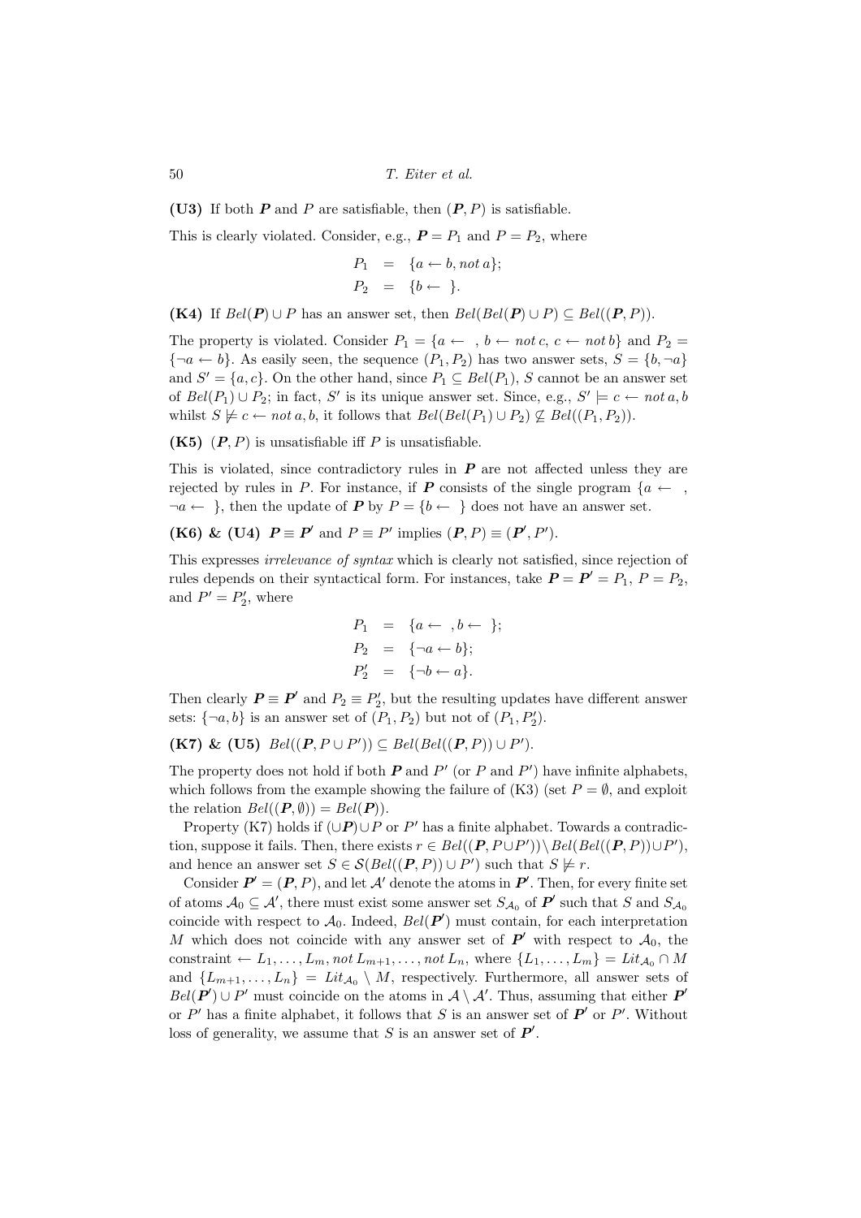**(U3)** If both $\boldsymbol{P}$ and $P$ are satisfiable, then $(\boldsymbol{P}, P)$ is satisfiable.

This is clearly violated. Consider, e.g., $\boldsymbol{P} = P_1$ and $P = P_2$, where

$$
\begin{aligned}
P_1 &= \{a \leftarrow b, not\, a\};\\
P_2 &= \{b \leftarrow \ \}.
\end{aligned}
$$

**(K4)** If $Bel(\boldsymbol{P}) \cup P$ has an answer set, then $Bel(Bel(\boldsymbol{P}) \cup P) \subseteq Bel((\boldsymbol{P}, P))$.

The property is violated. Consider $P_1 = \{a \leftarrow \ , b \leftarrow not\, c,\ c \leftarrow not\, b\}$ and $P_2 = \{\neg a \leftarrow b\}$. As easily seen, the sequence $(P_1, P_2)$ has two answer sets, $S = \{b, \neg a\}$ and $S' = \{a, c\}$. On the other hand, since $P_1 \subseteq Bel(P_1)$, $S$ cannot be an answer set of $Bel(P_1) \cup P_2$; in fact, $S'$ is its unique answer set. Since, e.g., $S' \models c \leftarrow not\, a, b$ whilst $S \not\models c \leftarrow not\, a, b$, it follows that $Bel(Bel(P_1) \cup P_2) \not\subseteq Bel((P_1, P_2))$.

**(K5)** $(\boldsymbol{P}, P)$ is unsatisfiable iff $P$ is unsatisfiable.

This is violated, since contradictory rules in $\boldsymbol{P}$ are not affected unless they are rejected by rules in $P$. For instance, if $\boldsymbol{P}$ consists of the single program $\{a \leftarrow \ , \neg a \leftarrow \ \}$, then the update of $\boldsymbol{P}$ by $P = \{b \leftarrow \ \}$ does not have an answer set.

**(K6) & (U4)** $\boldsymbol{P} \equiv \boldsymbol{P'}$ and $P \equiv P'$ implies $(\boldsymbol{P}, P) \equiv (\boldsymbol{P'}, P')$.

This expresses *irrelevance of syntax* which is clearly not satisfied, since rejection of rules depends on their syntactical form. For instances, take $\boldsymbol{P} = \boldsymbol{P'} = P_1$, $P = P_2$, and $P' = P_2'$, where

$$
\begin{aligned}
P_1 &= \{a \leftarrow \ , b \leftarrow \ \};\\
P_2 &= \{\neg a \leftarrow b\};\\
P_2' &= \{\neg b \leftarrow a\}.
\end{aligned}
$$

Then clearly $\boldsymbol{P} \equiv \boldsymbol{P'}$ and $P_2 \equiv P_2'$, but the resulting updates have different answer sets: $\{\neg a, b\}$ is an answer set of $(P_1, P_2)$ but not of $(P_1, P_2')$.

**(K7) & (U5)** $Bel((\boldsymbol{P}, P \cup P')) \subseteq Bel(Bel((\boldsymbol{P}, P)) \cup P')$.

The property does not hold if both $\boldsymbol{P}$ and $P'$ (or $P$ and $P'$) have infinite alphabets, which follows from the example showing the failure of (K3) (set $P = \emptyset$, and exploit the relation $Bel((\boldsymbol{P}, \emptyset)) = Bel(\boldsymbol{P})$).

Property (K7) holds if $(\cup \boldsymbol{P}) \cup P$ or $P'$ has a finite alphabet. Towards a contradiction, suppose it fails. Then, there exists $r \in Bel((\boldsymbol{P}, P \cup P')) \setminus Bel(Bel((\boldsymbol{P}, P)) \cup P')$, and hence an answer set $S \in \mathcal{S}(Bel((\boldsymbol{P}, P)) \cup P')$ such that $S \not\models r$.

Consider $\boldsymbol{P'} = (\boldsymbol{P}, P)$, and let $\mathcal{A}'$ denote the atoms in $\boldsymbol{P'}$. Then, for every finite set of atoms $\mathcal{A}_0 \subseteq \mathcal{A}'$, there must exist some answer set $S_{\mathcal{A}_0}$ of $\boldsymbol{P'}$ such that $S$ and $S_{\mathcal{A}_0}$ coincide with respect to $\mathcal{A}_0$. Indeed, $Bel(\boldsymbol{P'})$ must contain, for each interpretation $M$ which does not coincide with any answer set of $\boldsymbol{P'}$ with respect to $\mathcal{A}_0$, the constraint $\leftarrow L_1, \ldots, L_m, not\, L_{m+1}, \ldots, not\, L_n$, where $\{L_1, \ldots, L_m\} = Lit_{\mathcal{A}_0} \cap M$ and $\{L_{m+1}, \ldots, L_n\} = Lit_{\mathcal{A}_0} \setminus M$, respectively. Furthermore, all answer sets of $Bel(\boldsymbol{P'}) \cup P'$ must coincide on the atoms in $\mathcal{A} \setminus \mathcal{A}'$. Thus, assuming that either $\boldsymbol{P'}$ or $P'$ has a finite alphabet, it follows that $S$ is an answer set of $\boldsymbol{P'}$ or $P'$. Without loss of generality, we assume that $S$ is an answer set of $\boldsymbol{P'}$.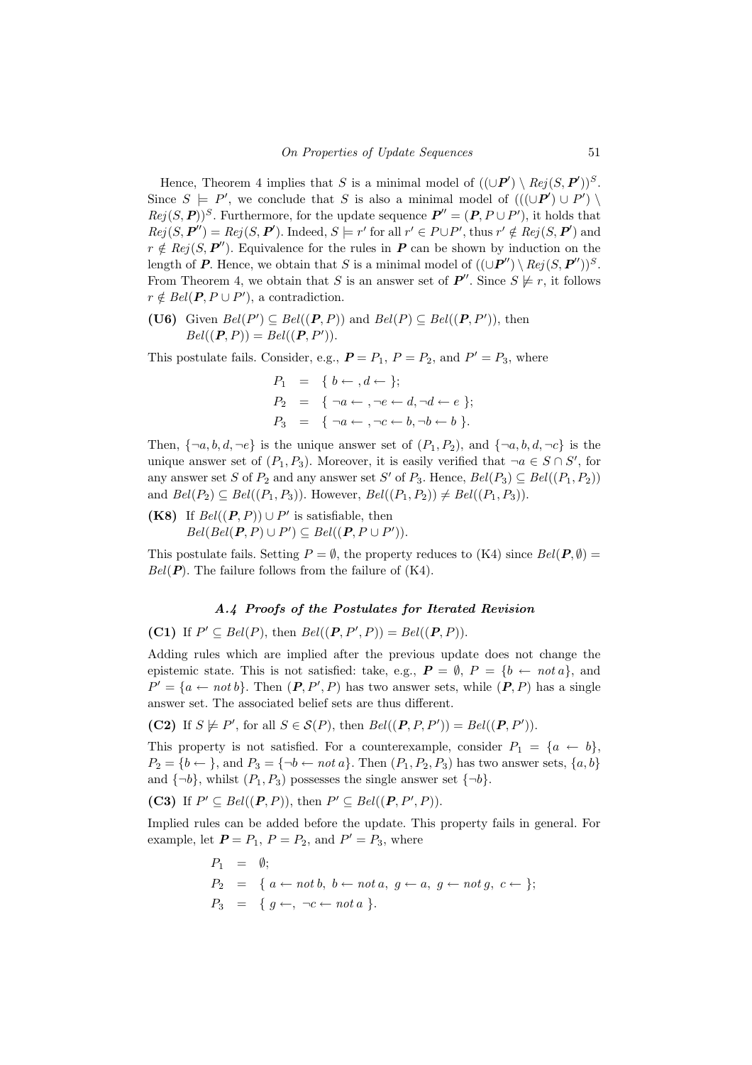Hence, Theorem 4 implies that $S$ is a minimal model of $((\cup \boldsymbol{P}') \setminus Rej(S, \boldsymbol{P}'))^S$. Since $S \models P'$, we conclude that $S$ is also a minimal model of $(((\cup \boldsymbol{P}') \cup P') \setminus Rej(S, \boldsymbol{P}))^S$. Furthermore, for the update sequence $\boldsymbol{P}'' = (\boldsymbol{P}, P \cup P')$, it holds that $Rej(S, \boldsymbol{P}'') = Rej(S, \boldsymbol{P}')$. Indeed, $S \models r'$ for all $r' \in P \cup P'$, thus $r' \notin Rej(S, \boldsymbol{P}')$ and $r \notin Rej(S, \boldsymbol{P}'')$. Equivalence for the rules in $\boldsymbol{P}$ can be shown by induction on the length of $\boldsymbol{P}$. Hence, we obtain that $S$ is a minimal model of $((\cup \boldsymbol{P}'') \setminus Rej(S, \boldsymbol{P}''))^S$. From Theorem 4, we obtain that $S$ is an answer set of $\boldsymbol{P}''$. Since $S \not\models r$, it follows $r \notin Bel(\boldsymbol{P}, P \cup P')$, a contradiction.

**(U6)** Given $Bel(P') \subseteq Bel((\boldsymbol{P}, P))$ and $Bel(P) \subseteq Bel((\boldsymbol{P}, P'))$, then $Bel((\boldsymbol{P}, P)) = Bel((\boldsymbol{P}, P'))$.

This postulate fails. Consider, e.g., $\boldsymbol{P} = P_1$, $P = P_2$, and $P' = P_3$, where

$$
\begin{aligned}
P_1 &= \{\, b \leftarrow, d \leftarrow \,\}; \\
P_2 &= \{\, \neg a \leftarrow, \neg e \leftarrow d, \neg d \leftarrow e \,\}; \\
P_3 &= \{\, \neg a \leftarrow, \neg c \leftarrow b, \neg b \leftarrow b \,\}.
\end{aligned}
$$

Then, $\{\neg a, b, d, \neg e\}$ is the unique answer set of $(P_1, P_2)$, and $\{\neg a, b, d, \neg c\}$ is the unique answer set of $(P_1, P_3)$. Moreover, it is easily verified that $\neg a \in S \cap S'$, for any answer set $S$ of $P_2$ and any answer set $S'$ of $P_3$. Hence, $Bel(P_3) \subseteq Bel((P_1, P_2))$ and $Bel(P_2) \subseteq Bel((P_1, P_3))$. However, $Bel((P_1, P_2)) \neq Bel((P_1, P_3))$.

**(K8)** If $Bel((\boldsymbol{P}, P)) \cup P'$ is satisfiable, then $Bel(Bel(\boldsymbol{P}, P) \cup P') \subseteq Bel((\boldsymbol{P}, P \cup P'))$.

This postulate fails. Setting $P = \emptyset$, the property reduces to (K4) since $Bel(\boldsymbol{P}, \emptyset) = Bel(\boldsymbol{P})$. The failure follows from the failure of (K4).

### A.4 Proofs of the Postulates for Iterated Revision

**(C1)** If $P' \subseteq Bel(P)$, then $Bel((\boldsymbol{P}, P', P)) = Bel((\boldsymbol{P}, P))$.

Adding rules which are implied after the previous update does not change the epistemic state. This is not satisfied: take, e.g., $\boldsymbol{P} = \emptyset$, $P = \{b \leftarrow not\, a\}$, and $P' = \{a \leftarrow not\, b\}$. Then $(\boldsymbol{P}, P', P)$ has two answer sets, while $(\boldsymbol{P}, P)$ has a single answer set. The associated belief sets are thus different.

**(C2)** If $S \not\models P'$, for all $S \in \mathcal{S}(P)$, then $Bel((\boldsymbol{P}, P, P')) = Bel((\boldsymbol{P}, P'))$.

This property is not satisfied. For a counterexample, consider $P_1 = \{a \leftarrow b\}$, $P_2 = \{b \leftarrow\}$, and $P_3 = \{\neg b \leftarrow not\, a\}$. Then $(P_1, P_2, P_3)$ has two answer sets, $\{a, b\}$ and $\{\neg b\}$, whilst $(P_1, P_3)$ possesses the single answer set $\{\neg b\}$.

**(C3)** If $P' \subseteq Bel((\boldsymbol{P}, P))$, then $P' \subseteq Bel((\boldsymbol{P}, P', P))$.

Implied rules can be added before the update. This property fails in general. For example, let $\boldsymbol{P} = P_1$, $P = P_2$, and $P' = P_3$, where

$$
\begin{aligned}
P_1 &= \emptyset; \\
P_2 &= \{\, a \leftarrow not\, b,\ b \leftarrow not\, a,\ g \leftarrow a,\ g \leftarrow not\, g,\ c \leftarrow \,\}; \\
P_3 &= \{\, g \leftarrow,\ \neg c \leftarrow not\, a \,\}.
\end{aligned}
$$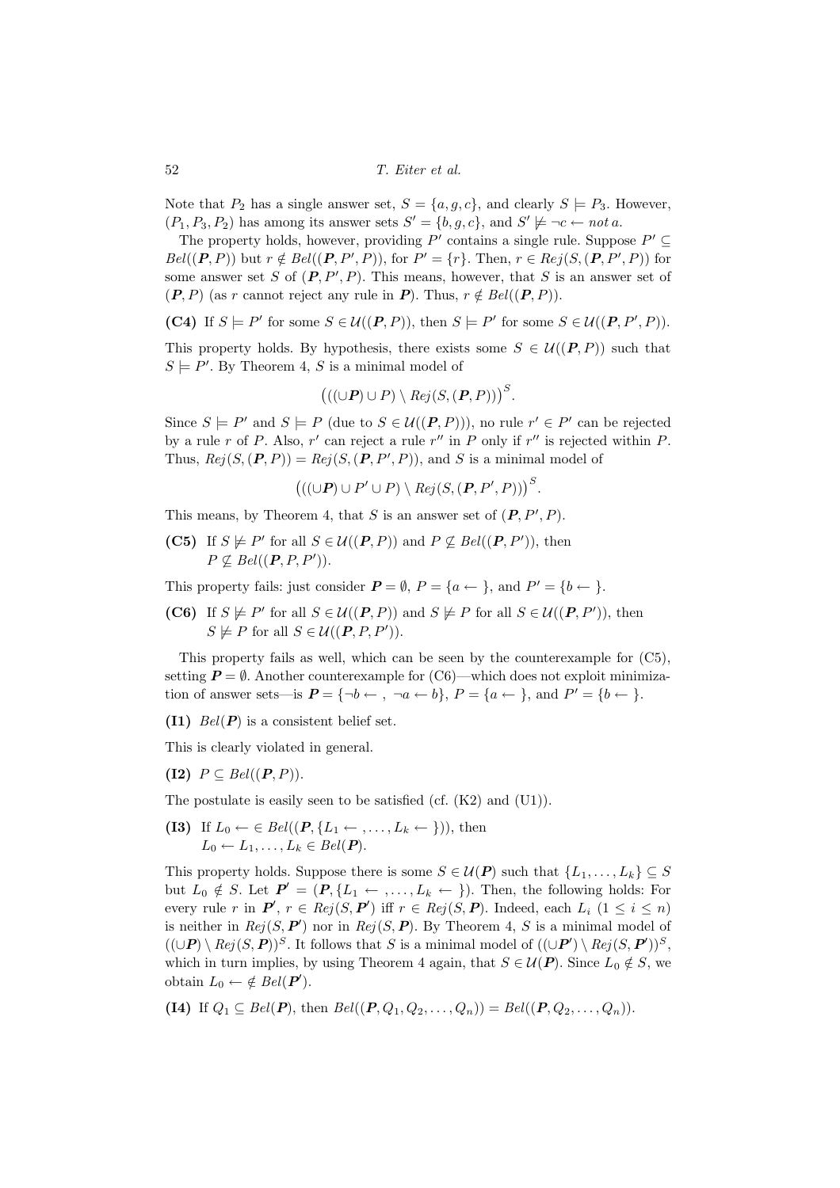Note that $P_2$ has a single answer set, $S = \{a, g, c\}$, and clearly $S \models P_3$. However, $(P_1, P_3, P_2)$ has among its answer sets $S' = \{b, g, c\}$, and $S' \not\models \neg c \leftarrow not\, a$.

The property holds, however, providing $P'$ contains a single rule. Suppose $P' \subseteq Bel((\boldsymbol{P}, P))$ but $r \notin Bel((\boldsymbol{P}, P', P))$, for $P' = \{r\}$. Then, $r \in Rej(S, (\boldsymbol{P}, P', P))$ for some answer set $S$ of $(\boldsymbol{P}, P', P)$. This means, however, that $S$ is an answer set of $(\boldsymbol{P}, P)$ (as $r$ cannot reject any rule in $\boldsymbol{P}$). Thus, $r \notin Bel((\boldsymbol{P}, P))$.

**(C4)** If $S \models P'$ for some $S \in \mathcal{U}((\boldsymbol{P}, P))$, then $S \models P'$ for some $S \in \mathcal{U}((\boldsymbol{P}, P', P))$.

This property holds. By hypothesis, there exists some $S \in \mathcal{U}((\boldsymbol{P}, P))$ such that $S \models P'$. By Theorem 4, $S$ is a minimal model of

$$\big(((\cup \boldsymbol{P}) \cup P) \setminus Rej(S, (\boldsymbol{P}, P))\big)^S.$$

Since $S \models P'$ and $S \models P$ (due to $S \in \mathcal{U}((\boldsymbol{P}, P))$), no rule $r' \in P'$ can be rejected by a rule $r$ of $P$. Also, $r'$ can reject a rule $r''$ in $P$ only if $r''$ is rejected within $P$. Thus, $Rej(S, (\boldsymbol{P}, P)) = Rej(S, (\boldsymbol{P}, P', P))$, and $S$ is a minimal model of

$$\big(((\cup \boldsymbol{P}) \cup P' \cup P) \setminus Rej(S, (\boldsymbol{P}, P', P))\big)^S.$$

This means, by Theorem 4, that $S$ is an answer set of $(\boldsymbol{P}, P', P)$.

**(C5)** If $S \not\models P'$ for all $S \in \mathcal{U}((\boldsymbol{P}, P))$ and $P \not\subseteq Bel((\boldsymbol{P}, P'))$, then $P \not\subseteq Bel((\boldsymbol{P}, P, P'))$.

This property fails: just consider $\boldsymbol{P} = \emptyset$, $P = \{a \leftarrow \}$, and $P' = \{b \leftarrow \}$.

**(C6)** If $S \not\models P'$ for all $S \in \mathcal{U}((\boldsymbol{P}, P))$ and $S \not\models P$ for all $S \in \mathcal{U}((\boldsymbol{P}, P'))$, then $S \not\models P$ for all $S \in \mathcal{U}((\boldsymbol{P}, P, P'))$.

This property fails as well, which can be seen by the counterexample for (C5), setting $\boldsymbol{P} = \emptyset$. Another counterexample for (C6)—which does not exploit minimization of answer sets—is $\boldsymbol{P} = \{\neg b \leftarrow\ ,\ \neg a \leftarrow b\}$, $P = \{a \leftarrow \}$, and $P' = \{b \leftarrow \}$.

**(I1)** $Bel(\boldsymbol{P})$ is a consistent belief set.

This is clearly violated in general.

**(I2)** $P \subseteq Bel((\boldsymbol{P}, P))$.

The postulate is easily seen to be satisfied (cf. (K2) and (U1)).

**(I3)** If $L_0 \leftarrow\ \in Bel((\boldsymbol{P}, \{L_1 \leftarrow\ , \ldots, L_k \leftarrow\ \}))$, then $L_0 \leftarrow L_1, \ldots, L_k \in Bel(\boldsymbol{P})$.

This property holds. Suppose there is some $S \in \mathcal{U}(\boldsymbol{P})$ such that $\{L_1, \ldots, L_k\} \subseteq S$ but $L_0 \notin S$. Let $\boldsymbol{P}' = (\boldsymbol{P}, \{L_1 \leftarrow\ , \ldots, L_k \leftarrow\ \})$. Then, the following holds: For every rule $r$ in $\boldsymbol{P}'$, $r \in Rej(S, \boldsymbol{P}')$ iff $r \in Rej(S, \boldsymbol{P})$. Indeed, each $L_i$ $(1 \leq i \leq n)$ is neither in $Rej(S, \boldsymbol{P}')$ nor in $Rej(S, \boldsymbol{P})$. By Theorem 4, $S$ is a minimal model of $((\cup \boldsymbol{P}) \setminus Rej(S, \boldsymbol{P}))^S$. It follows that $S$ is a minimal model of $((\cup \boldsymbol{P}') \setminus Rej(S, \boldsymbol{P}'))^S$, which in turn implies, by using Theorem 4 again, that $S \in \mathcal{U}(\boldsymbol{P})$. Since $L_0 \notin S$, we obtain $L_0 \leftarrow\ \notin Bel(\boldsymbol{P}')$.

**(I4)** If $Q_1 \subseteq Bel(\boldsymbol{P})$, then $Bel((\boldsymbol{P}, Q_1, Q_2, \ldots, Q_n)) = Bel((\boldsymbol{P}, Q_2, \ldots, Q_n))$.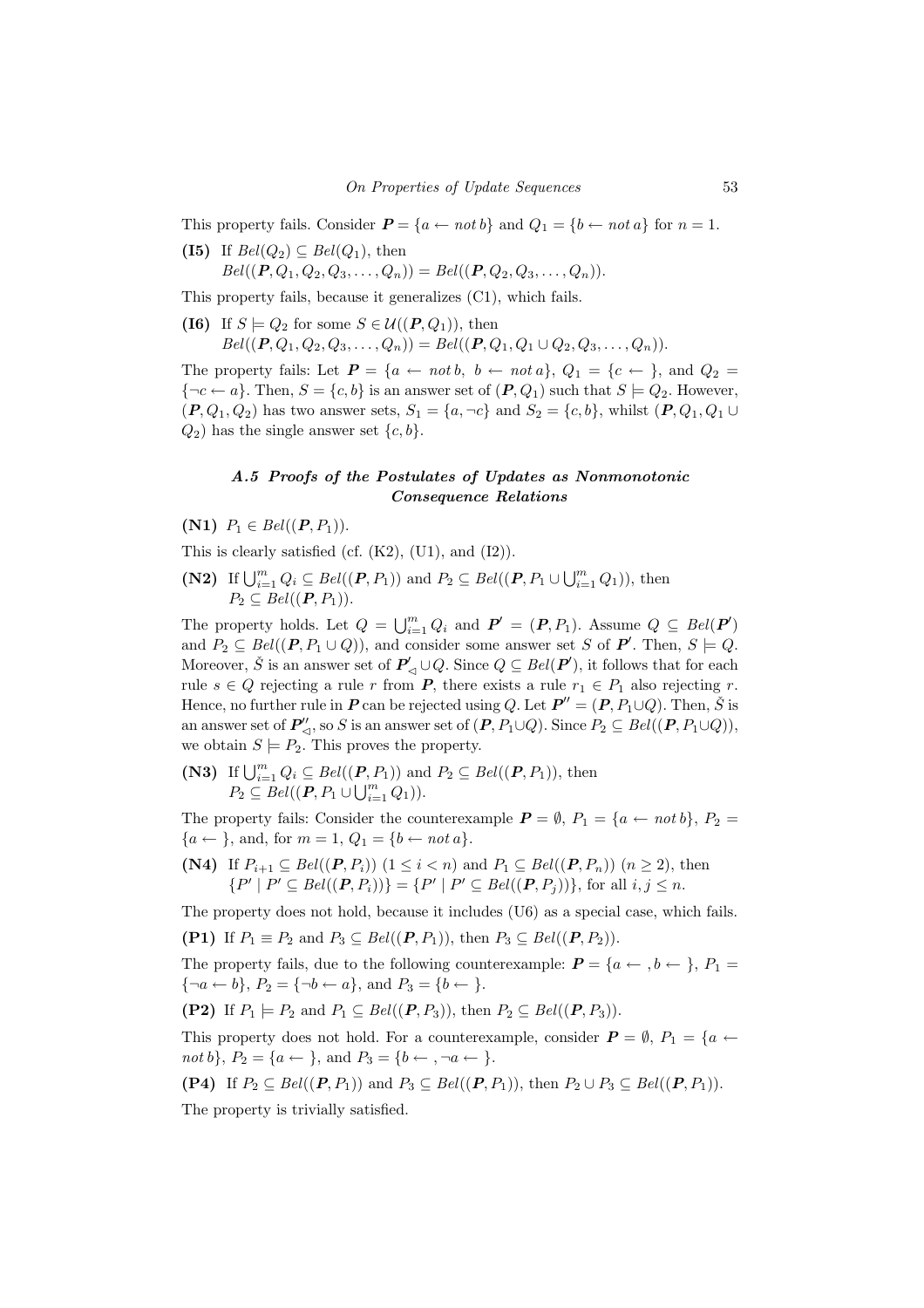This property fails. Consider $\boldsymbol{P} = \{a \leftarrow not\, b\}$ and $Q_1 = \{b \leftarrow not\, a\}$ for $n = 1$.

**(I5)** If $Bel(Q_2) \subseteq Bel(Q_1)$, then
$Bel((\boldsymbol{P}, Q_1, Q_2, Q_3, \ldots, Q_n)) = Bel((\boldsymbol{P}, Q_2, Q_3, \ldots, Q_n))$.

This property fails, because it generalizes (C1), which fails.

**(I6)** If $S \models Q_2$ for some $S \in \mathcal{U}((\boldsymbol{P}, Q_1))$, then
$Bel((\boldsymbol{P}, Q_1, Q_2, Q_3, \ldots, Q_n)) = Bel((\boldsymbol{P}, Q_1, Q_1 \cup Q_2, Q_3, \ldots, Q_n))$.

The property fails: Let $\boldsymbol{P} = \{a \leftarrow not\, b,\ b \leftarrow not\, a\}$, $Q_1 = \{c \leftarrow\ \}$, and $Q_2 = \{\neg c \leftarrow a\}$. Then, $S = \{c, b\}$ is an answer set of $(\boldsymbol{P}, Q_1)$ such that $S \models Q_2$. However, $(\boldsymbol{P}, Q_1, Q_2)$ has two answer sets, $S_1 = \{a, \neg c\}$ and $S_2 = \{c, b\}$, whilst $(\boldsymbol{P}, Q_1, Q_1 \cup Q_2)$ has the single answer set $\{c, b\}$.

### A.5 Proofs of the Postulates of Updates as Nonmonotonic Consequence Relations

**(N1)** $P_1 \in Bel((\boldsymbol{P}, P_1))$.

This is clearly satisfied (cf. (K2), (U1), and (I2)).

**(N2)** If $\bigcup_{i=1}^{m} Q_i \subseteq Bel((\boldsymbol{P}, P_1))$ and $P_2 \subseteq Bel((\boldsymbol{P}, P_1 \cup \bigcup_{i=1}^{m} Q_1))$, then
$P_2 \subseteq Bel((\boldsymbol{P}, P_1))$.

The property holds. Let $Q = \bigcup_{i=1}^{m} Q_i$ and $\boldsymbol{P}' = (\boldsymbol{P}, P_1)$. Assume $Q \subseteq Bel(\boldsymbol{P}')$ and $P_2 \subseteq Bel((\boldsymbol{P}, P_1 \cup Q))$, and consider some answer set $S$ of $\boldsymbol{P}'$. Then, $S \models Q$. Moreover, $\check{S}$ is an answer set of $\boldsymbol{P}'_{\lhd} \cup Q$. Since $Q \subseteq Bel(\boldsymbol{P}')$, it follows that for each rule $s \in Q$ rejecting a rule $r$ from $\boldsymbol{P}$, there exists a rule $r_1 \in P_1$ also rejecting $r$. Hence, no further rule in $\boldsymbol{P}$ can be rejected using $Q$. Let $\boldsymbol{P}'' = (\boldsymbol{P}, P_1 \cup Q)$. Then, $\check{S}$ is an answer set of $\boldsymbol{P}''_{\lhd}$, so $S$ is an answer set of $(\boldsymbol{P}, P_1 \cup Q)$. Since $P_2 \subseteq Bel((\boldsymbol{P}, P_1 \cup Q))$, we obtain $S \models P_2$. This proves the property.

**(N3)** If $\bigcup_{i=1}^{m} Q_i \subseteq Bel((\boldsymbol{P}, P_1))$ and $P_2 \subseteq Bel((\boldsymbol{P}, P_1))$, then
$P_2 \subseteq Bel((\boldsymbol{P}, P_1 \cup \bigcup_{i=1}^{m} Q_1))$.

The property fails: Consider the counterexample $\boldsymbol{P} = \emptyset$, $P_1 = \{a \leftarrow not\, b\}$, $P_2 = \{a \leftarrow\ \}$, and, for $m = 1$, $Q_1 = \{b \leftarrow not\, a\}$.

**(N4)** If $P_{i+1} \subseteq Bel((\boldsymbol{P}, P_i))$ $(1 \leq i < n)$ and $P_1 \subseteq Bel((\boldsymbol{P}, P_n))$ $(n \geq 2)$, then
$\{P' \mid P' \subseteq Bel((\boldsymbol{P}, P_i))\} = \{P' \mid P' \subseteq Bel((\boldsymbol{P}, P_j))\}$, for all $i, j \leq n$.

The property does not hold, because it includes (U6) as a special case, which fails.

**(P1)** If $P_1 \equiv P_2$ and $P_3 \subseteq Bel((\boldsymbol{P}, P_1))$, then $P_3 \subseteq Bel((\boldsymbol{P}, P_2))$.

The property fails, due to the following counterexample: $\boldsymbol{P} = \{a \leftarrow\ , b \leftarrow\ \}$, $P_1 = \{\neg a \leftarrow b\}$, $P_2 = \{\neg b \leftarrow a\}$, and $P_3 = \{b \leftarrow\ \}$.

**(P2)** If $P_1 \models P_2$ and $P_1 \subseteq Bel((\boldsymbol{P}, P_3))$, then $P_2 \subseteq Bel((\boldsymbol{P}, P_3))$.

This property does not hold. For a counterexample, consider $\boldsymbol{P} = \emptyset$, $P_1 = \{a \leftarrow not\, b\}$, $P_2 = \{a \leftarrow\ \}$, and $P_3 = \{b \leftarrow\ , \neg a \leftarrow\ \}$.

**(P4)** If $P_2 \subseteq Bel((\boldsymbol{P}, P_1))$ and $P_3 \subseteq Bel((\boldsymbol{P}, P_1))$, then $P_2 \cup P_3 \subseteq Bel((\boldsymbol{P}, P_1))$.

The property is trivially satisfied.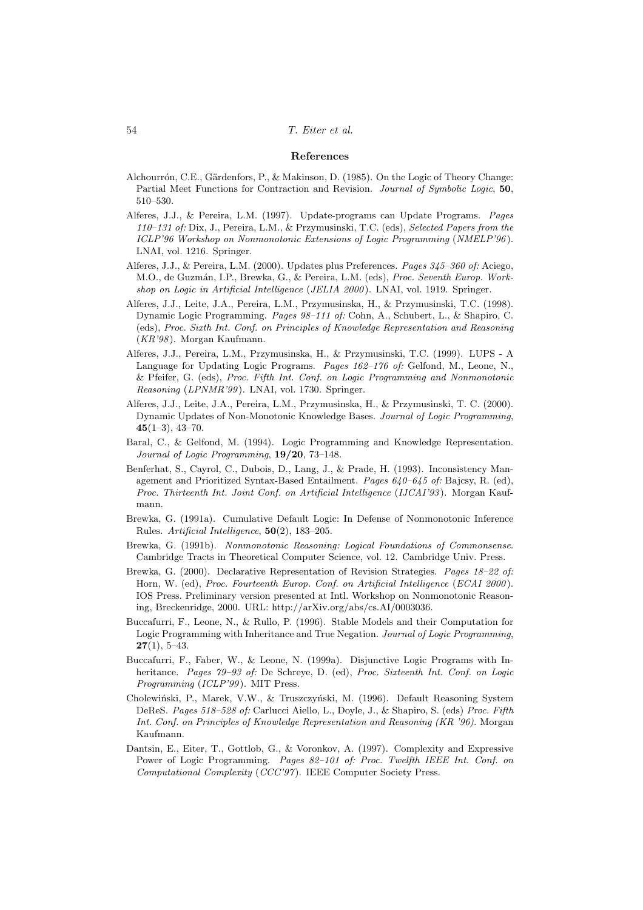## References

Alchourrón, C.E., Gärdenfors, P., & Makinson, D. (1985). On the Logic of Theory Change: Partial Meet Functions for Contraction and Revision. *Journal of Symbolic Logic*, **50**, 510–530.

Alferes, J.J., & Pereira, L.M. (1997). Update-programs can Update Programs. *Pages 110–131 of:* Dix, J., Pereira, L.M., & Przymusinski, T.C. (eds), *Selected Papers from the ICLP'96 Workshop on Nonmonotonic Extensions of Logic Programming* (*NMELP'96*). LNAI, vol. 1216. Springer.

Alferes, J.J., & Pereira, L.M. (2000). Updates plus Preferences. *Pages 345–360 of:* Aciego, M.O., de Guzmán, I.P., Brewka, G., & Pereira, L.M. (eds), *Proc. Seventh Europ. Workshop on Logic in Artificial Intelligence* (*JELIA 2000*). LNAI, vol. 1919. Springer.

Alferes, J.J., Leite, J.A., Pereira, L.M., Przymusinska, H., & Przymusinski, T.C. (1998). Dynamic Logic Programming. *Pages 98–111 of:* Cohn, A., Schubert, L., & Shapiro, C. (eds), *Proc. Sixth Int. Conf. on Principles of Knowledge Representation and Reasoning* (*KR'98*). Morgan Kaufmann.

Alferes, J.J., Pereira, L.M., Przymusinska, H., & Przymusinski, T.C. (1999). LUPS - A Language for Updating Logic Programs. *Pages 162–176 of:* Gelfond, M., Leone, N., & Pfeifer, G. (eds), *Proc. Fifth Int. Conf. on Logic Programming and Nonmonotonic Reasoning* (*LPNMR'99*). LNAI, vol. 1730. Springer.

Alferes, J.J., Leite, J.A., Pereira, L.M., Przymusinska, H., & Przymusinski, T. C. (2000). Dynamic Updates of Non-Monotonic Knowledge Bases. *Journal of Logic Programming*, **45**(1–3), 43–70.

Baral, C., & Gelfond, M. (1994). Logic Programming and Knowledge Representation. *Journal of Logic Programming*, **19/20**, 73–148.

Benferhat, S., Cayrol, C., Dubois, D., Lang, J., & Prade, H. (1993). Inconsistency Management and Prioritized Syntax-Based Entailment. *Pages 640–645 of:* Bajcsy, R. (ed), *Proc. Thirteenth Int. Joint Conf. on Artificial Intelligence* (*IJCAI'93*). Morgan Kaufmann.

Brewka, G. (1991a). Cumulative Default Logic: In Defense of Nonmonotonic Inference Rules. *Artificial Intelligence*, **50**(2), 183–205.

Brewka, G. (1991b). *Nonmonotonic Reasoning: Logical Foundations of Commonsense.* Cambridge Tracts in Theoretical Computer Science, vol. 12. Cambridge Univ. Press.

Brewka, G. (2000). Declarative Representation of Revision Strategies. *Pages 18–22 of:* Horn, W. (ed), *Proc. Fourteenth Europ. Conf. on Artificial Intelligence* (*ECAI 2000*). IOS Press. Preliminary version presented at Intl. Workshop on Nonmonotonic Reasoning, Breckenridge, 2000. URL: http://arXiv.org/abs/cs.AI/0003036.

Buccafurri, F., Leone, N., & Rullo, P. (1996). Stable Models and their Computation for Logic Programming with Inheritance and True Negation. *Journal of Logic Programming*, **27**(1), 5–43.

Buccafurri, F., Faber, W., & Leone, N. (1999a). Disjunctive Logic Programs with Inheritance. *Pages 79–93 of:* De Schreye, D. (ed), *Proc. Sixteenth Int. Conf. on Logic Programming* (*ICLP'99*). MIT Press.

Cholewiński, P., Marek, V.W., & Truszczyński, M. (1996). Default Reasoning System DeReS. *Pages 518–528 of:* Carlucci Aiello, L., Doyle, J., & Shapiro, S. (eds) *Proc. Fifth Int. Conf. on Principles of Knowledge Representation and Reasoning (KR '96).* Morgan Kaufmann.

Dantsin, E., Eiter, T., Gottlob, G., & Voronkov, A. (1997). Complexity and Expressive Power of Logic Programming. *Pages 82–101 of: Proc. Twelfth IEEE Int. Conf. on Computational Complexity* (*CCC'97*). IEEE Computer Society Press.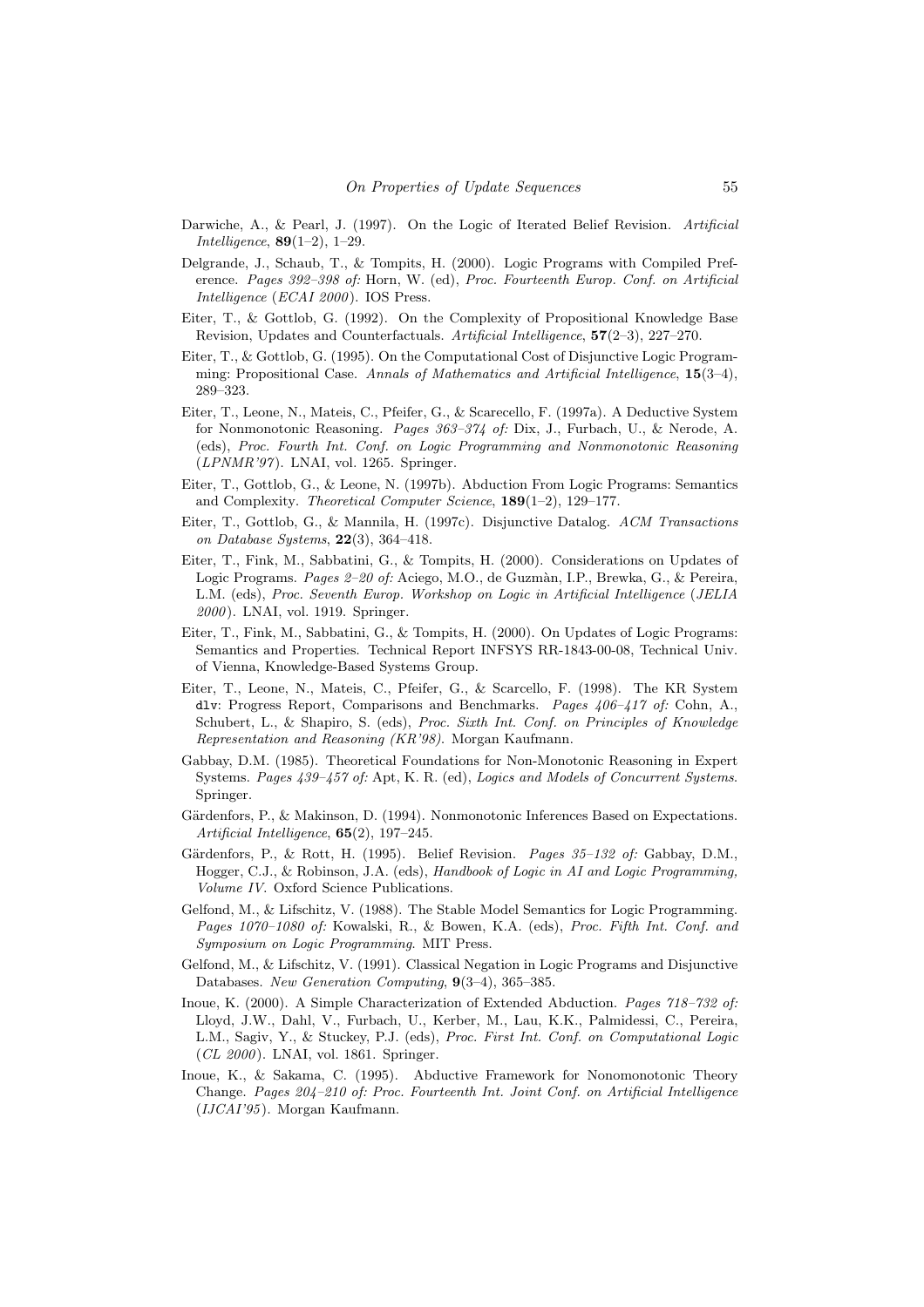Darwiche, A., & Pearl, J. (1997). On the Logic of Iterated Belief Revision. *Artificial Intelligence*, **89**(1–2), 1–29.

Delgrande, J., Schaub, T., & Tompits, H. (2000). Logic Programs with Compiled Preference. *Pages 392–398 of:* Horn, W. (ed), *Proc. Fourteenth Europ. Conf. on Artificial Intelligence* (*ECAI 2000*). IOS Press.

Eiter, T., & Gottlob, G. (1992). On the Complexity of Propositional Knowledge Base Revision, Updates and Counterfactuals. *Artificial Intelligence*, **57**(2–3), 227–270.

Eiter, T., & Gottlob, G. (1995). On the Computational Cost of Disjunctive Logic Programming: Propositional Case. *Annals of Mathematics and Artificial Intelligence*, **15**(3–4), 289–323.

Eiter, T., Leone, N., Mateis, C., Pfeifer, G., & Scarecello, F. (1997a). A Deductive System for Nonmonotonic Reasoning. *Pages 363–374 of:* Dix, J., Furbach, U., & Nerode, A. (eds), *Proc. Fourth Int. Conf. on Logic Programming and Nonmonotonic Reasoning* (*LPNMR'97*). LNAI, vol. 1265. Springer.

Eiter, T., Gottlob, G., & Leone, N. (1997b). Abduction From Logic Programs: Semantics and Complexity. *Theoretical Computer Science*, **189**(1–2), 129–177.

Eiter, T., Gottlob, G., & Mannila, H. (1997c). Disjunctive Datalog. *ACM Transactions on Database Systems*, **22**(3), 364–418.

Eiter, T., Fink, M., Sabbatini, G., & Tompits, H. (2000). Considerations on Updates of Logic Programs. *Pages 2–20 of:* Aciego, M.O., de Guzmàn, I.P., Brewka, G., & Pereira, L.M. (eds), *Proc. Seventh Europ. Workshop on Logic in Artificial Intelligence* (*JELIA 2000*). LNAI, vol. 1919. Springer.

Eiter, T., Fink, M., Sabbatini, G., & Tompits, H. (2000). On Updates of Logic Programs: Semantics and Properties. Technical Report INFSYS RR-1843-00-08, Technical Univ. of Vienna, Knowledge-Based Systems Group.

Eiter, T., Leone, N., Mateis, C., Pfeifer, G., & Scarcello, F. (1998). The KR System `dlv`: Progress Report, Comparisons and Benchmarks. *Pages 406–417 of:* Cohn, A., Schubert, L., & Shapiro, S. (eds), *Proc. Sixth Int. Conf. on Principles of Knowledge Representation and Reasoning (KR'98)*. Morgan Kaufmann.

Gabbay, D.M. (1985). Theoretical Foundations for Non-Monotonic Reasoning in Expert Systems. *Pages 439–457 of:* Apt, K. R. (ed), *Logics and Models of Concurrent Systems*. Springer.

Gärdenfors, P., & Makinson, D. (1994). Nonmonotonic Inferences Based on Expectations. *Artificial Intelligence*, **65**(2), 197–245.

Gärdenfors, P., & Rott, H. (1995). Belief Revision. *Pages 35–132 of:* Gabbay, D.M., Hogger, C.J., & Robinson, J.A. (eds), *Handbook of Logic in AI and Logic Programming, Volume IV*. Oxford Science Publications.

Gelfond, M., & Lifschitz, V. (1988). The Stable Model Semantics for Logic Programming. *Pages 1070–1080 of:* Kowalski, R., & Bowen, K.A. (eds), *Proc. Fifth Int. Conf. and Symposium on Logic Programming*. MIT Press.

Gelfond, M., & Lifschitz, V. (1991). Classical Negation in Logic Programs and Disjunctive Databases. *New Generation Computing*, **9**(3–4), 365–385.

Inoue, K. (2000). A Simple Characterization of Extended Abduction. *Pages 718–732 of:* Lloyd, J.W., Dahl, V., Furbach, U., Kerber, M., Lau, K.K., Palmidessi, C., Pereira, L.M., Sagiv, Y., & Stuckey, P.J. (eds), *Proc. First Int. Conf. on Computational Logic* (*CL 2000*). LNAI, vol. 1861. Springer.

Inoue, K., & Sakama, C. (1995). Abductive Framework for Nonomonotonic Theory Change. *Pages 204–210 of: Proc. Fourteenth Int. Joint Conf. on Artificial Intelligence* (*IJCAI'95*). Morgan Kaufmann.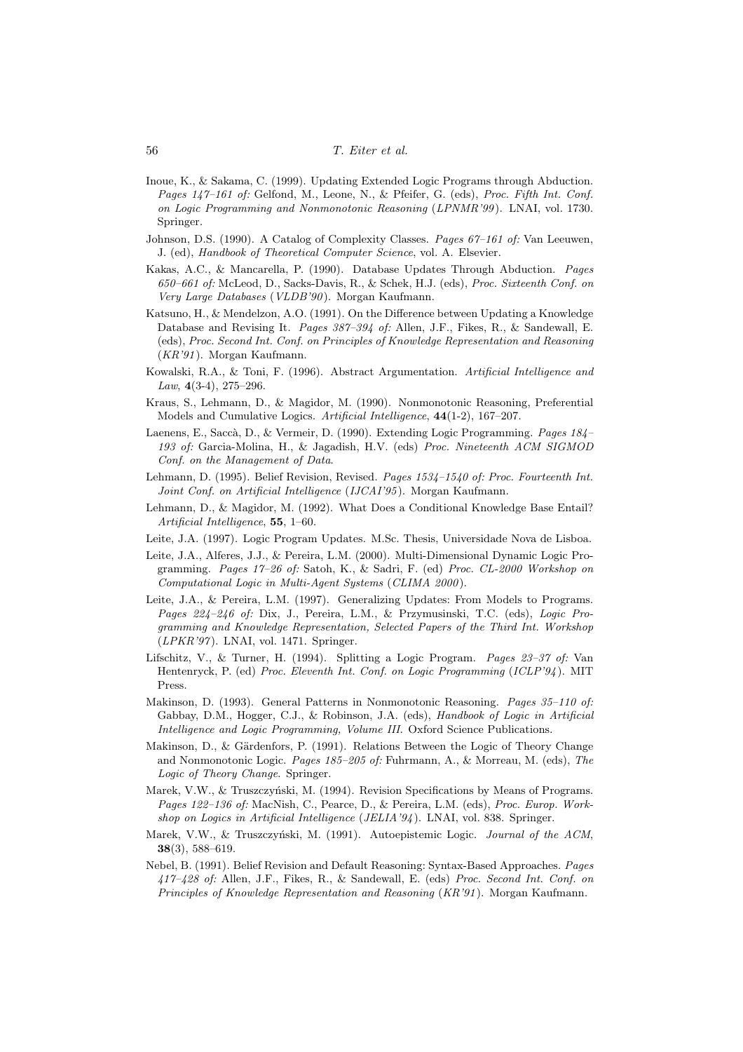Inoue, K., & Sakama, C. (1999). Updating Extended Logic Programs through Abduction. *Pages 147–161 of:* Gelfond, M., Leone, N., & Pfeifer, G. (eds), *Proc. Fifth Int. Conf. on Logic Programming and Nonmonotonic Reasoning (LPNMR'99)*. LNAI, vol. 1730. Springer.

Johnson, D.S. (1990). A Catalog of Complexity Classes. *Pages 67–161 of:* Van Leeuwen, J. (ed), *Handbook of Theoretical Computer Science*, vol. A. Elsevier.

Kakas, A.C., & Mancarella, P. (1990). Database Updates Through Abduction. *Pages 650–661 of:* McLeod, D., Sacks-Davis, R., & Schek, H.J. (eds), *Proc. Sixteenth Conf. on Very Large Databases (VLDB'90)*. Morgan Kaufmann.

Katsuno, H., & Mendelzon, A.O. (1991). On the Difference between Updating a Knowledge Database and Revising It. *Pages 387–394 of:* Allen, J.F., Fikes, R., & Sandewall, E. (eds), *Proc. Second Int. Conf. on Principles of Knowledge Representation and Reasoning (KR'91)*. Morgan Kaufmann.

Kowalski, R.A., & Toni, F. (1996). Abstract Argumentation. *Artificial Intelligence and Law*, **4**(3-4), 275–296.

Kraus, S., Lehmann, D., & Magidor, M. (1990). Nonmonotonic Reasoning, Preferential Models and Cumulative Logics. *Artificial Intelligence*, **44**(1-2), 167–207.

Laenens, E., Saccà, D., & Vermeir, D. (1990). Extending Logic Programming. *Pages 184–193 of:* Garcia-Molina, H., & Jagadish, H.V. (eds) *Proc. Nineteenth ACM SIGMOD Conf. on the Management of Data*.

Lehmann, D. (1995). Belief Revision, Revised. *Pages 1534–1540 of: Proc. Fourteenth Int. Joint Conf. on Artificial Intelligence (IJCAI'95)*. Morgan Kaufmann.

Lehmann, D., & Magidor, M. (1992). What Does a Conditional Knowledge Base Entail? *Artificial Intelligence*, **55**, 1–60.

Leite, J.A. (1997). Logic Program Updates. M.Sc. Thesis, Universidade Nova de Lisboa.

Leite, J.A., Alferes, J.J., & Pereira, L.M. (2000). Multi-Dimensional Dynamic Logic Programming. *Pages 17–26 of:* Satoh, K., & Sadri, F. (ed) *Proc. CL-2000 Workshop on Computational Logic in Multi-Agent Systems (CLIMA 2000)*.

Leite, J.A., & Pereira, L.M. (1997). Generalizing Updates: From Models to Programs. *Pages 224–246 of:* Dix, J., Pereira, L.M., & Przymusinski, T.C. (eds), *Logic Programming and Knowledge Representation, Selected Papers of the Third Int. Workshop (LPKR'97)*. LNAI, vol. 1471. Springer.

Lifschitz, V., & Turner, H. (1994). Splitting a Logic Program. *Pages 23–37 of:* Van Hentenryck, P. (ed) *Proc. Eleventh Int. Conf. on Logic Programming (ICLP'94)*. MIT Press.

Makinson, D. (1993). General Patterns in Nonmonotonic Reasoning. *Pages 35–110 of:* Gabbay, D.M., Hogger, C.J., & Robinson, J.A. (eds), *Handbook of Logic in Artificial Intelligence and Logic Programming, Volume III*. Oxford Science Publications.

Makinson, D., & Gärdenfors, P. (1991). Relations Between the Logic of Theory Change and Nonmonotonic Logic. *Pages 185–205 of:* Fuhrmann, A., & Morreau, M. (eds), *The Logic of Theory Change*. Springer.

Marek, V.W., & Truszczyński, M. (1994). Revision Specifications by Means of Programs. *Pages 122–136 of:* MacNish, C., Pearce, D., & Pereira, L.M. (eds), *Proc. Europ. Workshop on Logics in Artificial Intelligence (JELIA'94)*. LNAI, vol. 838. Springer.

Marek, V.W., & Truszczyński, M. (1991). Autoepistemic Logic. *Journal of the ACM*, **38**(3), 588–619.

Nebel, B. (1991). Belief Revision and Default Reasoning: Syntax-Based Approaches. *Pages 417–428 of:* Allen, J.F., Fikes, R., & Sandewall, E. (eds) *Proc. Second Int. Conf. on Principles of Knowledge Representation and Reasoning (KR'91)*. Morgan Kaufmann.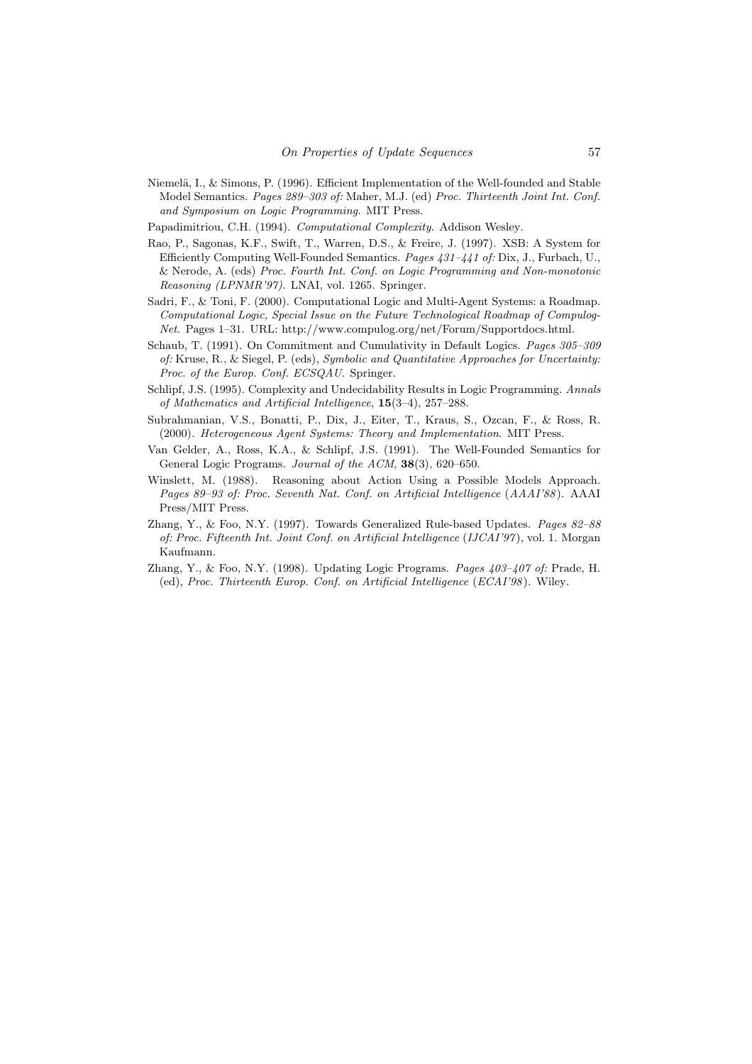Niemelä, I., & Simons, P. (1996). Efficient Implementation of the Well-founded and Stable Model Semantics. *Pages 289–303 of:* Maher, M.J. (ed) *Proc. Thirteenth Joint Int. Conf. and Symposium on Logic Programming*. MIT Press.

Papadimitriou, C.H. (1994). *Computational Complexity*. Addison Wesley.

Rao, P., Sagonas, K.F., Swift, T., Warren, D.S., & Freire, J. (1997). XSB: A System for Efficiently Computing Well-Founded Semantics. *Pages 431–441 of:* Dix, J., Furbach, U., & Nerode, A. (eds) *Proc. Fourth Int. Conf. on Logic Programming and Non-monotonic Reasoning (LPNMR'97)*. LNAI, vol. 1265. Springer.

Sadri, F., & Toni, F. (2000). Computational Logic and Multi-Agent Systems: a Roadmap. *Computational Logic, Special Issue on the Future Technological Roadmap of Compulog-Net*. Pages 1–31. URL: http://www.compulog.org/net/Forum/Supportdocs.html.

Schaub, T. (1991). On Commitment and Cumulativity in Default Logics. *Pages 305–309 of:* Kruse, R., & Siegel, P. (eds), *Symbolic and Quantitative Approaches for Uncertainty: Proc. of the Europ. Conf. ECSQAU*. Springer.

Schlipf, J.S. (1995). Complexity and Undecidability Results in Logic Programming. *Annals of Mathematics and Artificial Intelligence*, **15**(3–4), 257–288.

Subrahmanian, V.S., Bonatti, P., Dix, J., Eiter, T., Kraus, S., Ozcan, F., & Ross, R. (2000). *Heterogeneous Agent Systems: Theory and Implementation*. MIT Press.

Van Gelder, A., Ross, K.A., & Schlipf, J.S. (1991). The Well-Founded Semantics for General Logic Programs. *Journal of the ACM*, **38**(3), 620–650.

Winslett, M. (1988). Reasoning about Action Using a Possible Models Approach. *Pages 89–93 of: Proc. Seventh Nat. Conf. on Artificial Intelligence* (*AAAI'88*). AAAI Press/MIT Press.

Zhang, Y., & Foo, N.Y. (1997). Towards Generalized Rule-based Updates. *Pages 82–88 of: Proc. Fifteenth Int. Joint Conf. on Artificial Intelligence* (*IJCAI'97*), vol. 1. Morgan Kaufmann.

Zhang, Y., & Foo, N.Y. (1998). Updating Logic Programs. *Pages 403–407 of:* Prade, H. (ed), *Proc. Thirteenth Europ. Conf. on Artificial Intelligence* (*ECAI'98*). Wiley.